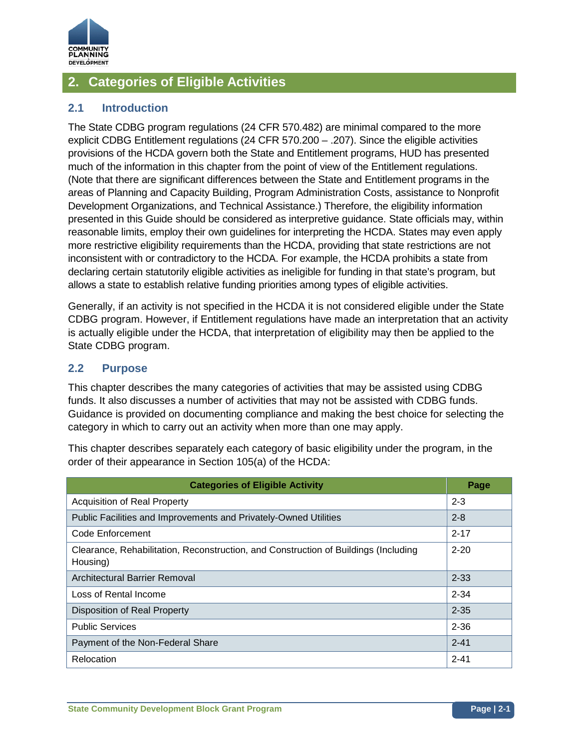# 2. Categories of Eligible Activities

## 2.1 Introduction

The State CDBG program regulations (24 CFR 570.482) are minimal compared to the more explicit CDBG Entitlement regulations (24 CFR 570.200 – .207). Since the eligible activities provisions of the HCDA govern both the State and Entitlement programs, HUD has presented much of the information in this chapter from the point of view of the Entitlement regulations. (Note that there are significant differences between the State and Entitlement programs in the areas of Planning and Capacity Building, Program Administration Costs, assistance to Nonprofit Development Organizations, and Technical Assistance.) Therefore, the eligibility information presented in this Guide should be considered as interpretive guidance. State officials may, within reasonable limits, employ their own guidelines for interpreting the HCDA. States may even apply more restrictive eligibility requirements than the HCDA, providing that state restrictions are not inconsistent with or contradictory to the HCDA. For example, the HCDA prohibits a state from declaring certain statutorily eligible activities as ineligible for funding in that state's program, but allows a state to establish relative funding priorities among types of eligible activities.

Generally, if an activity is not specified in the HCDA it is not considered eligible under the State CDBG program. However, if Entitlement regulations have made an interpretation that an activity is actually eligible under the HCDA, that interpretation of eligibility may then be applied to the State CDBG program.

## 2.2 Purpose

This chapter describes the many categories of activities that may be assisted using CDBG funds. It also discusses a number of activities that may not be assisted with CDBG funds. Guidance is provided on documenting compliance and making the best choice for selecting the category in which to carry out an activity when more than one may apply.

This chapter describes separately each category of basic eligibility under the program, in the order of their appearance in Section 105(a) of the HCDA:

| Categories of Eligible Activity | Page |
|---|---|
| Acquisition of Real Property | 2-3 |
| Public Facilities and Improvements and Privately-Owned Utilities | 2-8 |
| Code Enforcement | 2-17 |
| Clearance, Rehabilitation, Reconstruction, and Construction of Buildings (Including Housing) | 2-20 |
| Architectural Barrier Removal | 2-33 |
| Loss of Rental Income | 2-34 |
| Disposition of Real Property | 2-35 |
| Public Services | 2-36 |
| Payment of the Non-Federal Share | 2-41 |
| Relocation | 2-41 |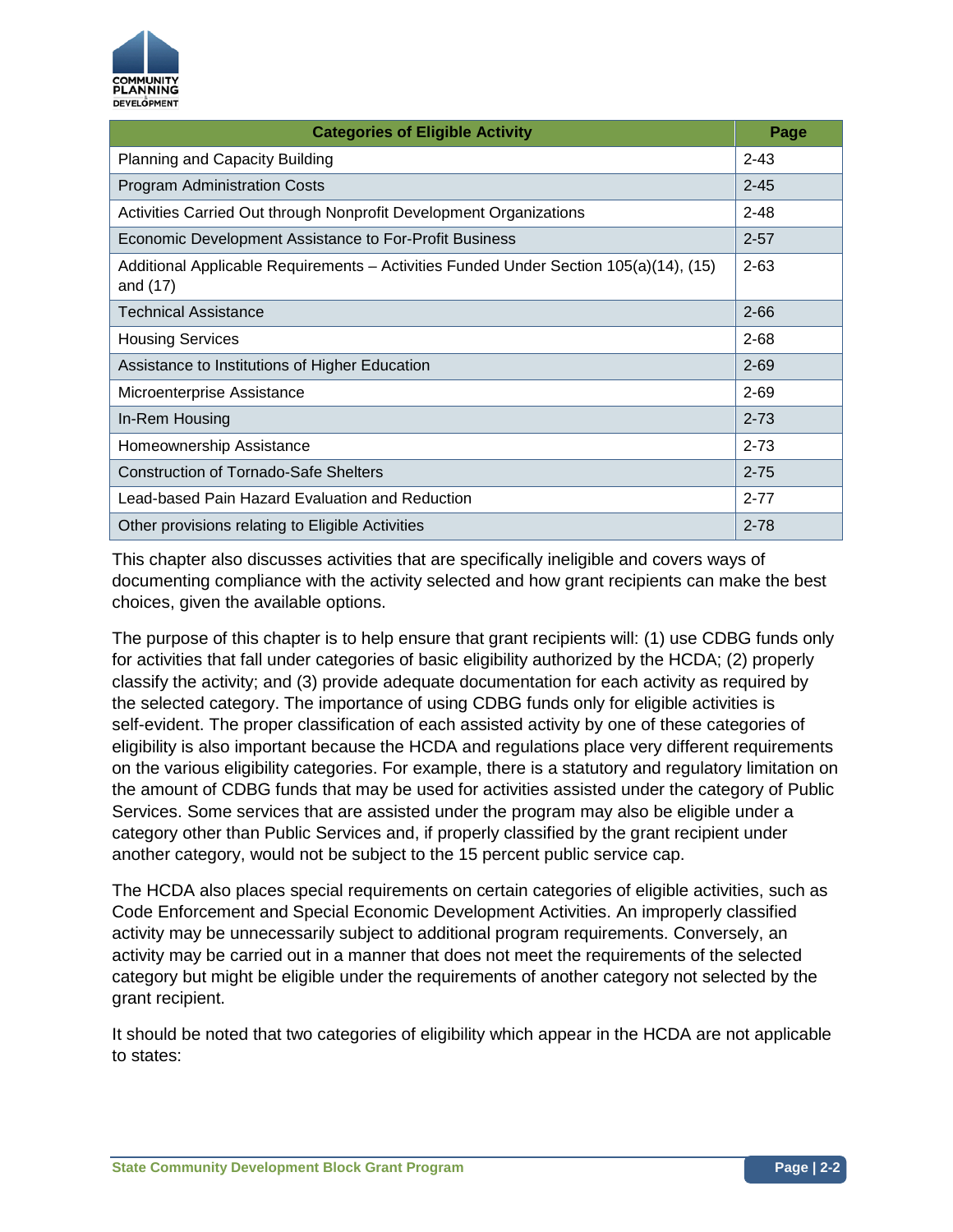| Categories of Eligible Activity | Page |
|---|---|
| Planning and Capacity Building | 2-43 |
| Program Administration Costs | 2-45 |
| Activities Carried Out through Nonprofit Development Organizations | 2-48 |
| Economic Development Assistance to For-Profit Business | 2-57 |
| Additional Applicable Requirements – Activities Funded Under Section 105(a)(14), (15) and (17) | 2-63 |
| Technical Assistance | 2-66 |
| Housing Services | 2-68 |
| Assistance to Institutions of Higher Education | 2-69 |
| Microenterprise Assistance | 2-69 |
| In-Rem Housing | 2-73 |
| Homeownership Assistance | 2-73 |
| Construction of Tornado-Safe Shelters | 2-75 |
| Lead-based Pain Hazard Evaluation and Reduction | 2-77 |
| Other provisions relating to Eligible Activities | 2-78 |

This chapter also discusses activities that are specifically ineligible and covers ways of documenting compliance with the activity selected and how grant recipients can make the best choices, given the available options.

The purpose of this chapter is to help ensure that grant recipients will: (1) use CDBG funds only for activities that fall under categories of basic eligibility authorized by the HCDA; (2) properly classify the activity; and (3) provide adequate documentation for each activity as required by the selected category. The importance of using CDBG funds only for eligible activities is self-evident. The proper classification of each assisted activity by one of these categories of eligibility is also important because the HCDA and regulations place very different requirements on the various eligibility categories. For example, there is a statutory and regulatory limitation on the amount of CDBG funds that may be used for activities assisted under the category of Public Services. Some services that are assisted under the program may also be eligible under a category other than Public Services and, if properly classified by the grant recipient under another category, would not be subject to the 15 percent public service cap.

The HCDA also places special requirements on certain categories of eligible activities, such as Code Enforcement and Special Economic Development Activities. An improperly classified activity may be unnecessarily subject to additional program requirements. Conversely, an activity may be carried out in a manner that does not meet the requirements of the selected category but might be eligible under the requirements of another category not selected by the grant recipient.

It should be noted that two categories of eligibility which appear in the HCDA are not applicable to states: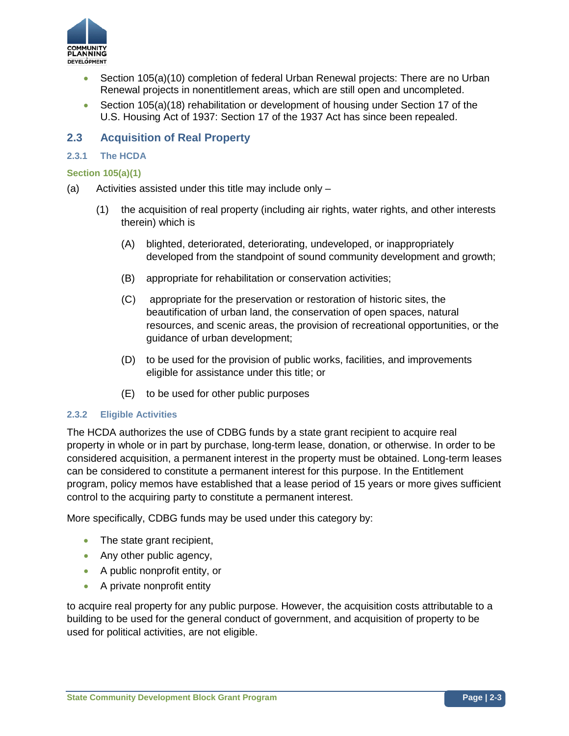- Section 105(a)(10) completion of federal Urban Renewal projects: There are no Urban Renewal projects in nonentitlement areas, which are still open and uncompleted.
- Section 105(a)(18) rehabilitation or development of housing under Section 17 of the U.S. Housing Act of 1937: Section 17 of the 1937 Act has since been repealed.

## 2.3 Acquisition of Real Property

### 2.3.1 The HCDA

**Section 105(a)(1)**

(a) Activities assisted under this title may include only –

(1) the acquisition of real property (including air rights, water rights, and other interests therein) which is

(A) blighted, deteriorated, deteriorating, undeveloped, or inappropriately developed from the standpoint of sound community development and growth;

(B) appropriate for rehabilitation or conservation activities;

(C) appropriate for the preservation or restoration of historic sites, the beautification of urban land, the conservation of open spaces, natural resources, and scenic areas, the provision of recreational opportunities, or the guidance of urban development;

(D) to be used for the provision of public works, facilities, and improvements eligible for assistance under this title; or

(E) to be used for other public purposes

### 2.3.2 Eligible Activities

The HCDA authorizes the use of CDBG funds by a state grant recipient to acquire real property in whole or in part by purchase, long-term lease, donation, or otherwise. In order to be considered acquisition, a permanent interest in the property must be obtained. Long-term leases can be considered to constitute a permanent interest for this purpose. In the Entitlement program, policy memos have established that a lease period of 15 years or more gives sufficient control to the acquiring party to constitute a permanent interest.

More specifically, CDBG funds may be used under this category by:

- The state grant recipient,
- Any other public agency,
- A public nonprofit entity, or
- A private nonprofit entity

to acquire real property for any public purpose. However, the acquisition costs attributable to a building to be used for the general conduct of government, and acquisition of property to be used for political activities, are not eligible.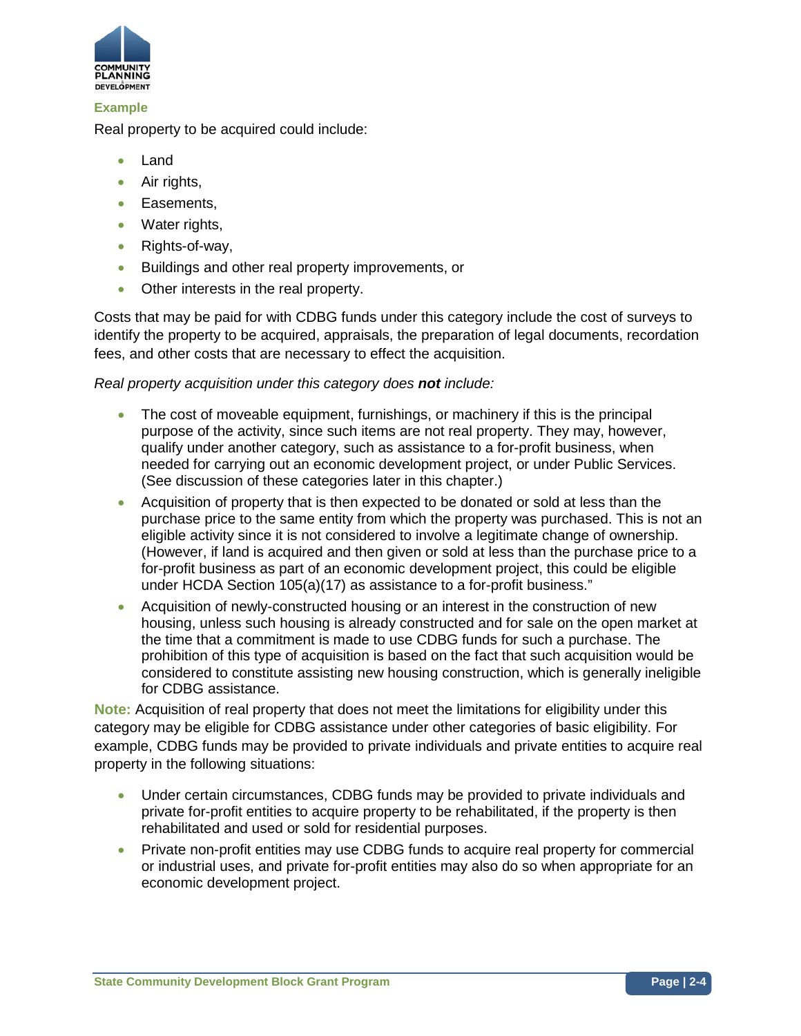**Example**

Real property to be acquired could include:

- Land
- Air rights,
- Easements,
- Water rights,
- Rights-of-way,
- Buildings and other real property improvements, or
- Other interests in the real property.

Costs that may be paid for with CDBG funds under this category include the cost of surveys to identify the property to be acquired, appraisals, the preparation of legal documents, recordation fees, and other costs that are necessary to effect the acquisition.

*Real property acquisition under this category does **not** include:*

- The cost of moveable equipment, furnishings, or machinery if this is the principal purpose of the activity, since such items are not real property. They may, however, qualify under another category, such as assistance to a for-profit business, when needed for carrying out an economic development project, or under Public Services. (See discussion of these categories later in this chapter.)
- Acquisition of property that is then expected to be donated or sold at less than the purchase price to the same entity from which the property was purchased. This is not an eligible activity since it is not considered to involve a legitimate change of ownership. (However, if land is acquired and then given or sold at less than the purchase price to a for-profit business as part of an economic development project, this could be eligible under HCDA Section 105(a)(17) as assistance to a for-profit business."
- Acquisition of newly-constructed housing or an interest in the construction of new housing, unless such housing is already constructed and for sale on the open market at the time that a commitment is made to use CDBG funds for such a purchase. The prohibition of this type of acquisition is based on the fact that such acquisition would be considered to constitute assisting new housing construction, which is generally ineligible for CDBG assistance.

**Note:** Acquisition of real property that does not meet the limitations for eligibility under this category may be eligible for CDBG assistance under other categories of basic eligibility. For example, CDBG funds may be provided to private individuals and private entities to acquire real property in the following situations:

- Under certain circumstances, CDBG funds may be provided to private individuals and private for-profit entities to acquire property to be rehabilitated, if the property is then rehabilitated and used or sold for residential purposes.
- Private non-profit entities may use CDBG funds to acquire real property for commercial or industrial uses, and private for-profit entities may also do so when appropriate for an economic development project.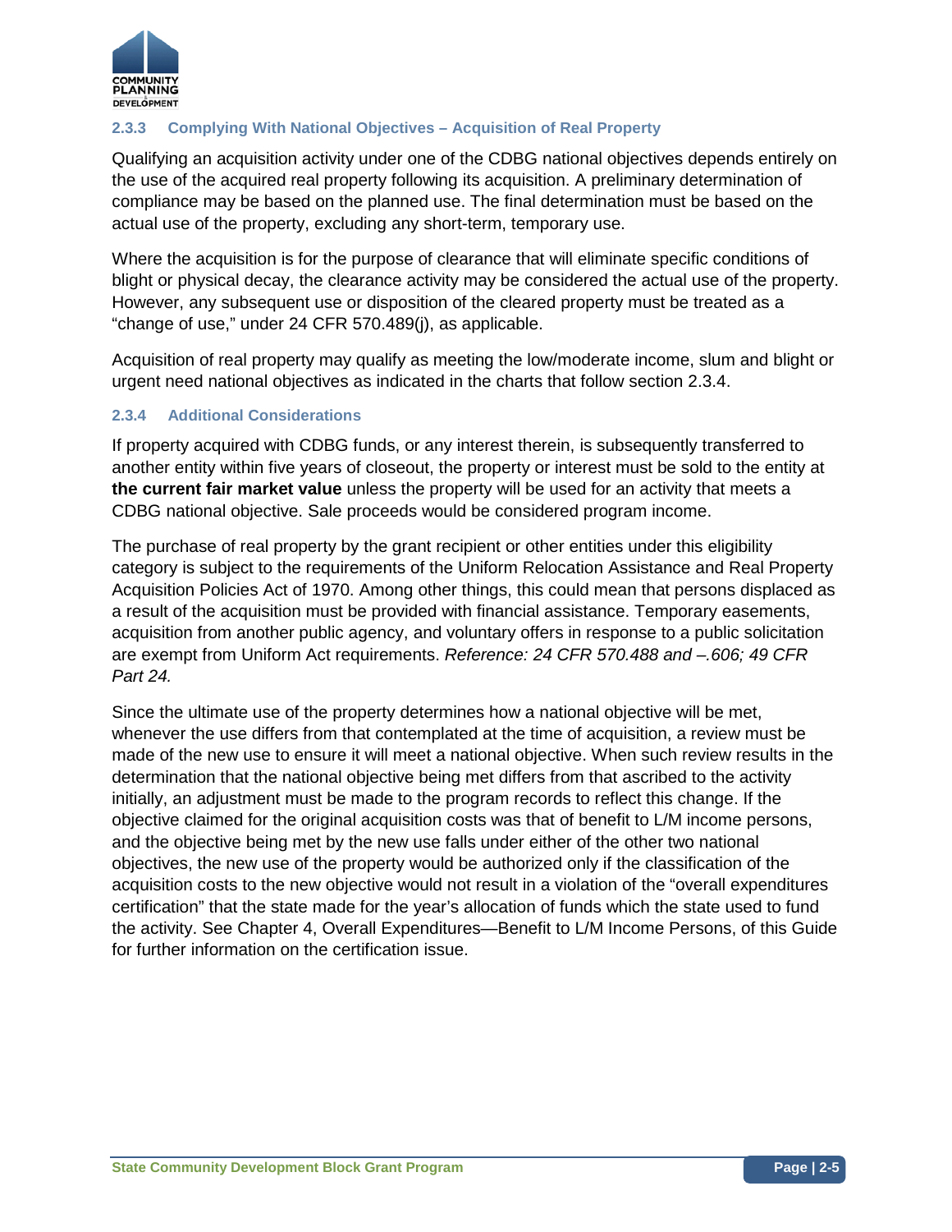### 2.3.3 Complying With National Objectives – Acquisition of Real Property

Qualifying an acquisition activity under one of the CDBG national objectives depends entirely on the use of the acquired real property following its acquisition. A preliminary determination of compliance may be based on the planned use. The final determination must be based on the actual use of the property, excluding any short-term, temporary use.

Where the acquisition is for the purpose of clearance that will eliminate specific conditions of blight or physical decay, the clearance activity may be considered the actual use of the property. However, any subsequent use or disposition of the cleared property must be treated as a "change of use," under 24 CFR 570.489(j), as applicable.

Acquisition of real property may qualify as meeting the low/moderate income, slum and blight or urgent need national objectives as indicated in the charts that follow section 2.3.4.

### 2.3.4 Additional Considerations

If property acquired with CDBG funds, or any interest therein, is subsequently transferred to another entity within five years of closeout, the property or interest must be sold to the entity at **the current fair market value** unless the property will be used for an activity that meets a CDBG national objective. Sale proceeds would be considered program income.

The purchase of real property by the grant recipient or other entities under this eligibility category is subject to the requirements of the Uniform Relocation Assistance and Real Property Acquisition Policies Act of 1970. Among other things, this could mean that persons displaced as a result of the acquisition must be provided with financial assistance. Temporary easements, acquisition from another public agency, and voluntary offers in response to a public solicitation are exempt from Uniform Act requirements. *Reference: 24 CFR 570.488 and –.606; 49 CFR Part 24.*

Since the ultimate use of the property determines how a national objective will be met, whenever the use differs from that contemplated at the time of acquisition, a review must be made of the new use to ensure it will meet a national objective. When such review results in the determination that the national objective being met differs from that ascribed to the activity initially, an adjustment must be made to the program records to reflect this change. If the objective claimed for the original acquisition costs was that of benefit to L/M income persons, and the objective being met by the new use falls under either of the other two national objectives, the new use of the property would be authorized only if the classification of the acquisition costs to the new objective would not result in a violation of the "overall expenditures certification" that the state made for the year's allocation of funds which the state used to fund the activity. See Chapter 4, Overall Expenditures—Benefit to L/M Income Persons, of this Guide for further information on the certification issue.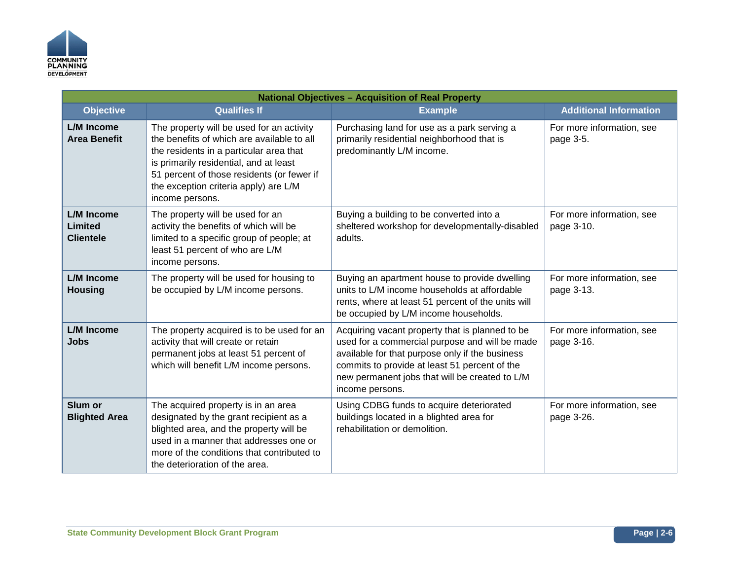| National Objectives – Acquisition of Real Property | | | |
|---|---|---|---|
| **Objective** | **Qualifies If** | **Example** | **Additional Information** |
| **L/M Income Area Benefit** | The property will be used for an activity the benefits of which are available to all the residents in a particular area that is primarily residential, and at least 51 percent of those residents (or fewer if the exception criteria apply) are L/M income persons. | Purchasing land for use as a park serving a primarily residential neighborhood that is predominantly L/M income. | For more information, see page 3-5. |
| **L/M Income Limited Clientele** | The property will be used for an activity the benefits of which will be limited to a specific group of people; at least 51 percent of who are L/M income persons. | Buying a building to be converted into a sheltered workshop for developmentally-disabled adults. | For more information, see page 3-10. |
| **L/M Income Housing** | The property will be used for housing to be occupied by L/M income persons. | Buying an apartment house to provide dwelling units to L/M income households at affordable rents, where at least 51 percent of the units will be occupied by L/M income households. | For more information, see page 3-13. |
| **L/M Income Jobs** | The property acquired is to be used for an activity that will create or retain permanent jobs at least 51 percent of which will benefit L/M income persons. | Acquiring vacant property that is planned to be used for a commercial purpose and will be made available for that purpose only if the business commits to provide at least 51 percent of the new permanent jobs that will be created to L/M income persons. | For more information, see page 3-16. |
| **Slum or Blighted Area** | The acquired property is in an area designated by the grant recipient as a blighted area, and the property will be used in a manner that addresses one or more of the conditions that contributed to the deterioration of the area. | Using CDBG funds to acquire deteriorated buildings located in a blighted area for rehabilitation or demolition. | For more information, see page 3-26. |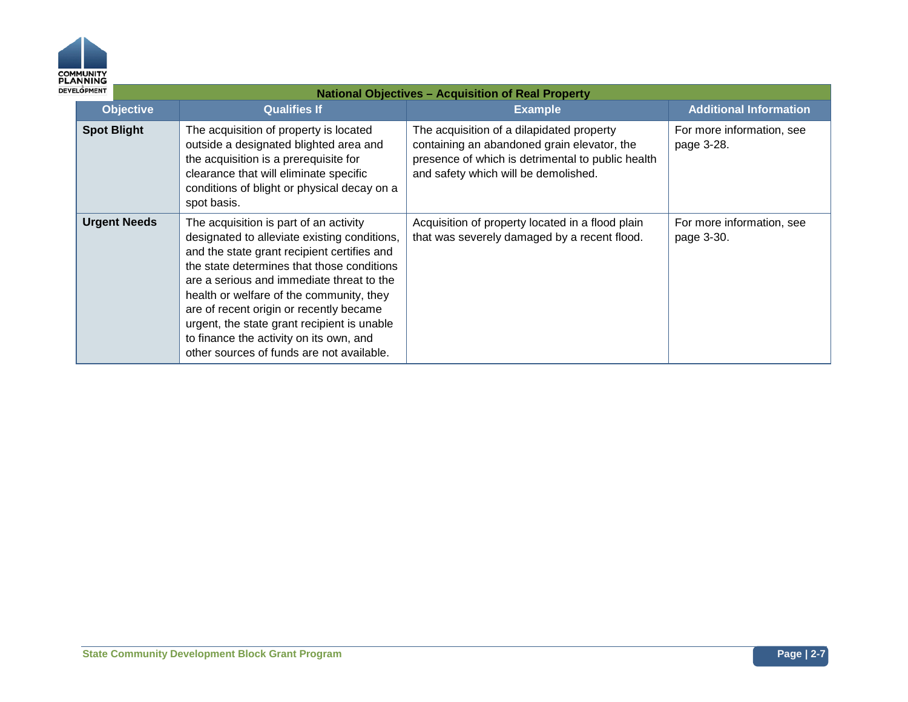| National Objectives – Acquisition of Real Property | | | |
|---|---|---|---|
| **Objective** | **Qualifies If** | **Example** | **Additional Information** |
| **Spot Blight** | The acquisition of property is located outside a designated blighted area and the acquisition is a prerequisite for clearance that will eliminate specific conditions of blight or physical decay on a spot basis. | The acquisition of a dilapidated property containing an abandoned grain elevator, the presence of which is detrimental to public health and safety which will be demolished. | For more information, see page 3-28. |
| **Urgent Needs** | The acquisition is part of an activity designated to alleviate existing conditions, and the state grant recipient certifies and the state determines that those conditions are a serious and immediate threat to the health or welfare of the community, they are of recent origin or recently became urgent, the state grant recipient is unable to finance the activity on its own, and other sources of funds are not available. | Acquisition of property located in a flood plain that was severely damaged by a recent flood. | For more information, see page 3-30. |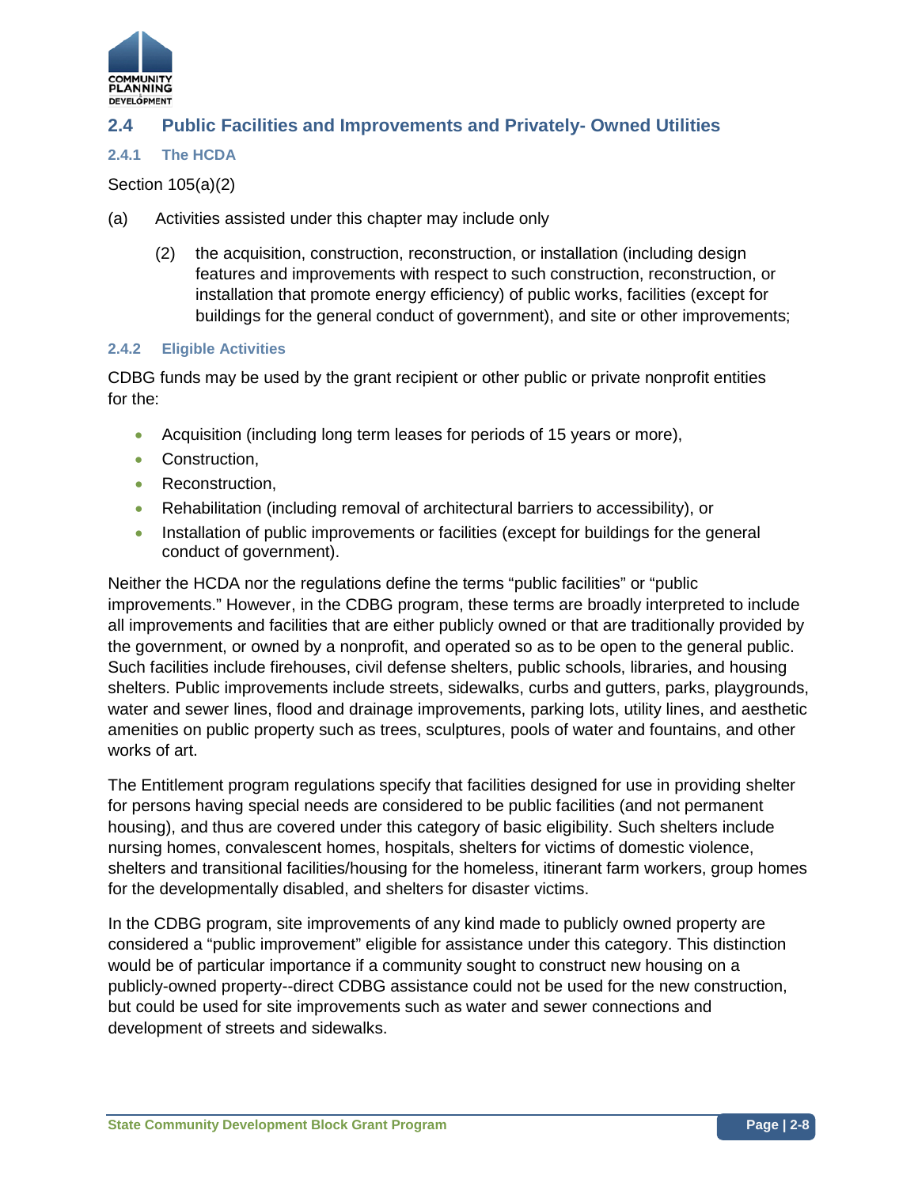## 2.4 Public Facilities and Improvements and Privately- Owned Utilities

### 2.4.1 The HCDA

Section 105(a)(2)

(a) Activities assisted under this chapter may include only

> (2) the acquisition, construction, reconstruction, or installation (including design features and improvements with respect to such construction, reconstruction, or installation that promote energy efficiency) of public works, facilities (except for buildings for the general conduct of government), and site or other improvements;

### 2.4.2 Eligible Activities

CDBG funds may be used by the grant recipient or other public or private nonprofit entities for the:

- Acquisition (including long term leases for periods of 15 years or more),
- Construction,
- Reconstruction,
- Rehabilitation (including removal of architectural barriers to accessibility), or
- Installation of public improvements or facilities (except for buildings for the general conduct of government).

Neither the HCDA nor the regulations define the terms "public facilities" or "public improvements." However, in the CDBG program, these terms are broadly interpreted to include all improvements and facilities that are either publicly owned or that are traditionally provided by the government, or owned by a nonprofit, and operated so as to be open to the general public. Such facilities include firehouses, civil defense shelters, public schools, libraries, and housing shelters. Public improvements include streets, sidewalks, curbs and gutters, parks, playgrounds, water and sewer lines, flood and drainage improvements, parking lots, utility lines, and aesthetic amenities on public property such as trees, sculptures, pools of water and fountains, and other works of art.

The Entitlement program regulations specify that facilities designed for use in providing shelter for persons having special needs are considered to be public facilities (and not permanent housing), and thus are covered under this category of basic eligibility. Such shelters include nursing homes, convalescent homes, hospitals, shelters for victims of domestic violence, shelters and transitional facilities/housing for the homeless, itinerant farm workers, group homes for the developmentally disabled, and shelters for disaster victims.

In the CDBG program, site improvements of any kind made to publicly owned property are considered a "public improvement" eligible for assistance under this category. This distinction would be of particular importance if a community sought to construct new housing on a publicly-owned property--direct CDBG assistance could not be used for the new construction, but could be used for site improvements such as water and sewer connections and development of streets and sidewalks.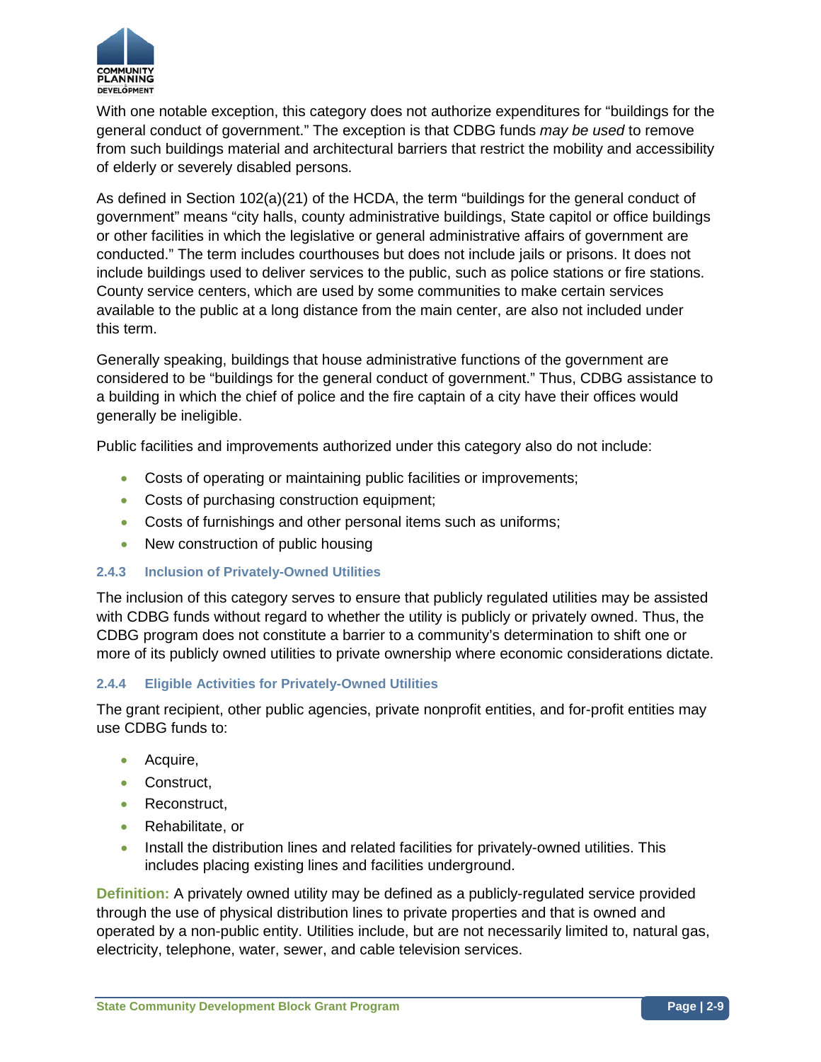With one notable exception, this category does not authorize expenditures for "buildings for the general conduct of government." The exception is that CDBG funds *may be used* to remove from such buildings material and architectural barriers that restrict the mobility and accessibility of elderly or severely disabled persons.

As defined in Section 102(a)(21) of the HCDA, the term "buildings for the general conduct of government" means "city halls, county administrative buildings, State capitol or office buildings or other facilities in which the legislative or general administrative affairs of government are conducted." The term includes courthouses but does not include jails or prisons. It does not include buildings used to deliver services to the public, such as police stations or fire stations. County service centers, which are used by some communities to make certain services available to the public at a long distance from the main center, are also not included under this term.

Generally speaking, buildings that house administrative functions of the government are considered to be "buildings for the general conduct of government." Thus, CDBG assistance to a building in which the chief of police and the fire captain of a city have their offices would generally be ineligible.

Public facilities and improvements authorized under this category also do not include:

- Costs of operating or maintaining public facilities or improvements;
- Costs of purchasing construction equipment;
- Costs of furnishings and other personal items such as uniforms;
- New construction of public housing

### 2.4.3 Inclusion of Privately-Owned Utilities

The inclusion of this category serves to ensure that publicly regulated utilities may be assisted with CDBG funds without regard to whether the utility is publicly or privately owned. Thus, the CDBG program does not constitute a barrier to a community's determination to shift one or more of its publicly owned utilities to private ownership where economic considerations dictate.

### 2.4.4 Eligible Activities for Privately-Owned Utilities

The grant recipient, other public agencies, private nonprofit entities, and for-profit entities may use CDBG funds to:

- Acquire,
- Construct,
- Reconstruct,
- Rehabilitate, or
- Install the distribution lines and related facilities for privately-owned utilities. This includes placing existing lines and facilities underground.

**Definition:** A privately owned utility may be defined as a publicly-regulated service provided through the use of physical distribution lines to private properties and that is owned and operated by a non-public entity. Utilities include, but are not necessarily limited to, natural gas, electricity, telephone, water, sewer, and cable television services.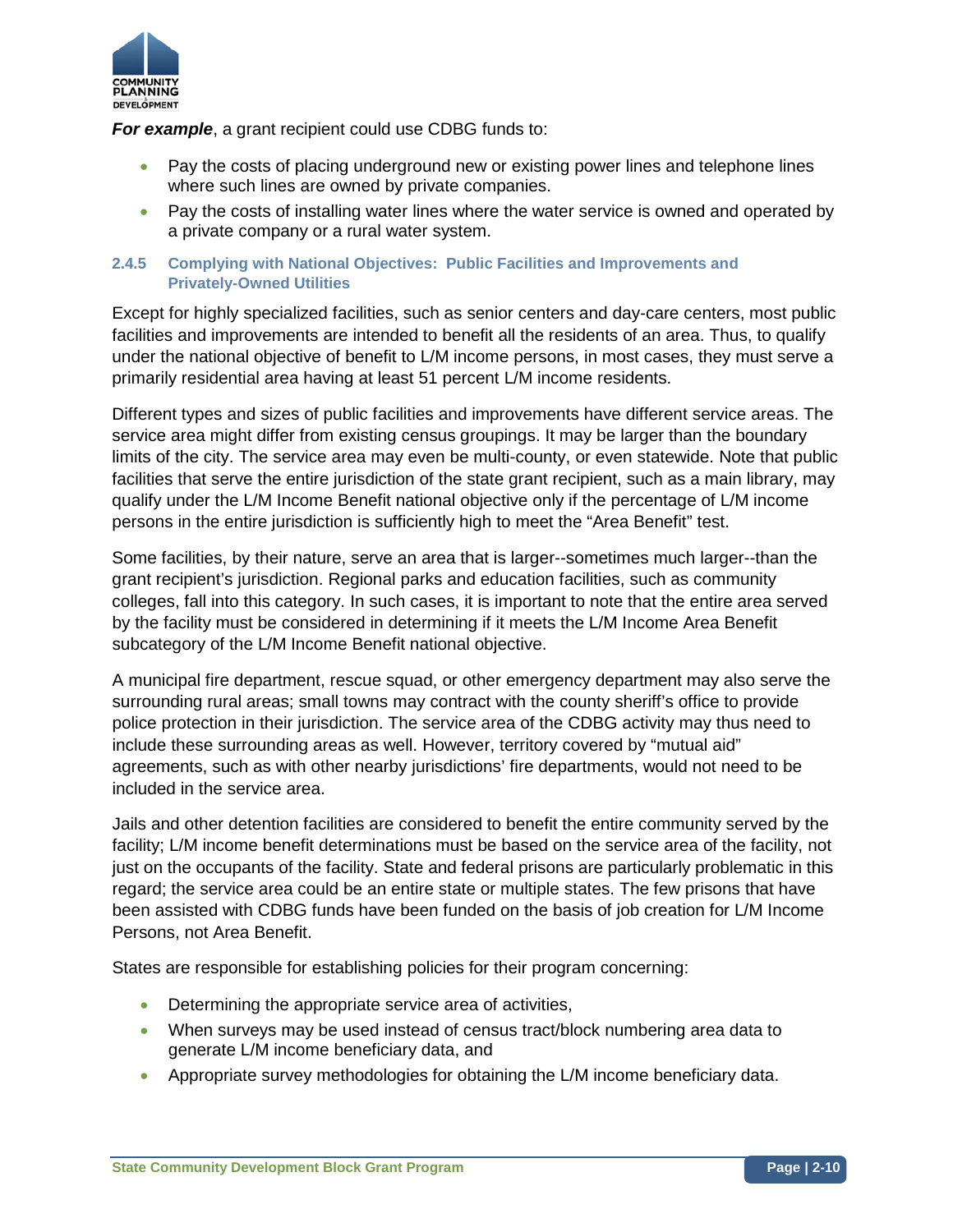***For example***, a grant recipient could use CDBG funds to:

- Pay the costs of placing underground new or existing power lines and telephone lines where such lines are owned by private companies.
- Pay the costs of installing water lines where the water service is owned and operated by a private company or a rural water system.

### 2.4.5 Complying with National Objectives: Public Facilities and Improvements and Privately-Owned Utilities

Except for highly specialized facilities, such as senior centers and day-care centers, most public facilities and improvements are intended to benefit all the residents of an area. Thus, to qualify under the national objective of benefit to L/M income persons, in most cases, they must serve a primarily residential area having at least 51 percent L/M income residents.

Different types and sizes of public facilities and improvements have different service areas. The service area might differ from existing census groupings. It may be larger than the boundary limits of the city. The service area may even be multi-county, or even statewide. Note that public facilities that serve the entire jurisdiction of the state grant recipient, such as a main library, may qualify under the L/M Income Benefit national objective only if the percentage of L/M income persons in the entire jurisdiction is sufficiently high to meet the "Area Benefit" test.

Some facilities, by their nature, serve an area that is larger--sometimes much larger--than the grant recipient's jurisdiction. Regional parks and education facilities, such as community colleges, fall into this category. In such cases, it is important to note that the entire area served by the facility must be considered in determining if it meets the L/M Income Area Benefit subcategory of the L/M Income Benefit national objective.

A municipal fire department, rescue squad, or other emergency department may also serve the surrounding rural areas; small towns may contract with the county sheriff's office to provide police protection in their jurisdiction. The service area of the CDBG activity may thus need to include these surrounding areas as well. However, territory covered by "mutual aid" agreements, such as with other nearby jurisdictions' fire departments, would not need to be included in the service area.

Jails and other detention facilities are considered to benefit the entire community served by the facility; L/M income benefit determinations must be based on the service area of the facility, not just on the occupants of the facility. State and federal prisons are particularly problematic in this regard; the service area could be an entire state or multiple states. The few prisons that have been assisted with CDBG funds have been funded on the basis of job creation for L/M Income Persons, not Area Benefit.

States are responsible for establishing policies for their program concerning:

- Determining the appropriate service area of activities,
- When surveys may be used instead of census tract/block numbering area data to generate L/M income beneficiary data, and
- Appropriate survey methodologies for obtaining the L/M income beneficiary data.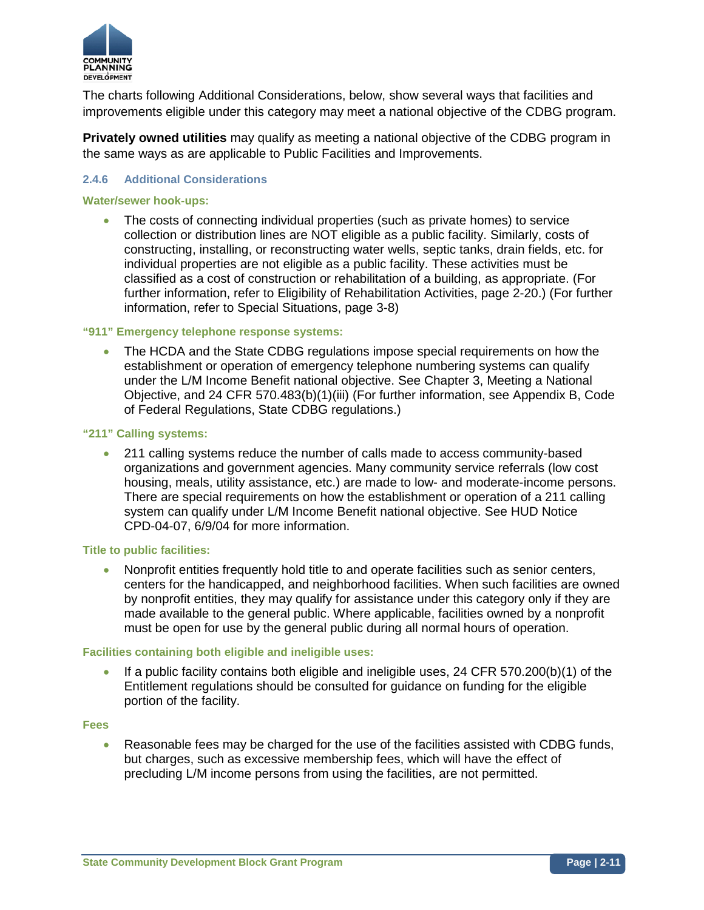The charts following Additional Considerations, below, show several ways that facilities and improvements eligible under this category may meet a national objective of the CDBG program.

**Privately owned utilities** may qualify as meeting a national objective of the CDBG program in the same ways as are applicable to Public Facilities and Improvements.

### 2.4.6 Additional Considerations

#### Water/sewer hook-ups:

- The costs of connecting individual properties (such as private homes) to service collection or distribution lines are NOT eligible as a public facility. Similarly, costs of constructing, installing, or reconstructing water wells, septic tanks, drain fields, etc. for individual properties are not eligible as a public facility. These activities must be classified as a cost of construction or rehabilitation of a building, as appropriate. (For further information, refer to Eligibility of Rehabilitation Activities, page 2-20.) (For further information, refer to Special Situations, page 3-8)

#### "911" Emergency telephone response systems:

- The HCDA and the State CDBG regulations impose special requirements on how the establishment or operation of emergency telephone numbering systems can qualify under the L/M Income Benefit national objective. See Chapter 3, Meeting a National Objective, and 24 CFR 570.483(b)(1)(iii) (For further information, see Appendix B, Code of Federal Regulations, State CDBG regulations.)

#### "211" Calling systems:

- 211 calling systems reduce the number of calls made to access community-based organizations and government agencies. Many community service referrals (low cost housing, meals, utility assistance, etc.) are made to low- and moderate-income persons. There are special requirements on how the establishment or operation of a 211 calling system can qualify under L/M Income Benefit national objective. See HUD Notice CPD-04-07, 6/9/04 for more information.

#### Title to public facilities:

- Nonprofit entities frequently hold title to and operate facilities such as senior centers, centers for the handicapped, and neighborhood facilities. When such facilities are owned by nonprofit entities, they may qualify for assistance under this category only if they are made available to the general public. Where applicable, facilities owned by a nonprofit must be open for use by the general public during all normal hours of operation.

#### Facilities containing both eligible and ineligible uses:

- If a public facility contains both eligible and ineligible uses, 24 CFR 570.200(b)(1) of the Entitlement regulations should be consulted for guidance on funding for the eligible portion of the facility.

#### Fees

- Reasonable fees may be charged for the use of the facilities assisted with CDBG funds, but charges, such as excessive membership fees, which will have the effect of precluding L/M income persons from using the facilities, are not permitted.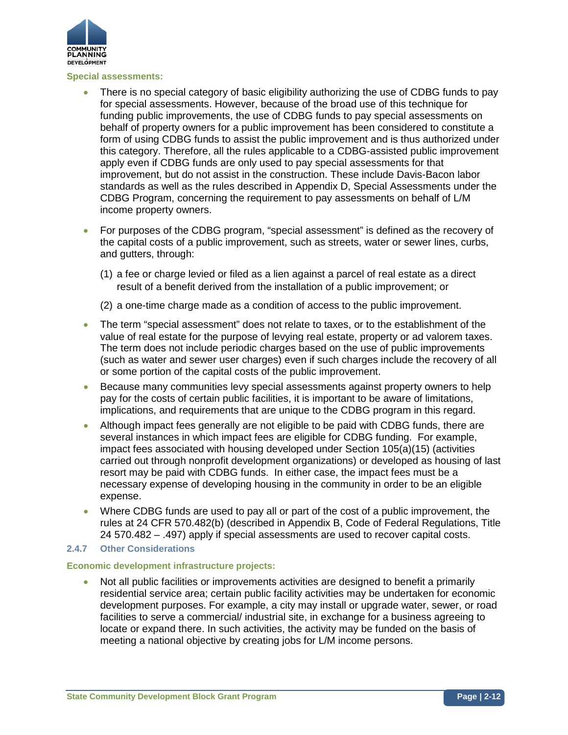**Special assessments:**

- There is no special category of basic eligibility authorizing the use of CDBG funds to pay for special assessments. However, because of the broad use of this technique for funding public improvements, the use of CDBG funds to pay special assessments on behalf of property owners for a public improvement has been considered to constitute a form of using CDBG funds to assist the public improvement and is thus authorized under this category. Therefore, all the rules applicable to a CDBG-assisted public improvement apply even if CDBG funds are only used to pay special assessments for that improvement, but do not assist in the construction. These include Davis-Bacon labor standards as well as the rules described in Appendix D, Special Assessments under the CDBG Program, concerning the requirement to pay assessments on behalf of L/M income property owners.
- For purposes of the CDBG program, "special assessment" is defined as the recovery of the capital costs of a public improvement, such as streets, water or sewer lines, curbs, and gutters, through:

  (1) a fee or charge levied or filed as a lien against a parcel of real estate as a direct result of a benefit derived from the installation of a public improvement; or

  (2) a one-time charge made as a condition of access to the public improvement.
- The term "special assessment" does not relate to taxes, or to the establishment of the value of real estate for the purpose of levying real estate, property or ad valorem taxes. The term does not include periodic charges based on the use of public improvements (such as water and sewer user charges) even if such charges include the recovery of all or some portion of the capital costs of the public improvement.
- Because many communities levy special assessments against property owners to help pay for the costs of certain public facilities, it is important to be aware of limitations, implications, and requirements that are unique to the CDBG program in this regard.
- Although impact fees generally are not eligible to be paid with CDBG funds, there are several instances in which impact fees are eligible for CDBG funding. For example, impact fees associated with housing developed under Section 105(a)(15) (activities carried out through nonprofit development organizations) or developed as housing of last resort may be paid with CDBG funds. In either case, the impact fees must be a necessary expense of developing housing in the community in order to be an eligible expense.
- Where CDBG funds are used to pay all or part of the cost of a public improvement, the rules at 24 CFR 570.482(b) (described in Appendix B, Code of Federal Regulations, Title 24 570.482 – .497) apply if special assessments are used to recover capital costs.

### 2.4.7 Other Considerations

**Economic development infrastructure projects:**

- Not all public facilities or improvements activities are designed to benefit a primarily residential service area; certain public facility activities may be undertaken for economic development purposes. For example, a city may install or upgrade water, sewer, or road facilities to serve a commercial/ industrial site, in exchange for a business agreeing to locate or expand there. In such activities, the activity may be funded on the basis of meeting a national objective by creating jobs for L/M income persons.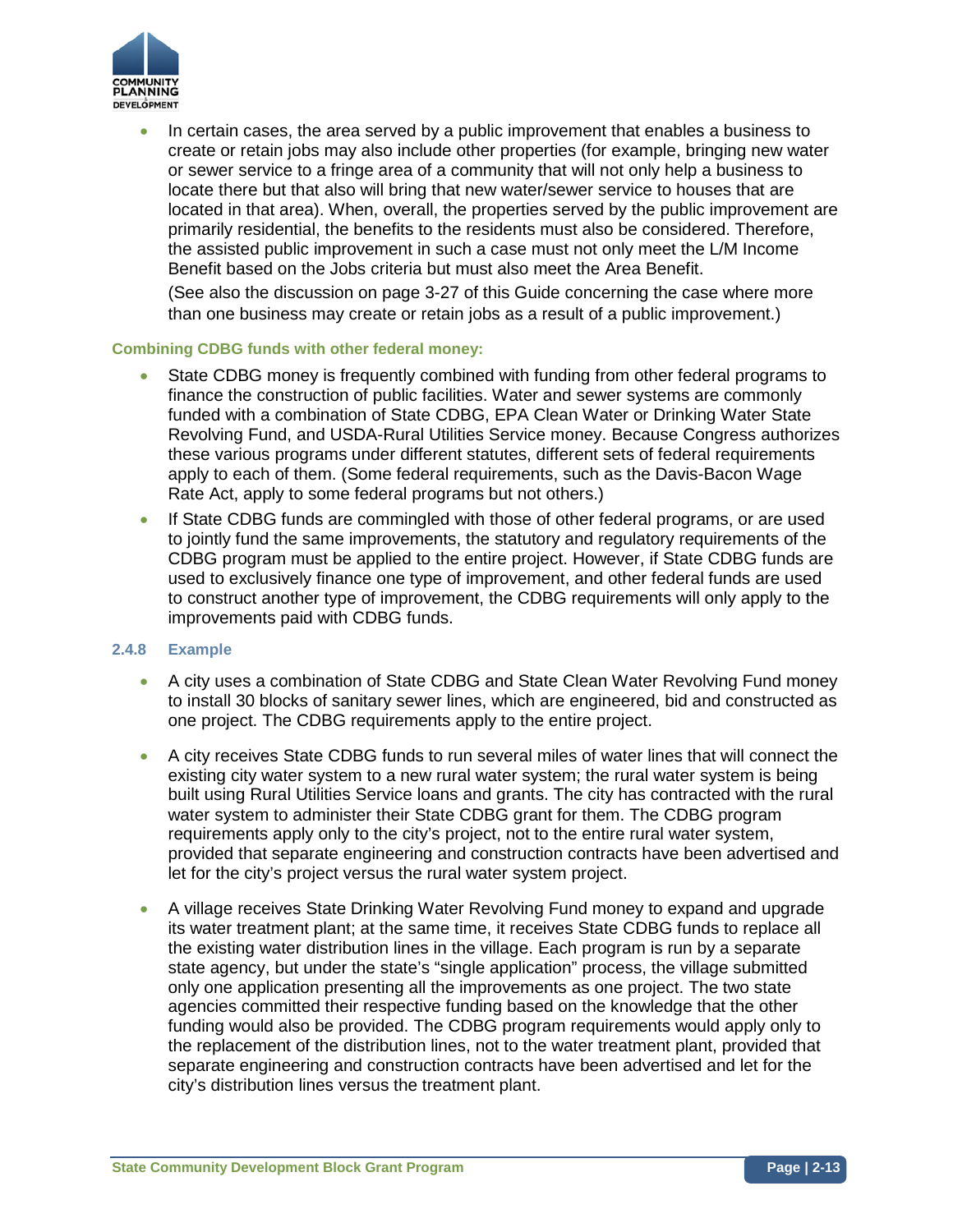- In certain cases, the area served by a public improvement that enables a business to create or retain jobs may also include other properties (for example, bringing new water or sewer service to a fringe area of a community that will not only help a business to locate there but that also will bring that new water/sewer service to houses that are located in that area). When, overall, the properties served by the public improvement are primarily residential, the benefits to the residents must also be considered. Therefore, the assisted public improvement in such a case must not only meet the L/M Income Benefit based on the Jobs criteria but must also meet the Area Benefit.

  (See also the discussion on page 3-27 of this Guide concerning the case where more than one business may create or retain jobs as a result of a public improvement.)

**Combining CDBG funds with other federal money:**

- State CDBG money is frequently combined with funding from other federal programs to finance the construction of public facilities. Water and sewer systems are commonly funded with a combination of State CDBG, EPA Clean Water or Drinking Water State Revolving Fund, and USDA-Rural Utilities Service money. Because Congress authorizes these various programs under different statutes, different sets of federal requirements apply to each of them. (Some federal requirements, such as the Davis-Bacon Wage Rate Act, apply to some federal programs but not others.)
- If State CDBG funds are commingled with those of other federal programs, or are used to jointly fund the same improvements, the statutory and regulatory requirements of the CDBG program must be applied to the entire project. However, if State CDBG funds are used to exclusively finance one type of improvement, and other federal funds are used to construct another type of improvement, the CDBG requirements will only apply to the improvements paid with CDBG funds.

### 2.4.8 Example

- A city uses a combination of State CDBG and State Clean Water Revolving Fund money to install 30 blocks of sanitary sewer lines, which are engineered, bid and constructed as one project. The CDBG requirements apply to the entire project.
- A city receives State CDBG funds to run several miles of water lines that will connect the existing city water system to a new rural water system; the rural water system is being built using Rural Utilities Service loans and grants. The city has contracted with the rural water system to administer their State CDBG grant for them. The CDBG program requirements apply only to the city's project, not to the entire rural water system, provided that separate engineering and construction contracts have been advertised and let for the city's project versus the rural water system project.
- A village receives State Drinking Water Revolving Fund money to expand and upgrade its water treatment plant; at the same time, it receives State CDBG funds to replace all the existing water distribution lines in the village. Each program is run by a separate state agency, but under the state's "single application" process, the village submitted only one application presenting all the improvements as one project. The two state agencies committed their respective funding based on the knowledge that the other funding would also be provided. The CDBG program requirements would apply only to the replacement of the distribution lines, not to the water treatment plant, provided that separate engineering and construction contracts have been advertised and let for the city's distribution lines versus the treatment plant.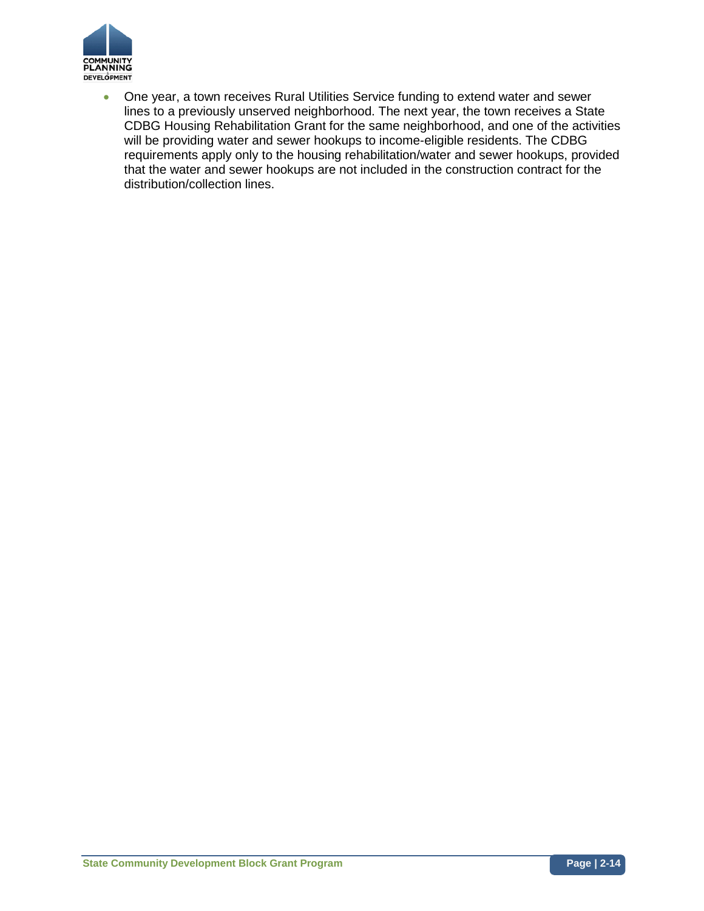- One year, a town receives Rural Utilities Service funding to extend water and sewer lines to a previously unserved neighborhood. The next year, the town receives a State CDBG Housing Rehabilitation Grant for the same neighborhood, and one of the activities will be providing water and sewer hookups to income-eligible residents. The CDBG requirements apply only to the housing rehabilitation/water and sewer hookups, provided that the water and sewer hookups are not included in the construction contract for the distribution/collection lines.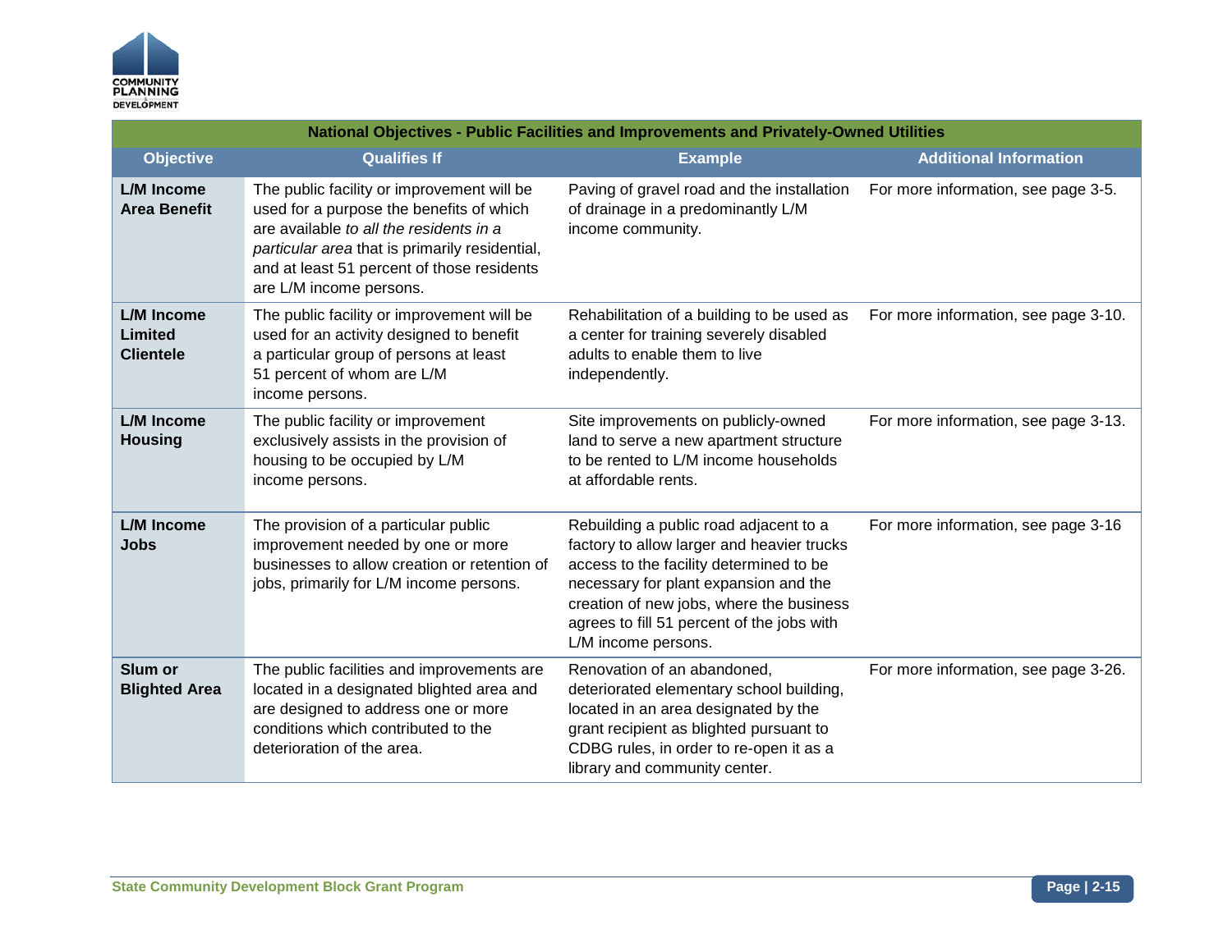| National Objectives - Public Facilities and Improvements and Privately-Owned Utilities | | | |
|---|---|---|---|
| **Objective** | **Qualifies If** | **Example** | **Additional Information** |
| **L/M Income Area Benefit** | The public facility or improvement will be used for a purpose the benefits of which are available *to all the residents in a particular area* that is primarily residential, and at least 51 percent of those residents are L/M income persons. | Paving of gravel road and the installation of drainage in a predominantly L/M income community. | For more information, see page 3-5. |
| **L/M Income Limited Clientele** | The public facility or improvement will be used for an activity designed to benefit a particular group of persons at least 51 percent of whom are L/M income persons. | Rehabilitation of a building to be used as a center for training severely disabled adults to enable them to live independently. | For more information, see page 3-10. |
| **L/M Income Housing** | The public facility or improvement exclusively assists in the provision of housing to be occupied by L/M income persons. | Site improvements on publicly-owned land to serve a new apartment structure to be rented to L/M income households at affordable rents. | For more information, see page 3-13. |
| **L/M Income Jobs** | The provision of a particular public improvement needed by one or more businesses to allow creation or retention of jobs, primarily for L/M income persons. | Rebuilding a public road adjacent to a factory to allow larger and heavier trucks access to the facility determined to be necessary for plant expansion and the creation of new jobs, where the business agrees to fill 51 percent of the jobs with L/M income persons. | For more information, see page 3-16 |
| **Slum or Blighted Area** | The public facilities and improvements are located in a designated blighted area and are designed to address one or more conditions which contributed to the deterioration of the area. | Renovation of an abandoned, deteriorated elementary school building, located in an area designated by the grant recipient as blighted pursuant to CDBG rules, in order to re-open it as a library and community center. | For more information, see page 3-26. |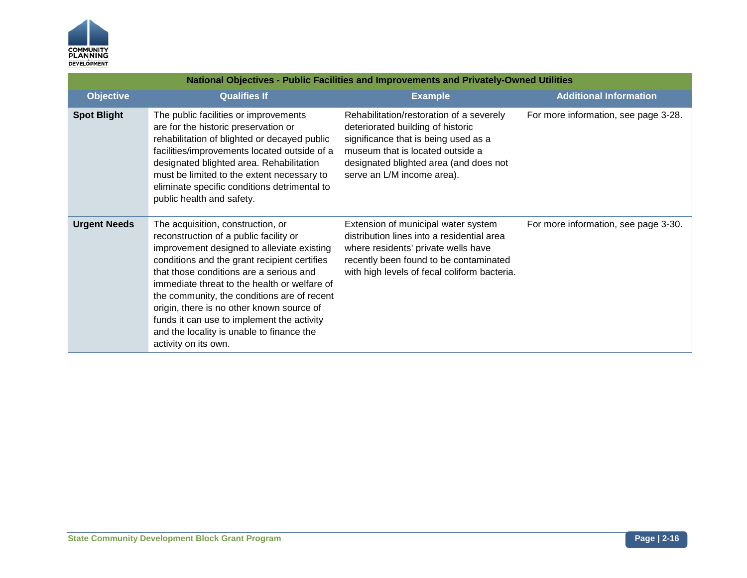| National Objectives - Public Facilities and Improvements and Privately-Owned Utilities | | | |
|---|---|---|---|
| **Objective** | **Qualifies If** | **Example** | **Additional Information** |
| **Spot Blight** | The public facilities or improvements are for the historic preservation or rehabilitation of blighted or decayed public facilities/improvements located outside of a designated blighted area. Rehabilitation must be limited to the extent necessary to eliminate specific conditions detrimental to public health and safety. | Rehabilitation/restoration of a severely deteriorated building of historic significance that is being used as a museum that is located outside a designated blighted area (and does not serve an L/M income area). | For more information, see page 3-28. |
| **Urgent Needs** | The acquisition, construction, or reconstruction of a public facility or improvement designed to alleviate existing conditions and the grant recipient certifies that those conditions are a serious and immediate threat to the health or welfare of the community, the conditions are of recent origin, there is no other known source of funds it can use to implement the activity and the locality is unable to finance the activity on its own. | Extension of municipal water system distribution lines into a residential area where residents' private wells have recently been found to be contaminated with high levels of fecal coliform bacteria. | For more information, see page 3-30. |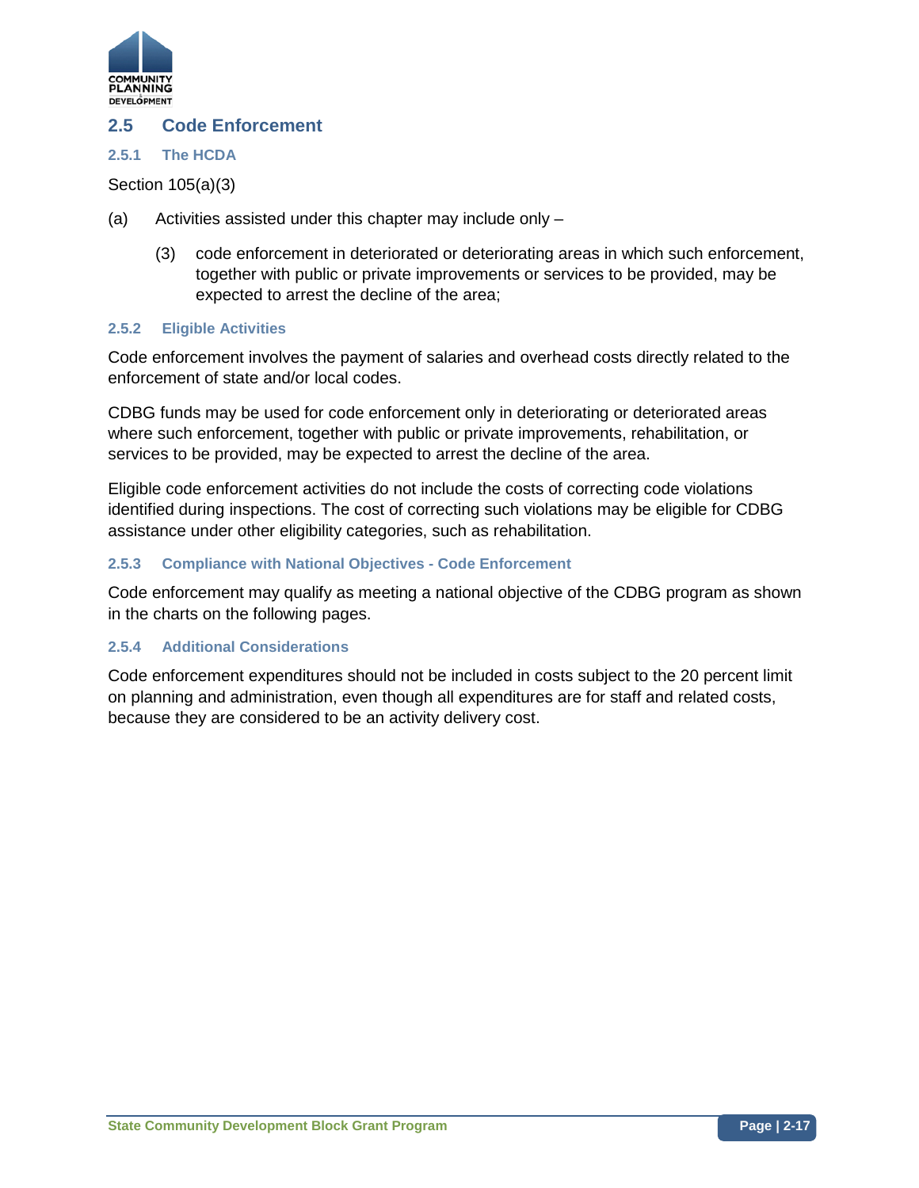## 2.5 Code Enforcement

### 2.5.1 The HCDA

Section 105(a)(3)

(a) Activities assisted under this chapter may include only –

> (3) code enforcement in deteriorated or deteriorating areas in which such enforcement, together with public or private improvements or services to be provided, may be expected to arrest the decline of the area;

### 2.5.2 Eligible Activities

Code enforcement involves the payment of salaries and overhead costs directly related to the enforcement of state and/or local codes.

CDBG funds may be used for code enforcement only in deteriorating or deteriorated areas where such enforcement, together with public or private improvements, rehabilitation, or services to be provided, may be expected to arrest the decline of the area.

Eligible code enforcement activities do not include the costs of correcting code violations identified during inspections. The cost of correcting such violations may be eligible for CDBG assistance under other eligibility categories, such as rehabilitation.

### 2.5.3 Compliance with National Objectives - Code Enforcement

Code enforcement may qualify as meeting a national objective of the CDBG program as shown in the charts on the following pages.

### 2.5.4 Additional Considerations

Code enforcement expenditures should not be included in costs subject to the 20 percent limit on planning and administration, even though all expenditures are for staff and related costs, because they are considered to be an activity delivery cost.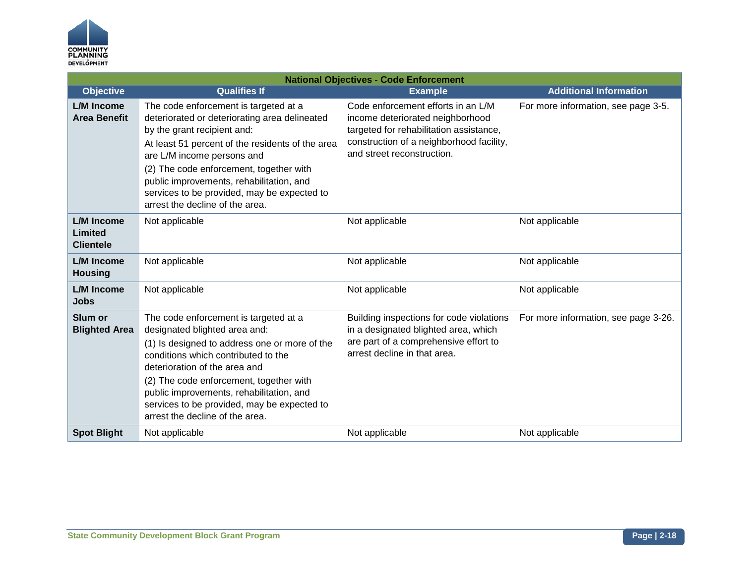| National Objectives - Code Enforcement | | | |
|---|---|---|---|
| **Objective** | **Qualifies If** | **Example** | **Additional Information** |
| **L/M Income Area Benefit** | The code enforcement is targeted at a deteriorated or deteriorating area delineated by the grant recipient and: At least 51 percent of the residents of the area are L/M income persons and (2) The code enforcement, together with public improvements, rehabilitation, and services to be provided, may be expected to arrest the decline of the area. | Code enforcement efforts in an L/M income deteriorated neighborhood targeted for rehabilitation assistance, construction of a neighborhood facility, and street reconstruction. | For more information, see page 3-5. |
| **L/M Income Limited Clientele** | Not applicable | Not applicable | Not applicable |
| **L/M Income Housing** | Not applicable | Not applicable | Not applicable |
| **L/M Income Jobs** | Not applicable | Not applicable | Not applicable |
| **Slum or Blighted Area** | The code enforcement is targeted at a designated blighted area and: (1) Is designed to address one or more of the conditions which contributed to the deterioration of the area and (2) The code enforcement, together with public improvements, rehabilitation, and services to be provided, may be expected to arrest the decline of the area. | Building inspections for code violations in a designated blighted area, which are part of a comprehensive effort to arrest decline in that area. | For more information, see page 3-26. |
| **Spot Blight** | Not applicable | Not applicable | Not applicable |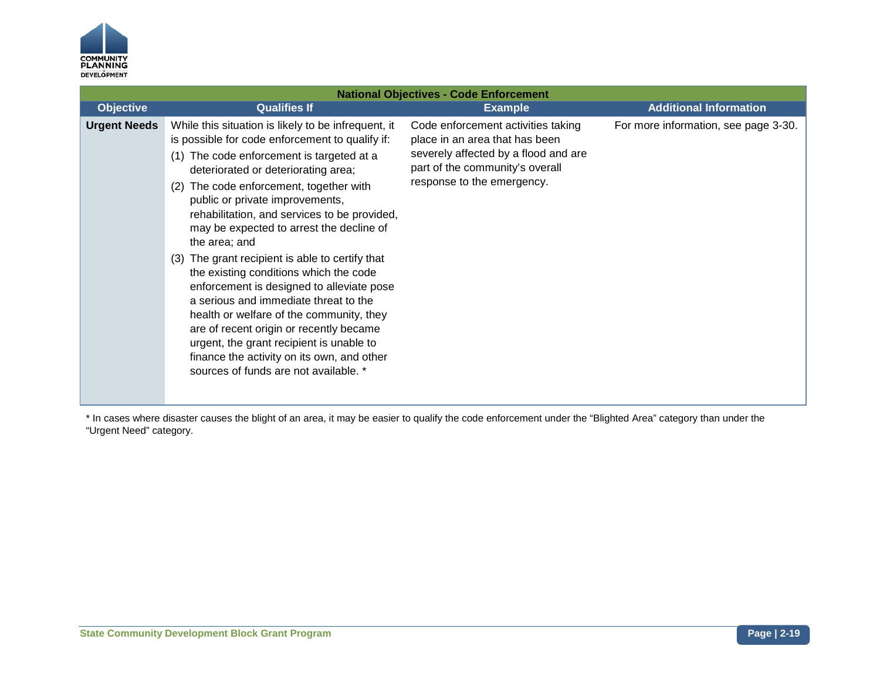| National Objectives - Code Enforcement | | | |
|---|---|---|---|
| **Objective** | **Qualifies If** | **Example** | **Additional Information** |
| **Urgent Needs** | While this situation is likely to be infrequent, it is possible for code enforcement to qualify if: (1) The code enforcement is targeted at a deteriorated or deteriorating area; (2) The code enforcement, together with public or private improvements, rehabilitation, and services to be provided, may be expected to arrest the decline of the area; and (3) The grant recipient is able to certify that the existing conditions which the code enforcement is designed to alleviate pose a serious and immediate threat to the health or welfare of the community, they are of recent origin or recently became urgent, the grant recipient is unable to finance the activity on its own, and other sources of funds are not available. * | Code enforcement activities taking place in an area that has been severely affected by a flood and are part of the community's overall response to the emergency. | For more information, see page 3-30. |

* In cases where disaster causes the blight of an area, it may be easier to qualify the code enforcement under the "Blighted Area" category than under the "Urgent Need" category.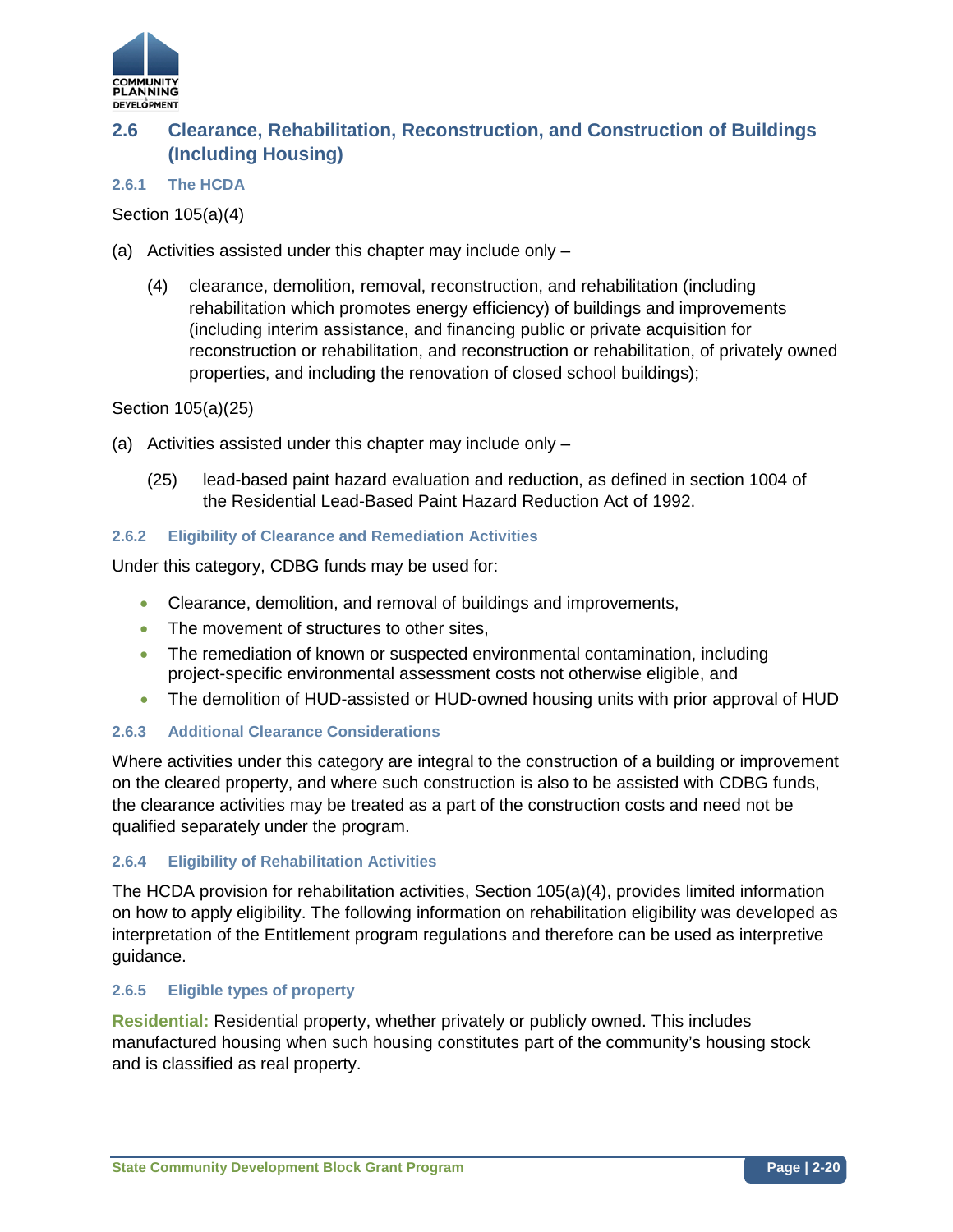## 2.6 Clearance, Rehabilitation, Reconstruction, and Construction of Buildings (Including Housing)

### 2.6.1 The HCDA

Section 105(a)(4)

(a) Activities assisted under this chapter may include only –

> (4) clearance, demolition, removal, reconstruction, and rehabilitation (including rehabilitation which promotes energy efficiency) of buildings and improvements (including interim assistance, and financing public or private acquisition for reconstruction or rehabilitation, and reconstruction or rehabilitation, of privately owned properties, and including the renovation of closed school buildings);

Section 105(a)(25)

(a) Activities assisted under this chapter may include only –

> (25) lead-based paint hazard evaluation and reduction, as defined in section 1004 of the Residential Lead-Based Paint Hazard Reduction Act of 1992.

### 2.6.2 Eligibility of Clearance and Remediation Activities

Under this category, CDBG funds may be used for:

- Clearance, demolition, and removal of buildings and improvements,
- The movement of structures to other sites,
- The remediation of known or suspected environmental contamination, including project-specific environmental assessment costs not otherwise eligible, and
- The demolition of HUD-assisted or HUD-owned housing units with prior approval of HUD

### 2.6.3 Additional Clearance Considerations

Where activities under this category are integral to the construction of a building or improvement on the cleared property, and where such construction is also to be assisted with CDBG funds, the clearance activities may be treated as a part of the construction costs and need not be qualified separately under the program.

### 2.6.4 Eligibility of Rehabilitation Activities

The HCDA provision for rehabilitation activities, Section 105(a)(4), provides limited information on how to apply eligibility. The following information on rehabilitation eligibility was developed as interpretation of the Entitlement program regulations and therefore can be used as interpretive guidance.

### 2.6.5 Eligible types of property

**Residential:** Residential property, whether privately or publicly owned. This includes manufactured housing when such housing constitutes part of the community's housing stock and is classified as real property.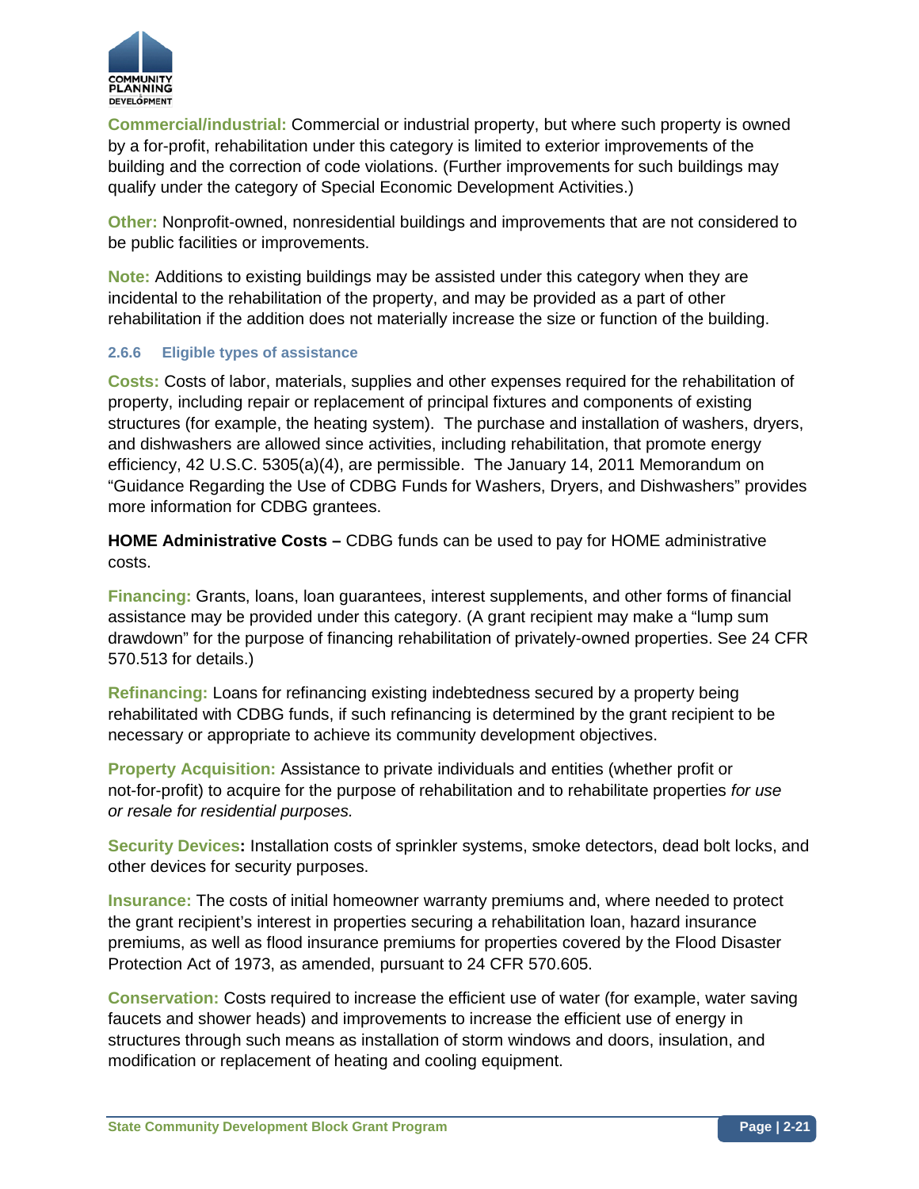**Commercial/industrial:** Commercial or industrial property, but where such property is owned by a for-profit, rehabilitation under this category is limited to exterior improvements of the building and the correction of code violations. (Further improvements for such buildings may qualify under the category of Special Economic Development Activities.)

**Other:** Nonprofit-owned, nonresidential buildings and improvements that are not considered to be public facilities or improvements.

**Note:** Additions to existing buildings may be assisted under this category when they are incidental to the rehabilitation of the property, and may be provided as a part of other rehabilitation if the addition does not materially increase the size or function of the building.

### 2.6.6 Eligible types of assistance

**Costs:** Costs of labor, materials, supplies and other expenses required for the rehabilitation of property, including repair or replacement of principal fixtures and components of existing structures (for example, the heating system). The purchase and installation of washers, dryers, and dishwashers are allowed since activities, including rehabilitation, that promote energy efficiency, 42 U.S.C. 5305(a)(4), are permissible. The January 14, 2011 Memorandum on "Guidance Regarding the Use of CDBG Funds for Washers, Dryers, and Dishwashers" provides more information for CDBG grantees.

**HOME Administrative Costs –** CDBG funds can be used to pay for HOME administrative costs.

**Financing:** Grants, loans, loan guarantees, interest supplements, and other forms of financial assistance may be provided under this category. (A grant recipient may make a "lump sum drawdown" for the purpose of financing rehabilitation of privately-owned properties. See 24 CFR 570.513 for details.)

**Refinancing:** Loans for refinancing existing indebtedness secured by a property being rehabilitated with CDBG funds, if such refinancing is determined by the grant recipient to be necessary or appropriate to achieve its community development objectives.

**Property Acquisition:** Assistance to private individuals and entities (whether profit or not-for-profit) to acquire for the purpose of rehabilitation and to rehabilitate properties *for use or resale for residential purposes.*

**Security Devices:** Installation costs of sprinkler systems, smoke detectors, dead bolt locks, and other devices for security purposes.

**Insurance:** The costs of initial homeowner warranty premiums and, where needed to protect the grant recipient's interest in properties securing a rehabilitation loan, hazard insurance premiums, as well as flood insurance premiums for properties covered by the Flood Disaster Protection Act of 1973, as amended, pursuant to 24 CFR 570.605.

**Conservation:** Costs required to increase the efficient use of water (for example, water saving faucets and shower heads) and improvements to increase the efficient use of energy in structures through such means as installation of storm windows and doors, insulation, and modification or replacement of heating and cooling equipment.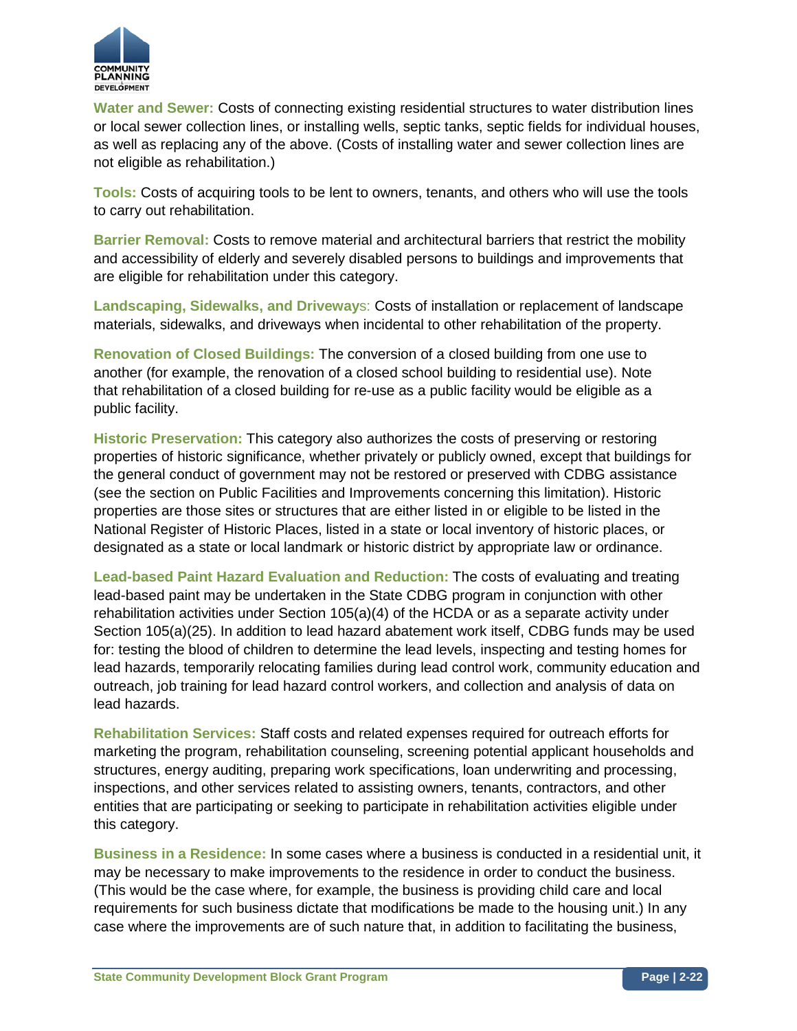**Water and Sewer:** Costs of connecting existing residential structures to water distribution lines or local sewer collection lines, or installing wells, septic tanks, septic fields for individual houses, as well as replacing any of the above. (Costs of installing water and sewer collection lines are not eligible as rehabilitation.)

**Tools:** Costs of acquiring tools to be lent to owners, tenants, and others who will use the tools to carry out rehabilitation.

**Barrier Removal:** Costs to remove material and architectural barriers that restrict the mobility and accessibility of elderly and severely disabled persons to buildings and improvements that are eligible for rehabilitation under this category.

**Landscaping, Sidewalks, and Driveways:** Costs of installation or replacement of landscape materials, sidewalks, and driveways when incidental to other rehabilitation of the property.

**Renovation of Closed Buildings:** The conversion of a closed building from one use to another (for example, the renovation of a closed school building to residential use). Note that rehabilitation of a closed building for re-use as a public facility would be eligible as a public facility.

**Historic Preservation:** This category also authorizes the costs of preserving or restoring properties of historic significance, whether privately or publicly owned, except that buildings for the general conduct of government may not be restored or preserved with CDBG assistance (see the section on Public Facilities and Improvements concerning this limitation). Historic properties are those sites or structures that are either listed in or eligible to be listed in the National Register of Historic Places, listed in a state or local inventory of historic places, or designated as a state or local landmark or historic district by appropriate law or ordinance.

**Lead-based Paint Hazard Evaluation and Reduction:** The costs of evaluating and treating lead-based paint may be undertaken in the State CDBG program in conjunction with other rehabilitation activities under Section 105(a)(4) of the HCDA or as a separate activity under Section 105(a)(25). In addition to lead hazard abatement work itself, CDBG funds may be used for: testing the blood of children to determine the lead levels, inspecting and testing homes for lead hazards, temporarily relocating families during lead control work, community education and outreach, job training for lead hazard control workers, and collection and analysis of data on lead hazards.

**Rehabilitation Services:** Staff costs and related expenses required for outreach efforts for marketing the program, rehabilitation counseling, screening potential applicant households and structures, energy auditing, preparing work specifications, loan underwriting and processing, inspections, and other services related to assisting owners, tenants, contractors, and other entities that are participating or seeking to participate in rehabilitation activities eligible under this category.

**Business in a Residence:** In some cases where a business is conducted in a residential unit, it may be necessary to make improvements to the residence in order to conduct the business. (This would be the case where, for example, the business is providing child care and local requirements for such business dictate that modifications be made to the housing unit.) In any case where the improvements are of such nature that, in addition to facilitating the business,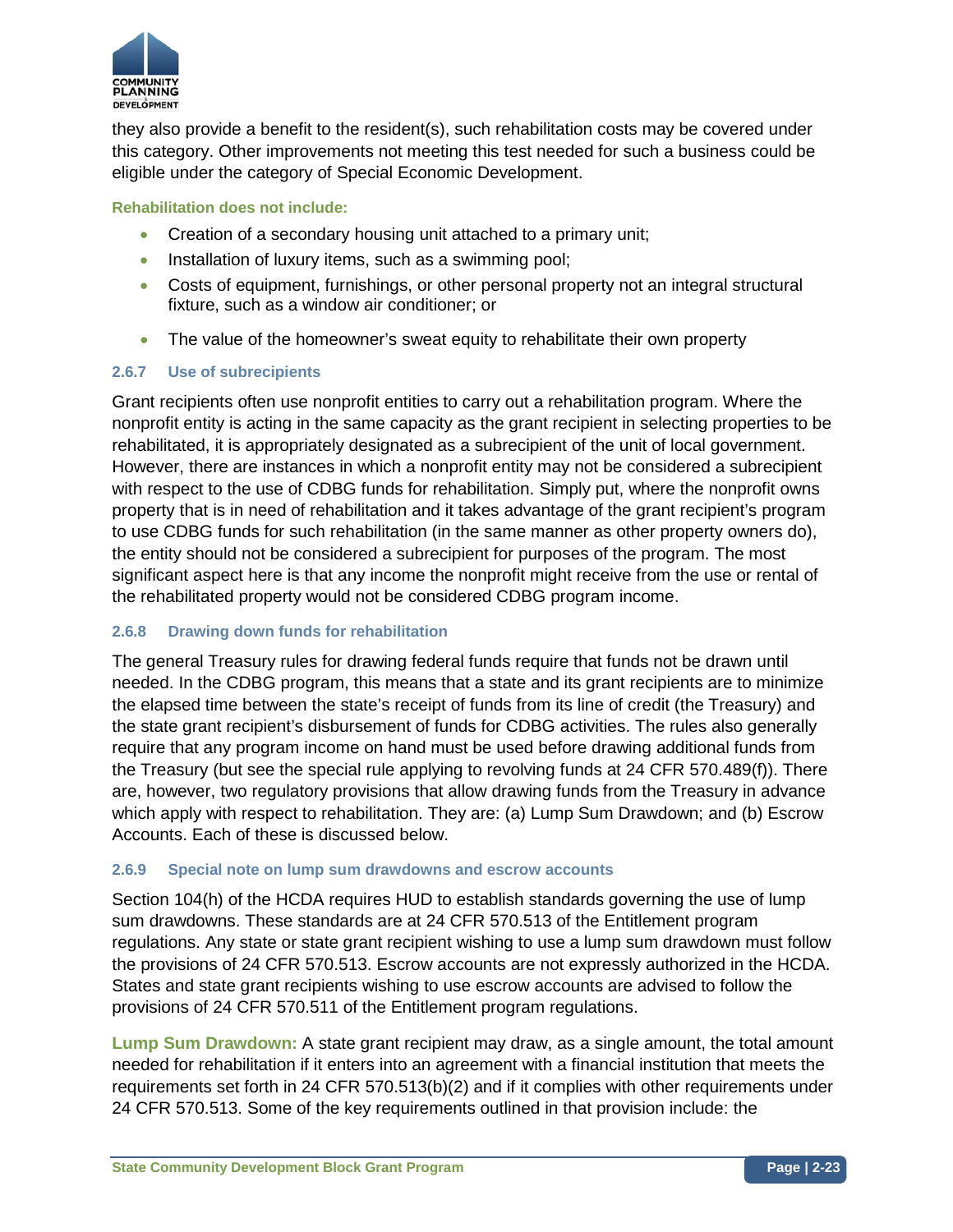they also provide a benefit to the resident(s), such rehabilitation costs may be covered under this category. Other improvements not meeting this test needed for such a business could be eligible under the category of Special Economic Development.

**Rehabilitation does not include:**

- Creation of a secondary housing unit attached to a primary unit;
- Installation of luxury items, such as a swimming pool;
- Costs of equipment, furnishings, or other personal property not an integral structural fixture, such as a window air conditioner; or
- The value of the homeowner's sweat equity to rehabilitate their own property

### 2.6.7 Use of subrecipients

Grant recipients often use nonprofit entities to carry out a rehabilitation program. Where the nonprofit entity is acting in the same capacity as the grant recipient in selecting properties to be rehabilitated, it is appropriately designated as a subrecipient of the unit of local government. However, there are instances in which a nonprofit entity may not be considered a subrecipient with respect to the use of CDBG funds for rehabilitation. Simply put, where the nonprofit owns property that is in need of rehabilitation and it takes advantage of the grant recipient's program to use CDBG funds for such rehabilitation (in the same manner as other property owners do), the entity should not be considered a subrecipient for purposes of the program. The most significant aspect here is that any income the nonprofit might receive from the use or rental of the rehabilitated property would not be considered CDBG program income.

### 2.6.8 Drawing down funds for rehabilitation

The general Treasury rules for drawing federal funds require that funds not be drawn until needed. In the CDBG program, this means that a state and its grant recipients are to minimize the elapsed time between the state's receipt of funds from its line of credit (the Treasury) and the state grant recipient's disbursement of funds for CDBG activities. The rules also generally require that any program income on hand must be used before drawing additional funds from the Treasury (but see the special rule applying to revolving funds at 24 CFR 570.489(f)). There are, however, two regulatory provisions that allow drawing funds from the Treasury in advance which apply with respect to rehabilitation. They are: (a) Lump Sum Drawdown; and (b) Escrow Accounts. Each of these is discussed below.

### 2.6.9 Special note on lump sum drawdowns and escrow accounts

Section 104(h) of the HCDA requires HUD to establish standards governing the use of lump sum drawdowns. These standards are at 24 CFR 570.513 of the Entitlement program regulations. Any state or state grant recipient wishing to use a lump sum drawdown must follow the provisions of 24 CFR 570.513. Escrow accounts are not expressly authorized in the HCDA. States and state grant recipients wishing to use escrow accounts are advised to follow the provisions of 24 CFR 570.511 of the Entitlement program regulations.

**Lump Sum Drawdown:** A state grant recipient may draw, as a single amount, the total amount needed for rehabilitation if it enters into an agreement with a financial institution that meets the requirements set forth in 24 CFR 570.513(b)(2) and if it complies with other requirements under 24 CFR 570.513. Some of the key requirements outlined in that provision include: the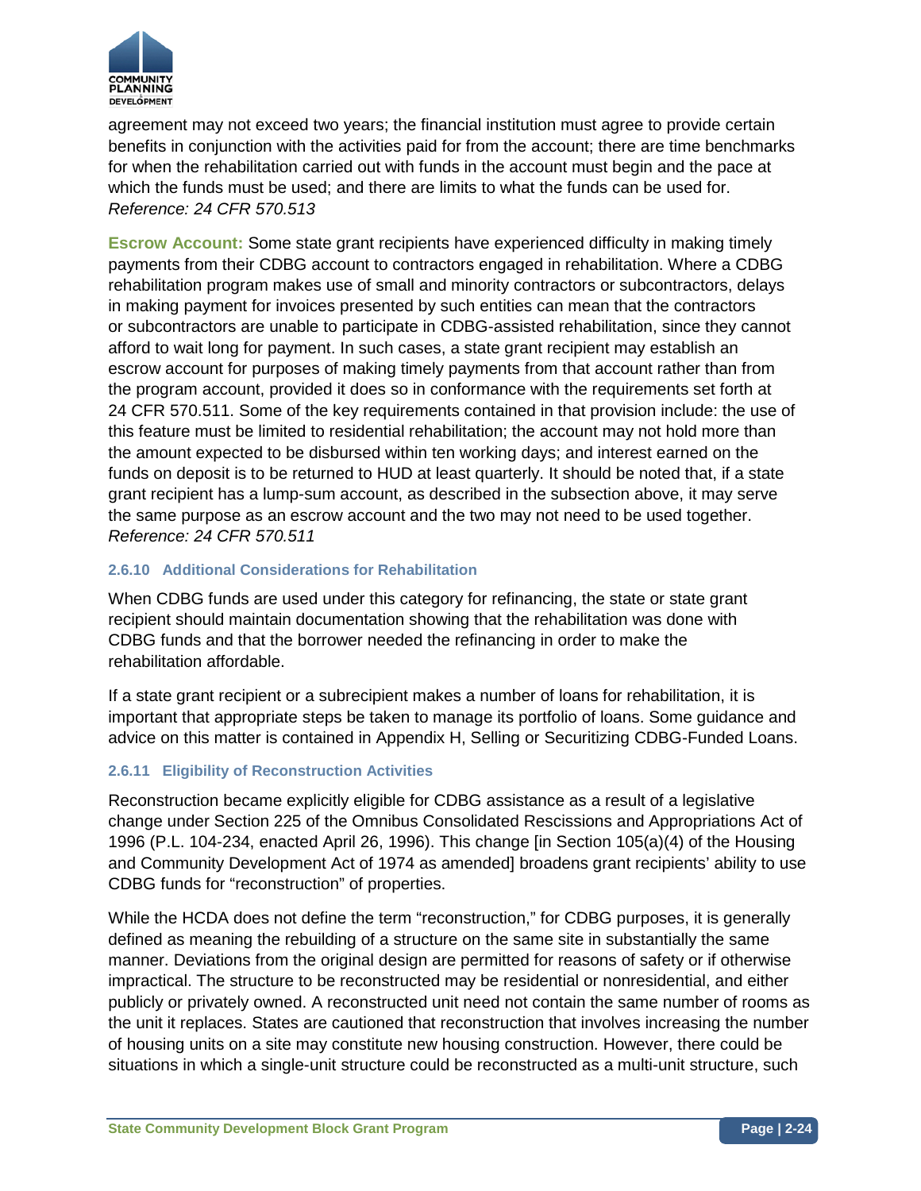agreement may not exceed two years; the financial institution must agree to provide certain benefits in conjunction with the activities paid for from the account; there are time benchmarks for when the rehabilitation carried out with funds in the account must begin and the pace at which the funds must be used; and there are limits to what the funds can be used for. *Reference: 24 CFR 570.513*

**Escrow Account:** Some state grant recipients have experienced difficulty in making timely payments from their CDBG account to contractors engaged in rehabilitation. Where a CDBG rehabilitation program makes use of small and minority contractors or subcontractors, delays in making payment for invoices presented by such entities can mean that the contractors or subcontractors are unable to participate in CDBG-assisted rehabilitation, since they cannot afford to wait long for payment. In such cases, a state grant recipient may establish an escrow account for purposes of making timely payments from that account rather than from the program account, provided it does so in conformance with the requirements set forth at 24 CFR 570.511. Some of the key requirements contained in that provision include: the use of this feature must be limited to residential rehabilitation; the account may not hold more than the amount expected to be disbursed within ten working days; and interest earned on the funds on deposit is to be returned to HUD at least quarterly. It should be noted that, if a state grant recipient has a lump-sum account, as described in the subsection above, it may serve the same purpose as an escrow account and the two may not need to be used together. *Reference: 24 CFR 570.511*

### 2.6.10 Additional Considerations for Rehabilitation

When CDBG funds are used under this category for refinancing, the state or state grant recipient should maintain documentation showing that the rehabilitation was done with CDBG funds and that the borrower needed the refinancing in order to make the rehabilitation affordable.

If a state grant recipient or a subrecipient makes a number of loans for rehabilitation, it is important that appropriate steps be taken to manage its portfolio of loans. Some guidance and advice on this matter is contained in Appendix H, Selling or Securitizing CDBG-Funded Loans.

### 2.6.11 Eligibility of Reconstruction Activities

Reconstruction became explicitly eligible for CDBG assistance as a result of a legislative change under Section 225 of the Omnibus Consolidated Rescissions and Appropriations Act of 1996 (P.L. 104-234, enacted April 26, 1996). This change [in Section 105(a)(4) of the Housing and Community Development Act of 1974 as amended] broadens grant recipients' ability to use CDBG funds for "reconstruction" of properties.

While the HCDA does not define the term "reconstruction," for CDBG purposes, it is generally defined as meaning the rebuilding of a structure on the same site in substantially the same manner. Deviations from the original design are permitted for reasons of safety or if otherwise impractical. The structure to be reconstructed may be residential or nonresidential, and either publicly or privately owned. A reconstructed unit need not contain the same number of rooms as the unit it replaces. States are cautioned that reconstruction that involves increasing the number of housing units on a site may constitute new housing construction. However, there could be situations in which a single-unit structure could be reconstructed as a multi-unit structure, such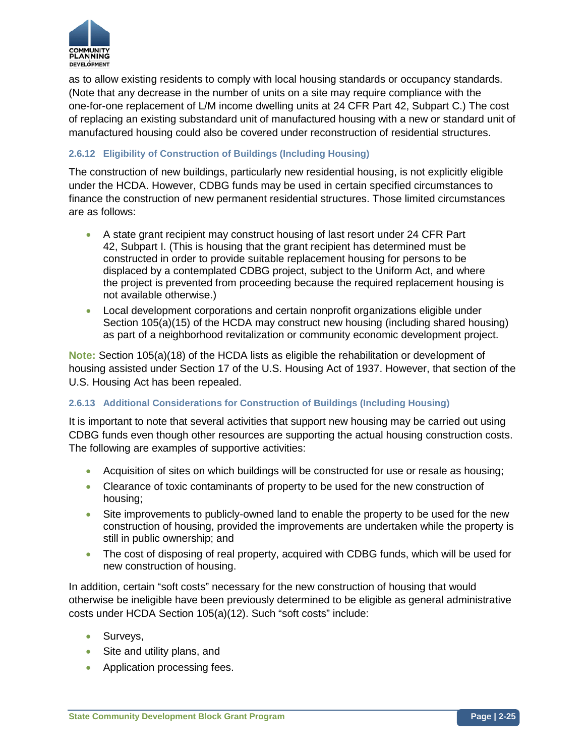as to allow existing residents to comply with local housing standards or occupancy standards. (Note that any decrease in the number of units on a site may require compliance with the one-for-one replacement of L/M income dwelling units at 24 CFR Part 42, Subpart C.) The cost of replacing an existing substandard unit of manufactured housing with a new or standard unit of manufactured housing could also be covered under reconstruction of residential structures.

#### 2.6.12 Eligibility of Construction of Buildings (Including Housing)

The construction of new buildings, particularly new residential housing, is not explicitly eligible under the HCDA. However, CDBG funds may be used in certain specified circumstances to finance the construction of new permanent residential structures. Those limited circumstances are as follows:

- A state grant recipient may construct housing of last resort under 24 CFR Part 42, Subpart I. (This is housing that the grant recipient has determined must be constructed in order to provide suitable replacement housing for persons to be displaced by a contemplated CDBG project, subject to the Uniform Act, and where the project is prevented from proceeding because the required replacement housing is not available otherwise.)
- Local development corporations and certain nonprofit organizations eligible under Section 105(a)(15) of the HCDA may construct new housing (including shared housing) as part of a neighborhood revitalization or community economic development project.

**Note:** Section 105(a)(18) of the HCDA lists as eligible the rehabilitation or development of housing assisted under Section 17 of the U.S. Housing Act of 1937. However, that section of the U.S. Housing Act has been repealed.

#### 2.6.13 Additional Considerations for Construction of Buildings (Including Housing)

It is important to note that several activities that support new housing may be carried out using CDBG funds even though other resources are supporting the actual housing construction costs. The following are examples of supportive activities:

- Acquisition of sites on which buildings will be constructed for use or resale as housing;
- Clearance of toxic contaminants of property to be used for the new construction of housing;
- Site improvements to publicly-owned land to enable the property to be used for the new construction of housing, provided the improvements are undertaken while the property is still in public ownership; and
- The cost of disposing of real property, acquired with CDBG funds, which will be used for new construction of housing.

In addition, certain "soft costs" necessary for the new construction of housing that would otherwise be ineligible have been previously determined to be eligible as general administrative costs under HCDA Section 105(a)(12). Such "soft costs" include:

- Surveys,
- Site and utility plans, and
- Application processing fees.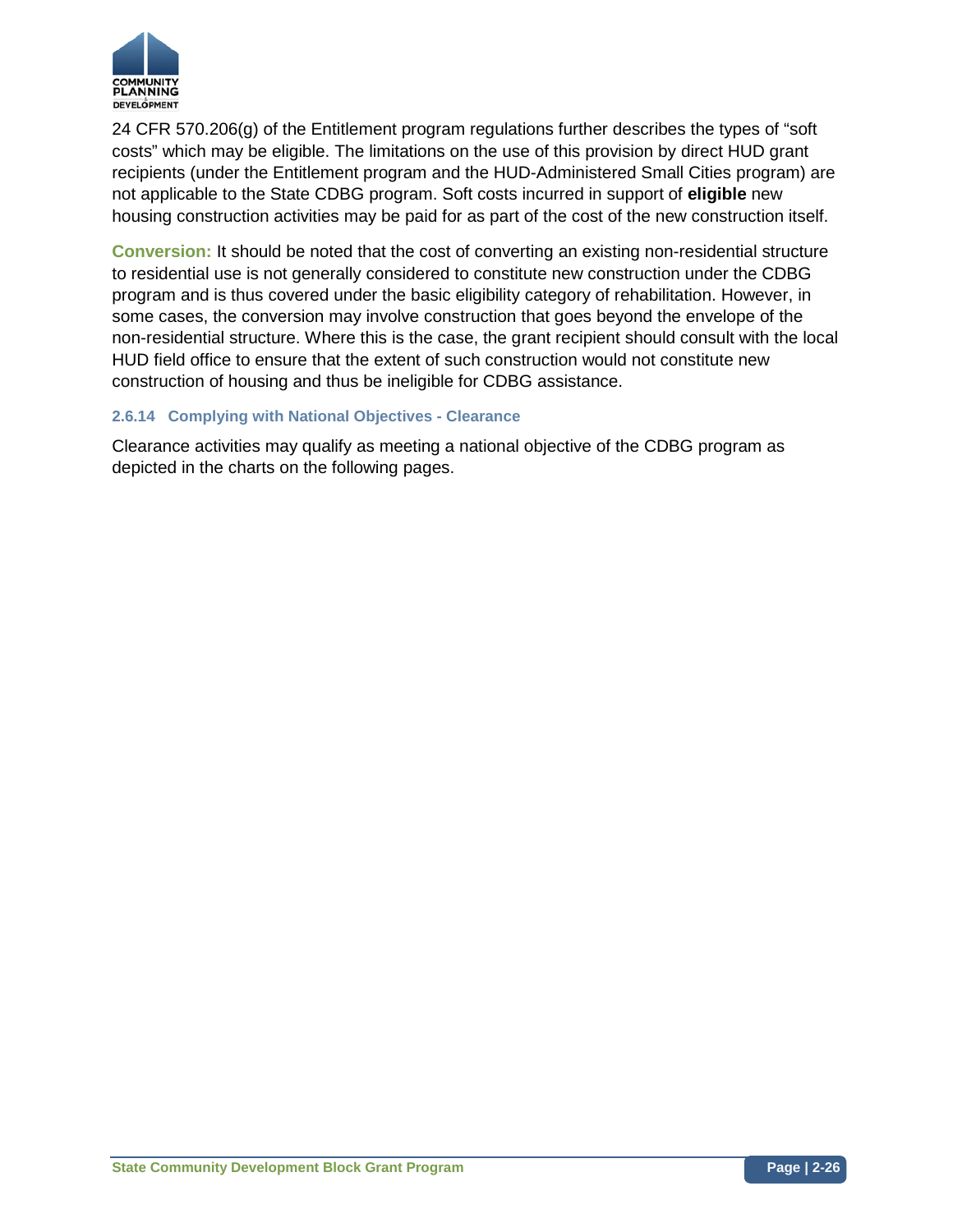24 CFR 570.206(g) of the Entitlement program regulations further describes the types of "soft costs" which may be eligible. The limitations on the use of this provision by direct HUD grant recipients (under the Entitlement program and the HUD-Administered Small Cities program) are not applicable to the State CDBG program. Soft costs incurred in support of **eligible** new housing construction activities may be paid for as part of the cost of the new construction itself.

**Conversion:** It should be noted that the cost of converting an existing non-residential structure to residential use is not generally considered to constitute new construction under the CDBG program and is thus covered under the basic eligibility category of rehabilitation. However, in some cases, the conversion may involve construction that goes beyond the envelope of the non-residential structure. Where this is the case, the grant recipient should consult with the local HUD field office to ensure that the extent of such construction would not constitute new construction of housing and thus be ineligible for CDBG assistance.

### 2.6.14 Complying with National Objectives - Clearance

Clearance activities may qualify as meeting a national objective of the CDBG program as depicted in the charts on the following pages.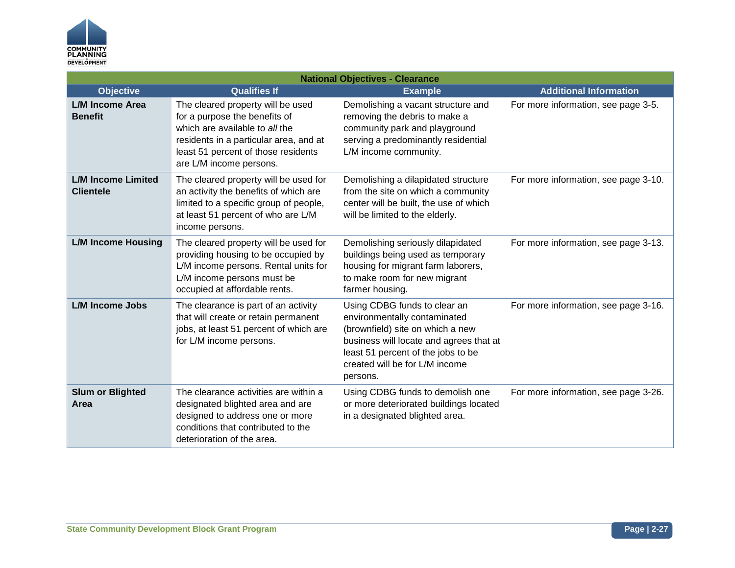| National Objectives - Clearance | | | |
|---|---|---|---|
| **Objective** | **Qualifies If** | **Example** | **Additional Information** |
| **L/M Income Area Benefit** | The cleared property will be used for a purpose the benefits of which are available to *all* the residents in a particular area, and at least 51 percent of those residents are L/M income persons. | Demolishing a vacant structure and removing the debris to make a community park and playground serving a predominantly residential L/M income community. | For more information, see page 3-5. |
| **L/M Income Limited Clientele** | The cleared property will be used for an activity the benefits of which are limited to a specific group of people, at least 51 percent of who are L/M income persons. | Demolishing a dilapidated structure from the site on which a community center will be built, the use of which will be limited to the elderly. | For more information, see page 3-10. |
| **L/M Income Housing** | The cleared property will be used for providing housing to be occupied by L/M income persons. Rental units for L/M income persons must be occupied at affordable rents. | Demolishing seriously dilapidated buildings being used as temporary housing for migrant farm laborers, to make room for new migrant farmer housing. | For more information, see page 3-13. |
| **L/M Income Jobs** | The clearance is part of an activity that will create or retain permanent jobs, at least 51 percent of which are for L/M income persons. | Using CDBG funds to clear an environmentally contaminated (brownfield) site on which a new business will locate and agrees that at least 51 percent of the jobs to be created will be for L/M income persons. | For more information, see page 3-16. |
| **Slum or Blighted Area** | The clearance activities are within a designated blighted area and are designed to address one or more conditions that contributed to the deterioration of the area. | Using CDBG funds to demolish one or more deteriorated buildings located in a designated blighted area. | For more information, see page 3-26. |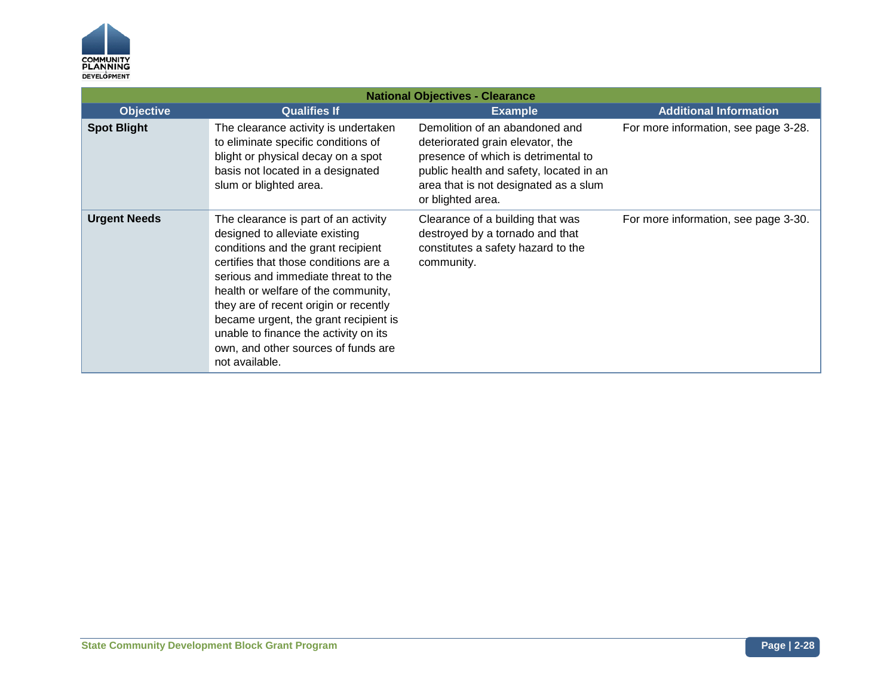| National Objectives - Clearance | | | |
|---|---|---|---|
| **Objective** | **Qualifies If** | **Example** | **Additional Information** |
| **Spot Blight** | The clearance activity is undertaken to eliminate specific conditions of blight or physical decay on a spot basis not located in a designated slum or blighted area. | Demolition of an abandoned and deteriorated grain elevator, the presence of which is detrimental to public health and safety, located in an area that is not designated as a slum or blighted area. | For more information, see page 3-28. |
| **Urgent Needs** | The clearance is part of an activity designed to alleviate existing conditions and the grant recipient certifies that those conditions are a serious and immediate threat to the health or welfare of the community, they are of recent origin or recently became urgent, the grant recipient is unable to finance the activity on its own, and other sources of funds are not available. | Clearance of a building that was destroyed by a tornado and that constitutes a safety hazard to the community. | For more information, see page 3-30. |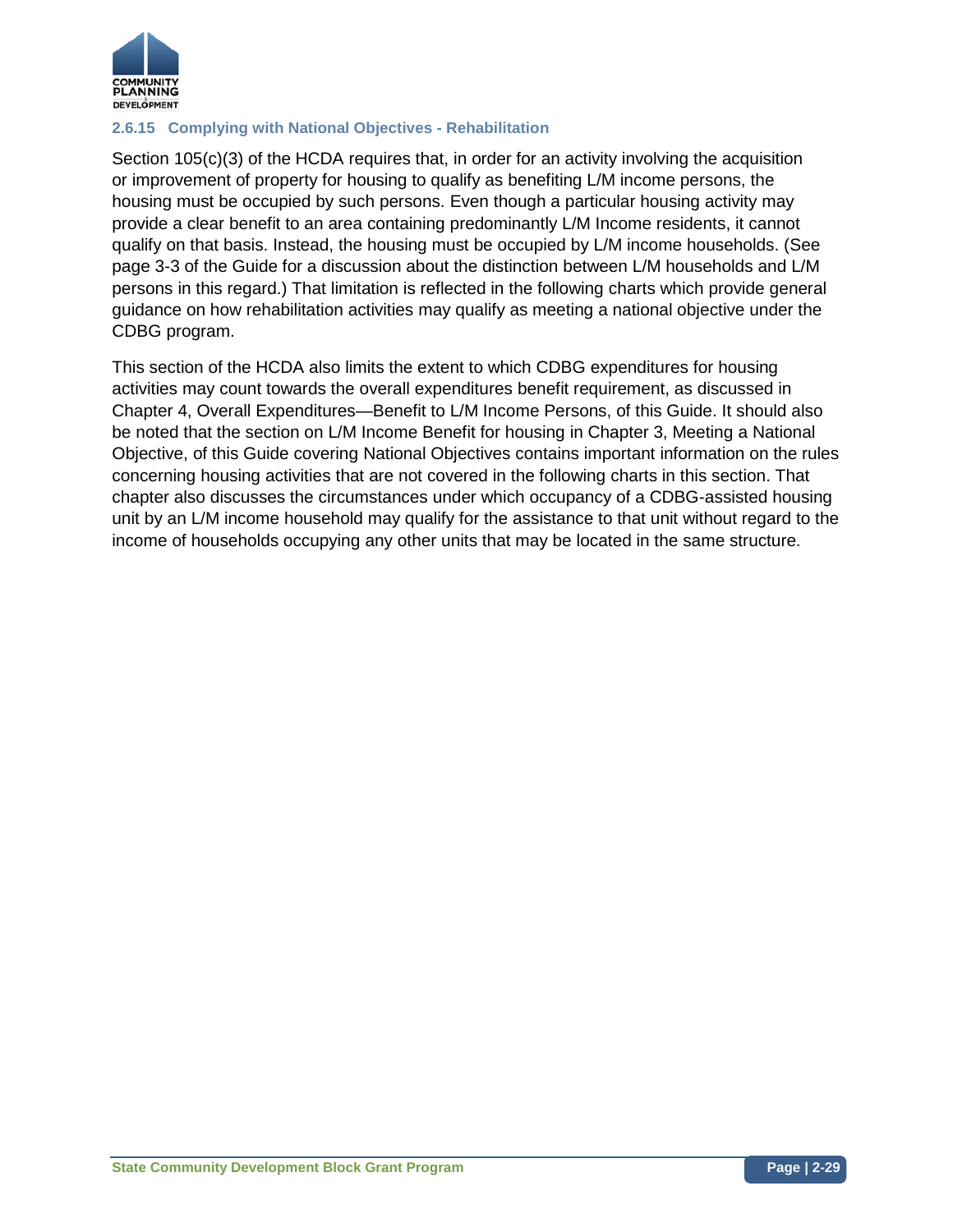### 2.6.15 Complying with National Objectives - Rehabilitation

Section 105(c)(3) of the HCDA requires that, in order for an activity involving the acquisition or improvement of property for housing to qualify as benefiting L/M income persons, the housing must be occupied by such persons. Even though a particular housing activity may provide a clear benefit to an area containing predominantly L/M Income residents, it cannot qualify on that basis. Instead, the housing must be occupied by L/M income households. (See page 3-3 of the Guide for a discussion about the distinction between L/M households and L/M persons in this regard.) That limitation is reflected in the following charts which provide general guidance on how rehabilitation activities may qualify as meeting a national objective under the CDBG program.

This section of the HCDA also limits the extent to which CDBG expenditures for housing activities may count towards the overall expenditures benefit requirement, as discussed in Chapter 4, Overall Expenditures—Benefit to L/M Income Persons, of this Guide. It should also be noted that the section on L/M Income Benefit for housing in Chapter 3, Meeting a National Objective, of this Guide covering National Objectives contains important information on the rules concerning housing activities that are not covered in the following charts in this section. That chapter also discusses the circumstances under which occupancy of a CDBG-assisted housing unit by an L/M income household may qualify for the assistance to that unit without regard to the income of households occupying any other units that may be located in the same structure.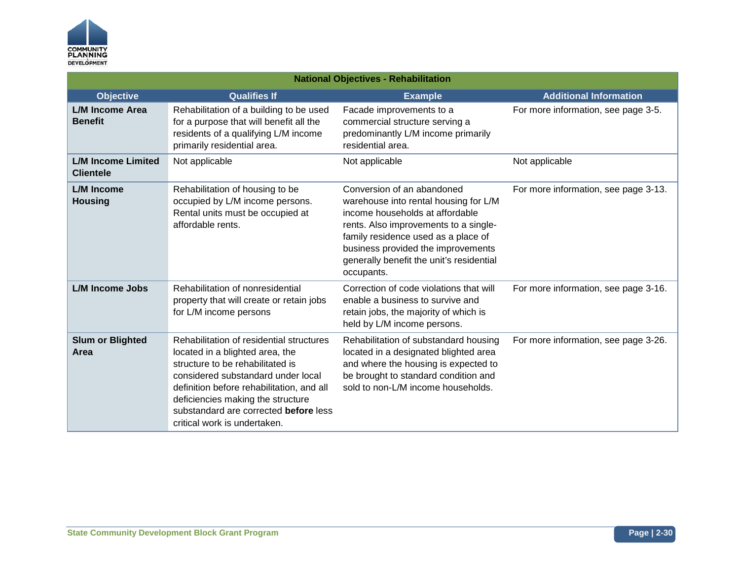| National Objectives - Rehabilitation | | | |
|---|---|---|---|
| **Objective** | **Qualifies If** | **Example** | **Additional Information** |
| **L/M Income Area Benefit** | Rehabilitation of a building to be used for a purpose that will benefit all the residents of a qualifying L/M income primarily residential area. | Facade improvements to a commercial structure serving a predominantly L/M income primarily residential area. | For more information, see page 3-5. |
| **L/M Income Limited Clientele** | Not applicable | Not applicable | Not applicable |
| **L/M Income Housing** | Rehabilitation of housing to be occupied by L/M income persons. Rental units must be occupied at affordable rents. | Conversion of an abandoned warehouse into rental housing for L/M income households at affordable rents. Also improvements to a single-family residence used as a place of business provided the improvements generally benefit the unit's residential occupants. | For more information, see page 3-13. |
| **L/M Income Jobs** | Rehabilitation of nonresidential property that will create or retain jobs for L/M income persons | Correction of code violations that will enable a business to survive and retain jobs, the majority of which is held by L/M income persons. | For more information, see page 3-16. |
| **Slum or Blighted Area** | Rehabilitation of residential structures located in a blighted area, the structure to be rehabilitated is considered substandard under local definition before rehabilitation, and all deficiencies making the structure substandard are corrected **before** less critical work is undertaken. | Rehabilitation of substandard housing located in a designated blighted area and where the housing is expected to be brought to standard condition and sold to non-L/M income households. | For more information, see page 3-26. |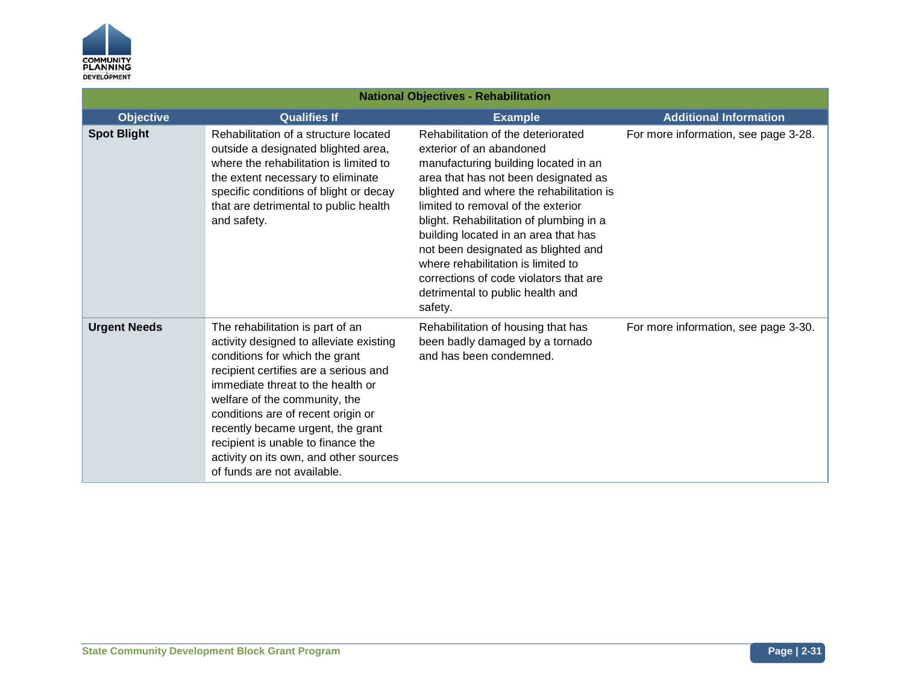| National Objectives - Rehabilitation | | | |
|---|---|---|---|
| **Objective** | **Qualifies If** | **Example** | **Additional Information** |
| **Spot Blight** | Rehabilitation of a structure located outside a designated blighted area, where the rehabilitation is limited to the extent necessary to eliminate specific conditions of blight or decay that are detrimental to public health and safety. | Rehabilitation of the deteriorated exterior of an abandoned manufacturing building located in an area that has not been designated as blighted and where the rehabilitation is limited to removal of the exterior blight. Rehabilitation of plumbing in a building located in an area that has not been designated as blighted and where rehabilitation is limited to corrections of code violators that are detrimental to public health and safety. | For more information, see page 3-28. |
| **Urgent Needs** | The rehabilitation is part of an activity designed to alleviate existing conditions for which the grant recipient certifies are a serious and immediate threat to the health or welfare of the community, the conditions are of recent origin or recently became urgent, the grant recipient is unable to finance the activity on its own, and other sources of funds are not available. | Rehabilitation of housing that has been badly damaged by a tornado and has been condemned. | For more information, see page 3-30. |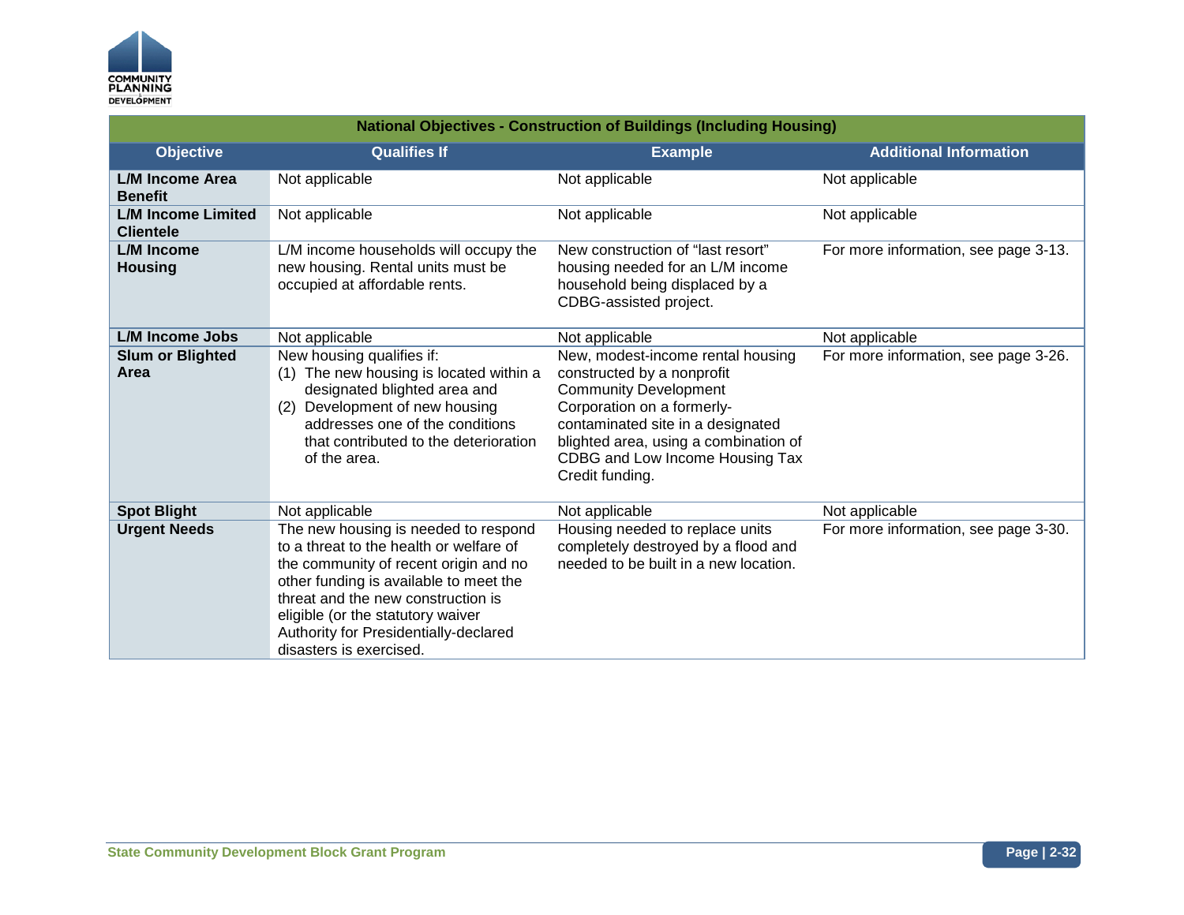| National Objectives - Construction of Buildings (Including Housing) | | | |
|---|---|---|---|
| **Objective** | **Qualifies If** | **Example** | **Additional Information** |
| **L/M Income Area Benefit** | Not applicable | Not applicable | Not applicable |
| **L/M Income Limited Clientele** | Not applicable | Not applicable | Not applicable |
| **L/M Income Housing** | L/M income households will occupy the new housing. Rental units must be occupied at affordable rents. | New construction of "last resort" housing needed for an L/M income household being displaced by a CDBG-assisted project. | For more information, see page 3-13. |
| **L/M Income Jobs** | Not applicable | Not applicable | Not applicable |
| **Slum or Blighted Area** | New housing qualifies if: (1) The new housing is located within a designated blighted area and (2) Development of new housing addresses one of the conditions that contributed to the deterioration of the area. | New, modest-income rental housing constructed by a nonprofit Community Development Corporation on a formerly-contaminated site in a designated blighted area, using a combination of CDBG and Low Income Housing Tax Credit funding. | For more information, see page 3-26. |
| **Spot Blight** | Not applicable | Not applicable | Not applicable |
| **Urgent Needs** | The new housing is needed to respond to a threat to the health or welfare of the community of recent origin and no other funding is available to meet the threat and the new construction is eligible (or the statutory waiver Authority for Presidentially-declared disasters is exercised. | Housing needed to replace units completely destroyed by a flood and needed to be built in a new location. | For more information, see page 3-30. |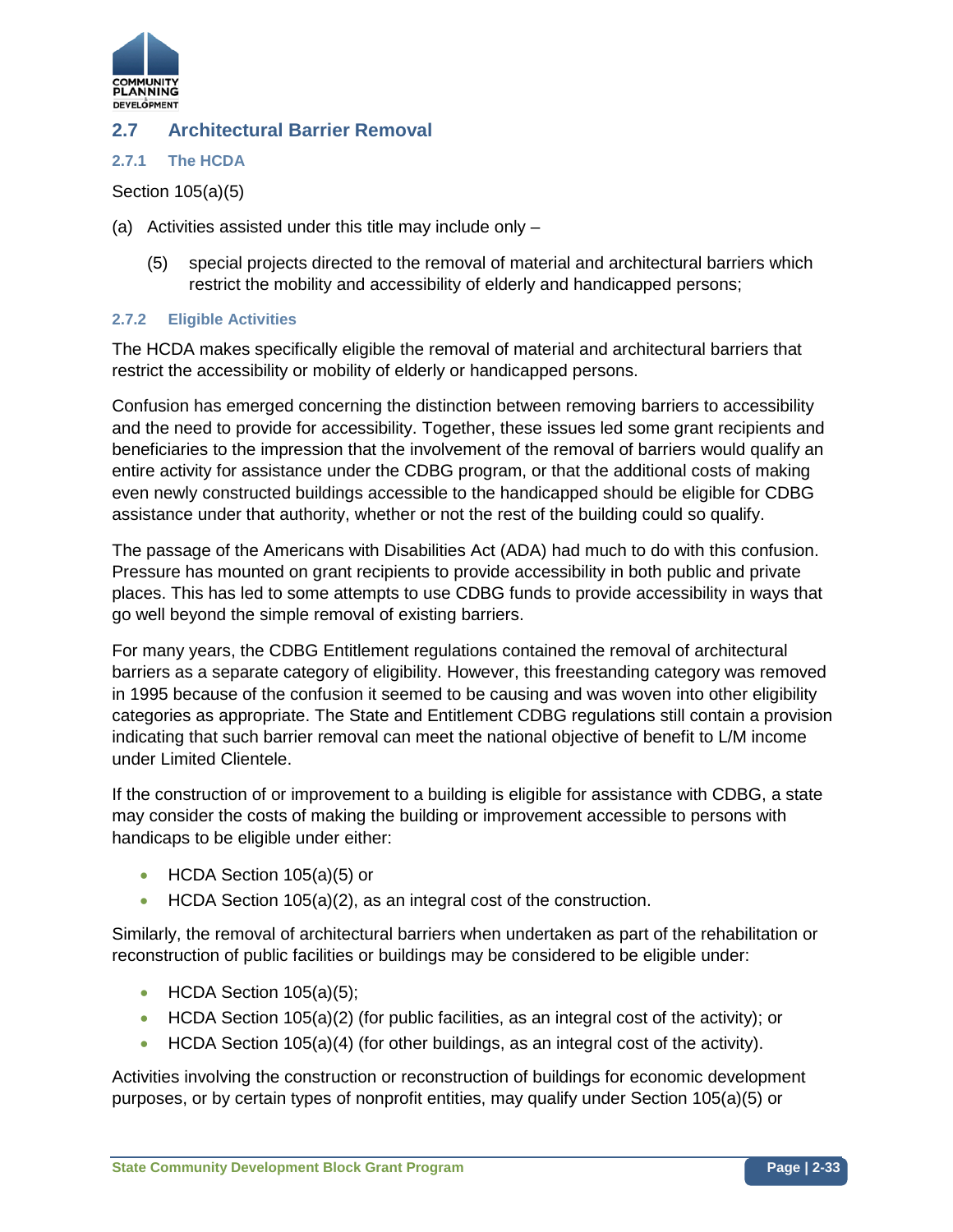## 2.7 Architectural Barrier Removal

### 2.7.1 The HCDA

Section 105(a)(5)

(a) Activities assisted under this title may include only –

> (5) special projects directed to the removal of material and architectural barriers which restrict the mobility and accessibility of elderly and handicapped persons;

### 2.7.2 Eligible Activities

The HCDA makes specifically eligible the removal of material and architectural barriers that restrict the accessibility or mobility of elderly or handicapped persons.

Confusion has emerged concerning the distinction between removing barriers to accessibility and the need to provide for accessibility. Together, these issues led some grant recipients and beneficiaries to the impression that the involvement of the removal of barriers would qualify an entire activity for assistance under the CDBG program, or that the additional costs of making even newly constructed buildings accessible to the handicapped should be eligible for CDBG assistance under that authority, whether or not the rest of the building could so qualify.

The passage of the Americans with Disabilities Act (ADA) had much to do with this confusion. Pressure has mounted on grant recipients to provide accessibility in both public and private places. This has led to some attempts to use CDBG funds to provide accessibility in ways that go well beyond the simple removal of existing barriers.

For many years, the CDBG Entitlement regulations contained the removal of architectural barriers as a separate category of eligibility. However, this freestanding category was removed in 1995 because of the confusion it seemed to be causing and was woven into other eligibility categories as appropriate. The State and Entitlement CDBG regulations still contain a provision indicating that such barrier removal can meet the national objective of benefit to L/M income under Limited Clientele.

If the construction of or improvement to a building is eligible for assistance with CDBG, a state may consider the costs of making the building or improvement accessible to persons with handicaps to be eligible under either:

- HCDA Section 105(a)(5) or
- HCDA Section 105(a)(2), as an integral cost of the construction.

Similarly, the removal of architectural barriers when undertaken as part of the rehabilitation or reconstruction of public facilities or buildings may be considered to be eligible under:

- HCDA Section 105(a)(5);
- HCDA Section 105(a)(2) (for public facilities, as an integral cost of the activity); or
- HCDA Section 105(a)(4) (for other buildings, as an integral cost of the activity).

Activities involving the construction or reconstruction of buildings for economic development purposes, or by certain types of nonprofit entities, may qualify under Section 105(a)(5) or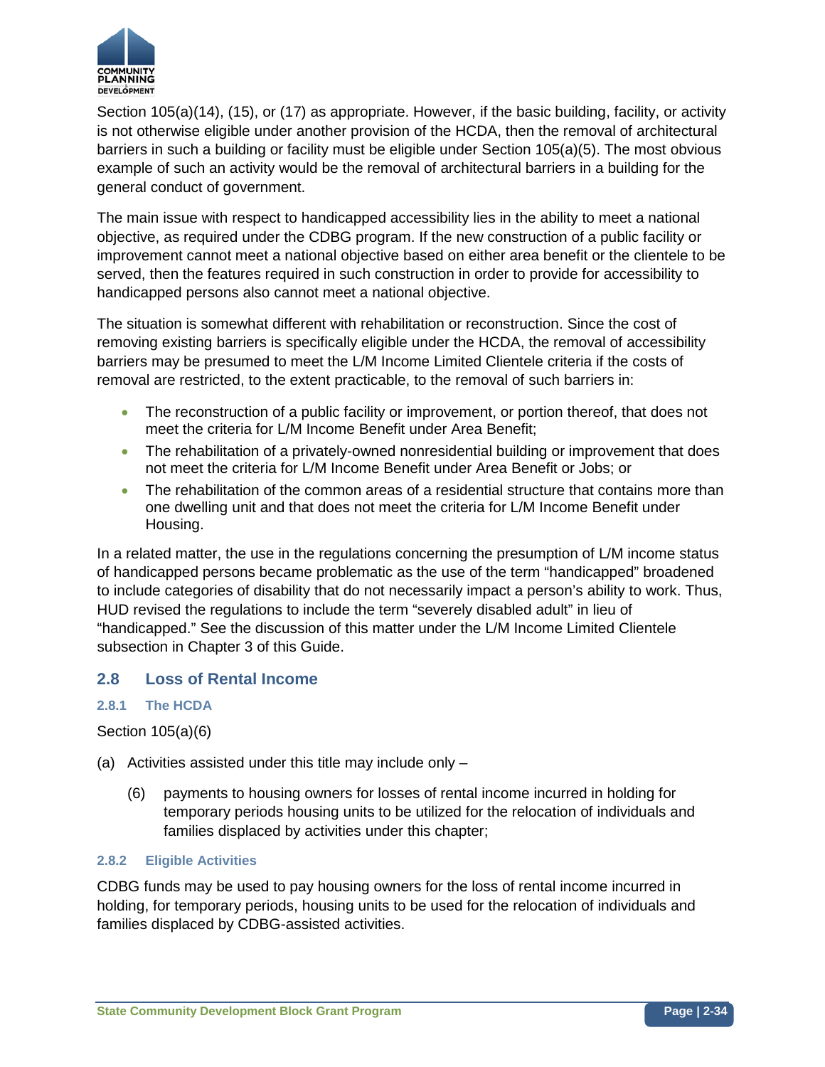Section 105(a)(14), (15), or (17) as appropriate. However, if the basic building, facility, or activity is not otherwise eligible under another provision of the HCDA, then the removal of architectural barriers in such a building or facility must be eligible under Section 105(a)(5). The most obvious example of such an activity would be the removal of architectural barriers in a building for the general conduct of government.

The main issue with respect to handicapped accessibility lies in the ability to meet a national objective, as required under the CDBG program. If the new construction of a public facility or improvement cannot meet a national objective based on either area benefit or the clientele to be served, then the features required in such construction in order to provide for accessibility to handicapped persons also cannot meet a national objective.

The situation is somewhat different with rehabilitation or reconstruction. Since the cost of removing existing barriers is specifically eligible under the HCDA, the removal of accessibility barriers may be presumed to meet the L/M Income Limited Clientele criteria if the costs of removal are restricted, to the extent practicable, to the removal of such barriers in:

- The reconstruction of a public facility or improvement, or portion thereof, that does not meet the criteria for L/M Income Benefit under Area Benefit;
- The rehabilitation of a privately-owned nonresidential building or improvement that does not meet the criteria for L/M Income Benefit under Area Benefit or Jobs; or
- The rehabilitation of the common areas of a residential structure that contains more than one dwelling unit and that does not meet the criteria for L/M Income Benefit under Housing.

In a related matter, the use in the regulations concerning the presumption of L/M income status of handicapped persons became problematic as the use of the term "handicapped" broadened to include categories of disability that do not necessarily impact a person's ability to work. Thus, HUD revised the regulations to include the term "severely disabled adult" in lieu of "handicapped." See the discussion of this matter under the L/M Income Limited Clientele subsection in Chapter 3 of this Guide.

## 2.8 Loss of Rental Income

### 2.8.1 The HCDA

Section 105(a)(6)

(a) Activities assisted under this title may include only –

> (6) payments to housing owners for losses of rental income incurred in holding for temporary periods housing units to be utilized for the relocation of individuals and families displaced by activities under this chapter;

### 2.8.2 Eligible Activities

CDBG funds may be used to pay housing owners for the loss of rental income incurred in holding, for temporary periods, housing units to be used for the relocation of individuals and families displaced by CDBG-assisted activities.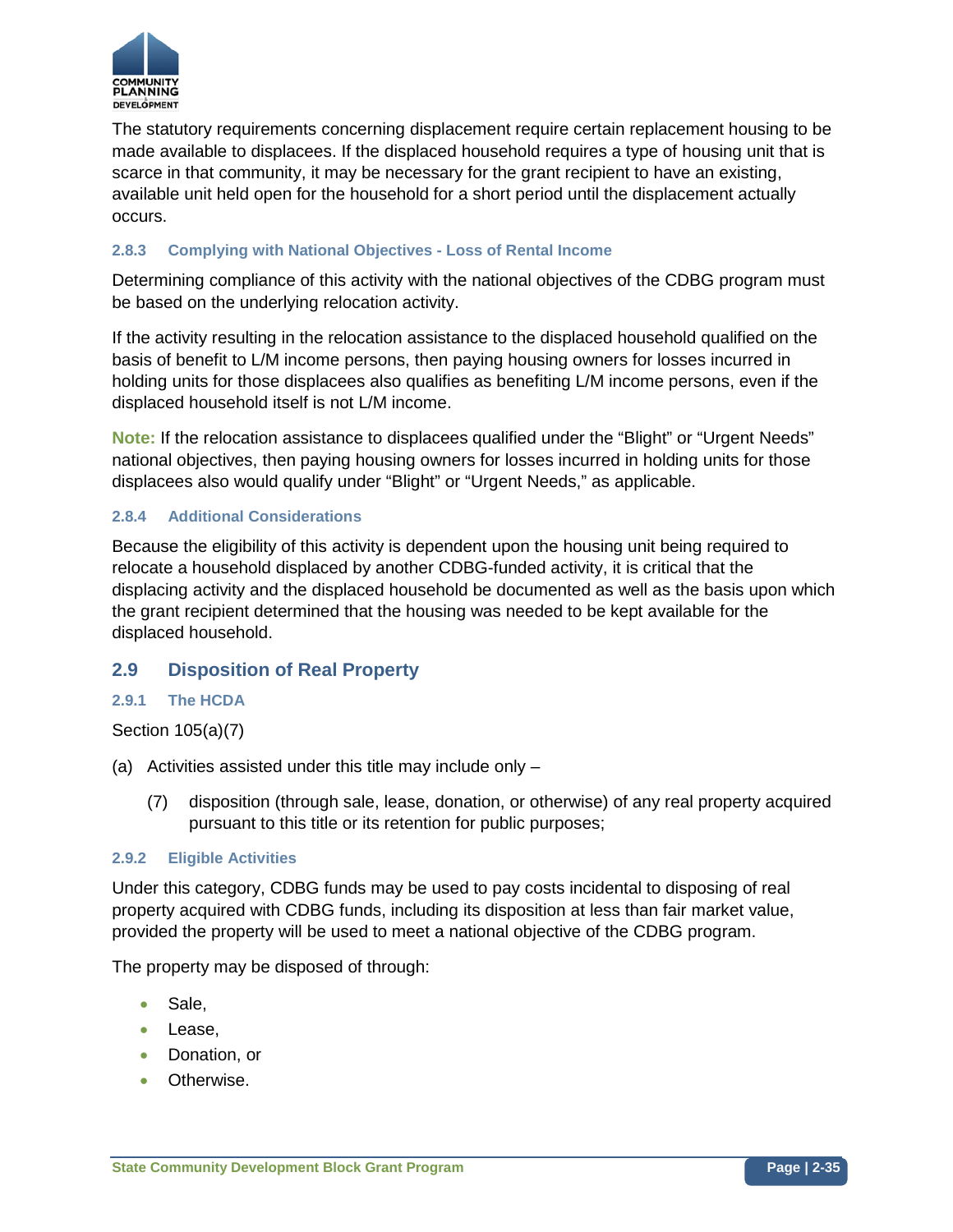The statutory requirements concerning displacement require certain replacement housing to be made available to displacees. If the displaced household requires a type of housing unit that is scarce in that community, it may be necessary for the grant recipient to have an existing, available unit held open for the household for a short period until the displacement actually occurs.

### 2.8.3 Complying with National Objectives - Loss of Rental Income

Determining compliance of this activity with the national objectives of the CDBG program must be based on the underlying relocation activity.

If the activity resulting in the relocation assistance to the displaced household qualified on the basis of benefit to L/M income persons, then paying housing owners for losses incurred in holding units for those displacees also qualifies as benefiting L/M income persons, even if the displaced household itself is not L/M income.

**Note:** If the relocation assistance to displacees qualified under the “Blight” or “Urgent Needs” national objectives, then paying housing owners for losses incurred in holding units for those displacees also would qualify under “Blight” or “Urgent Needs,” as applicable.

### 2.8.4 Additional Considerations

Because the eligibility of this activity is dependent upon the housing unit being required to relocate a household displaced by another CDBG-funded activity, it is critical that the displacing activity and the displaced household be documented as well as the basis upon which the grant recipient determined that the housing was needed to be kept available for the displaced household.

## 2.9 Disposition of Real Property

### 2.9.1 The HCDA

Section 105(a)(7)

(a) Activities assisted under this title may include only –

 (7) disposition (through sale, lease, donation, or otherwise) of any real property acquired pursuant to this title or its retention for public purposes;

### 2.9.2 Eligible Activities

Under this category, CDBG funds may be used to pay costs incidental to disposing of real property acquired with CDBG funds, including its disposition at less than fair market value, provided the property will be used to meet a national objective of the CDBG program.

The property may be disposed of through:

- Sale,
- Lease,
- Donation, or
- Otherwise.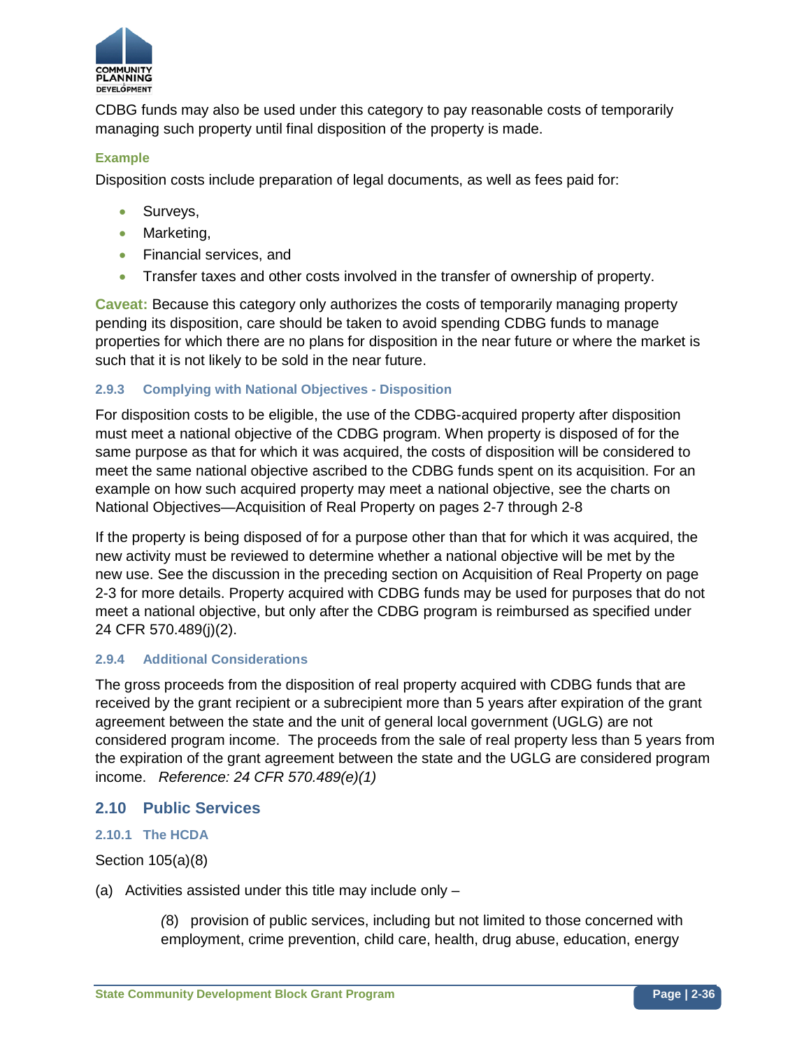CDBG funds may also be used under this category to pay reasonable costs of temporarily managing such property until final disposition of the property is made.

**Example**

Disposition costs include preparation of legal documents, as well as fees paid for:

- Surveys,
- Marketing,
- Financial services, and
- Transfer taxes and other costs involved in the transfer of ownership of property.

**Caveat:** Because this category only authorizes the costs of temporarily managing property pending its disposition, care should be taken to avoid spending CDBG funds to manage properties for which there are no plans for disposition in the near future or where the market is such that it is not likely to be sold in the near future.

### 2.9.3 Complying with National Objectives - Disposition

For disposition costs to be eligible, the use of the CDBG-acquired property after disposition must meet a national objective of the CDBG program. When property is disposed of for the same purpose as that for which it was acquired, the costs of disposition will be considered to meet the same national objective ascribed to the CDBG funds spent on its acquisition. For an example on how such acquired property may meet a national objective, see the charts on National Objectives—Acquisition of Real Property on pages 2-7 through 2-8

If the property is being disposed of for a purpose other than that for which it was acquired, the new activity must be reviewed to determine whether a national objective will be met by the new use. See the discussion in the preceding section on Acquisition of Real Property on page 2-3 for more details. Property acquired with CDBG funds may be used for purposes that do not meet a national objective, but only after the CDBG program is reimbursed as specified under 24 CFR 570.489(j)(2).

### 2.9.4 Additional Considerations

The gross proceeds from the disposition of real property acquired with CDBG funds that are received by the grant recipient or a subrecipient more than 5 years after expiration of the grant agreement between the state and the unit of general local government (UGLG) are not considered program income. The proceeds from the sale of real property less than 5 years from the expiration of the grant agreement between the state and the UGLG are considered program income. *Reference: 24 CFR 570.489(e)(1)*

## 2.10 Public Services

### 2.10.1 The HCDA

Section 105(a)(8)

(a) Activities assisted under this title may include only –

> (8) provision of public services, including but not limited to those concerned with employment, crime prevention, child care, health, drug abuse, education, energy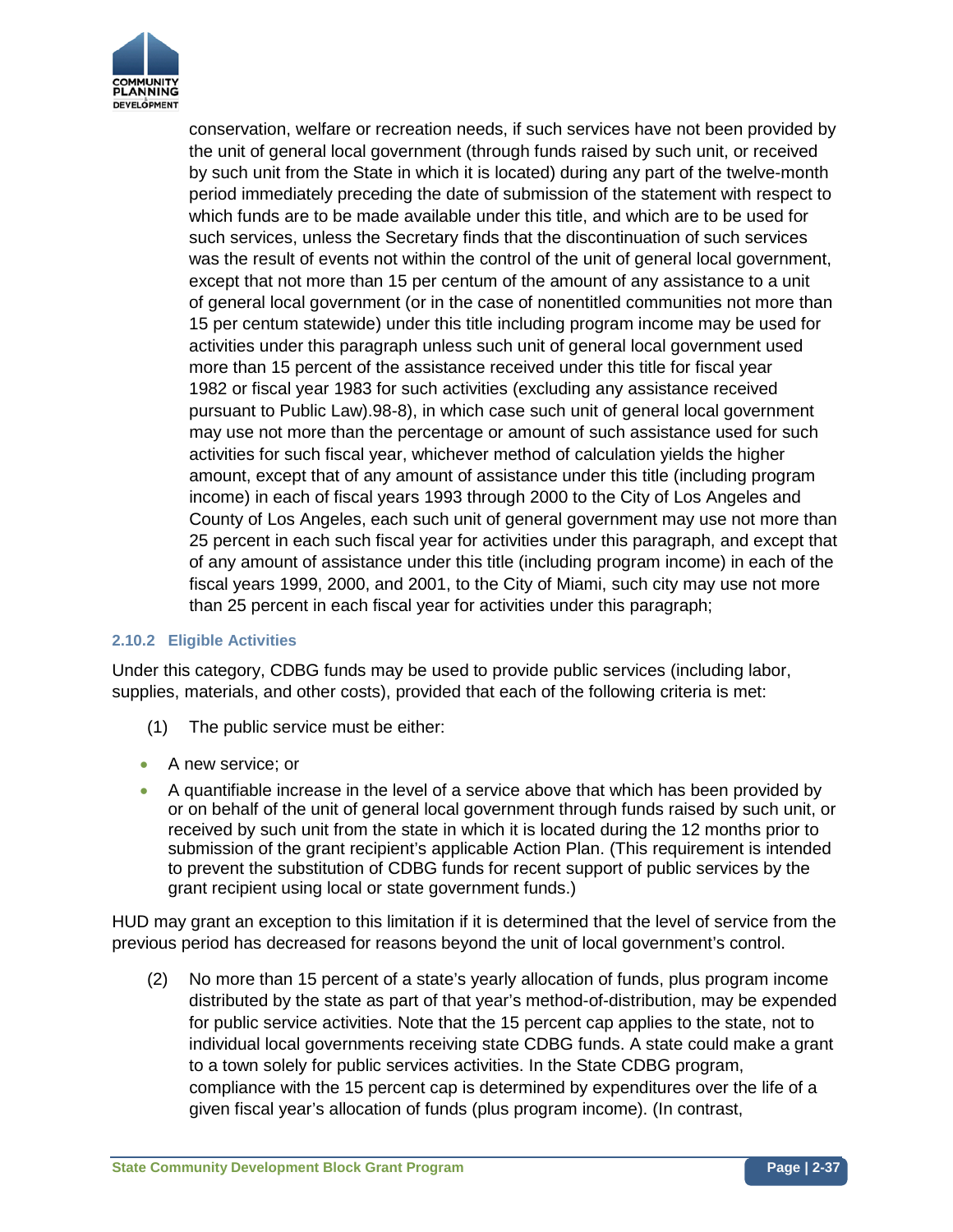conservation, welfare or recreation needs, if such services have not been provided by the unit of general local government (through funds raised by such unit, or received by such unit from the State in which it is located) during any part of the twelve-month period immediately preceding the date of submission of the statement with respect to which funds are to be made available under this title, and which are to be used for such services, unless the Secretary finds that the discontinuation of such services was the result of events not within the control of the unit of general local government, except that not more than 15 per centum of the amount of any assistance to a unit of general local government (or in the case of nonentitled communities not more than 15 per centum statewide) under this title including program income may be used for activities under this paragraph unless such unit of general local government used more than 15 percent of the assistance received under this title for fiscal year 1982 or fiscal year 1983 for such activities (excluding any assistance received pursuant to Public Law).98-8), in which case such unit of general local government may use not more than the percentage or amount of such assistance used for such activities for such fiscal year, whichever method of calculation yields the higher amount, except that of any amount of assistance under this title (including program income) in each of fiscal years 1993 through 2000 to the City of Los Angeles and County of Los Angeles, each such unit of general government may use not more than 25 percent in each such fiscal year for activities under this paragraph, and except that of any amount of assistance under this title (including program income) in each of the fiscal years 1999, 2000, and 2001, to the City of Miami, such city may use not more than 25 percent in each fiscal year for activities under this paragraph;

### 2.10.2 Eligible Activities

Under this category, CDBG funds may be used to provide public services (including labor, supplies, materials, and other costs), provided that each of the following criteria is met:

(1) The public service must be either:

- A new service; or
- A quantifiable increase in the level of a service above that which has been provided by or on behalf of the unit of general local government through funds raised by such unit, or received by such unit from the state in which it is located during the 12 months prior to submission of the grant recipient's applicable Action Plan. (This requirement is intended to prevent the substitution of CDBG funds for recent support of public services by the grant recipient using local or state government funds.)

HUD may grant an exception to this limitation if it is determined that the level of service from the previous period has decreased for reasons beyond the unit of local government's control.

(2) No more than 15 percent of a state's yearly allocation of funds, plus program income distributed by the state as part of that year's method-of-distribution, may be expended for public service activities. Note that the 15 percent cap applies to the state, not to individual local governments receiving state CDBG funds. A state could make a grant to a town solely for public services activities. In the State CDBG program, compliance with the 15 percent cap is determined by expenditures over the life of a given fiscal year's allocation of funds (plus program income). (In contrast,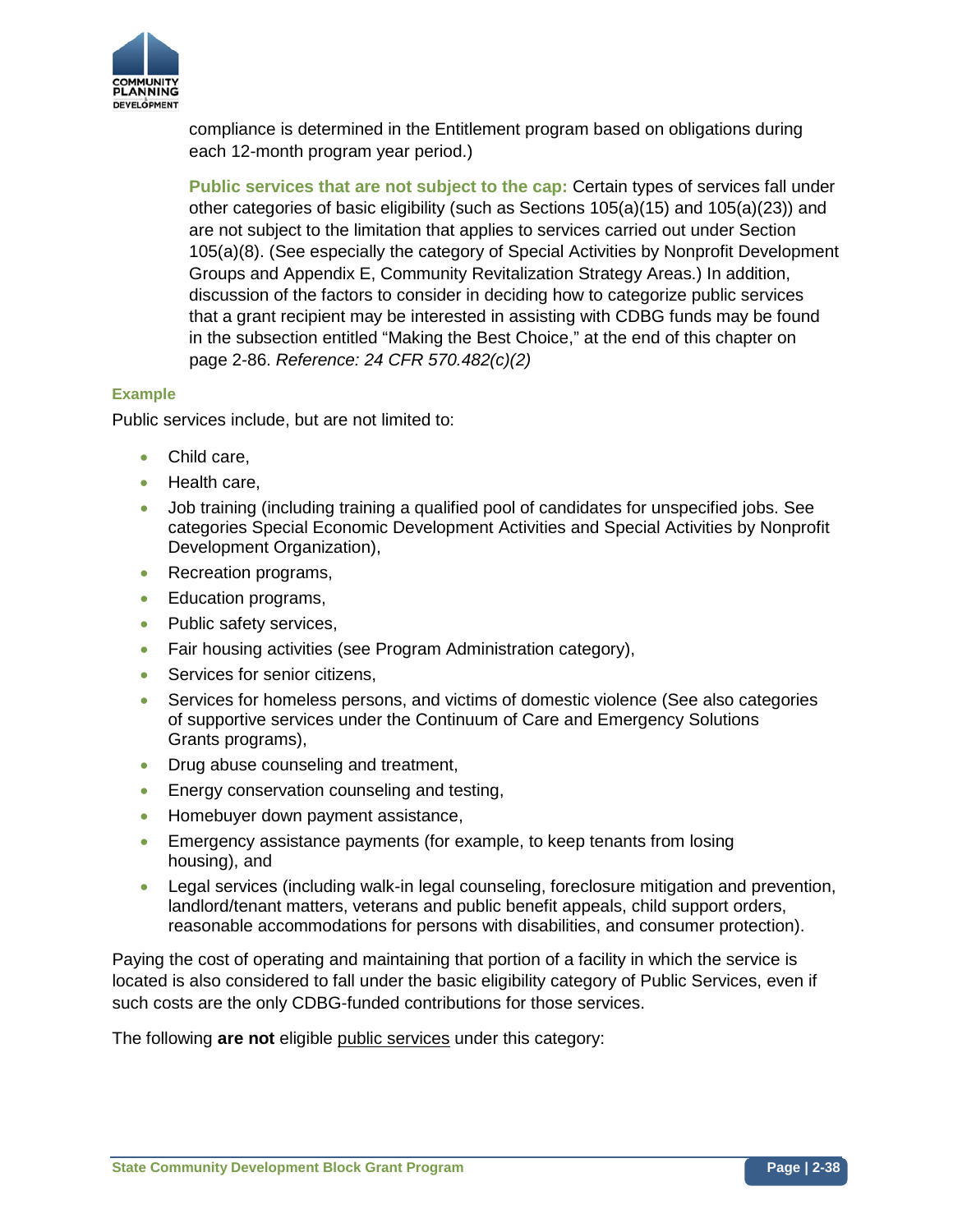compliance is determined in the Entitlement program based on obligations during each 12-month program year period.)

**Public services that are not subject to the cap:** Certain types of services fall under other categories of basic eligibility (such as Sections 105(a)(15) and 105(a)(23)) and are not subject to the limitation that applies to services carried out under Section 105(a)(8). (See especially the category of Special Activities by Nonprofit Development Groups and Appendix E, Community Revitalization Strategy Areas.) In addition, discussion of the factors to consider in deciding how to categorize public services that a grant recipient may be interested in assisting with CDBG funds may be found in the subsection entitled "Making the Best Choice," at the end of this chapter on page 2-86. *Reference: 24 CFR 570.482(c)(2)*

#### Example

Public services include, but are not limited to:

- Child care,
- Health care,
- Job training (including training a qualified pool of candidates for unspecified jobs. See categories Special Economic Development Activities and Special Activities by Nonprofit Development Organization),
- Recreation programs,
- Education programs,
- Public safety services,
- Fair housing activities (see Program Administration category),
- Services for senior citizens,
- Services for homeless persons, and victims of domestic violence (See also categories of supportive services under the Continuum of Care and Emergency Solutions Grants programs),
- Drug abuse counseling and treatment,
- Energy conservation counseling and testing,
- Homebuyer down payment assistance,
- Emergency assistance payments (for example, to keep tenants from losing housing), and
- Legal services (including walk-in legal counseling, foreclosure mitigation and prevention, landlord/tenant matters, veterans and public benefit appeals, child support orders, reasonable accommodations for persons with disabilities, and consumer protection).

Paying the cost of operating and maintaining that portion of a facility in which the service is located is also considered to fall under the basic eligibility category of Public Services, even if such costs are the only CDBG-funded contributions for those services.

The following **are not** eligible public services under this category: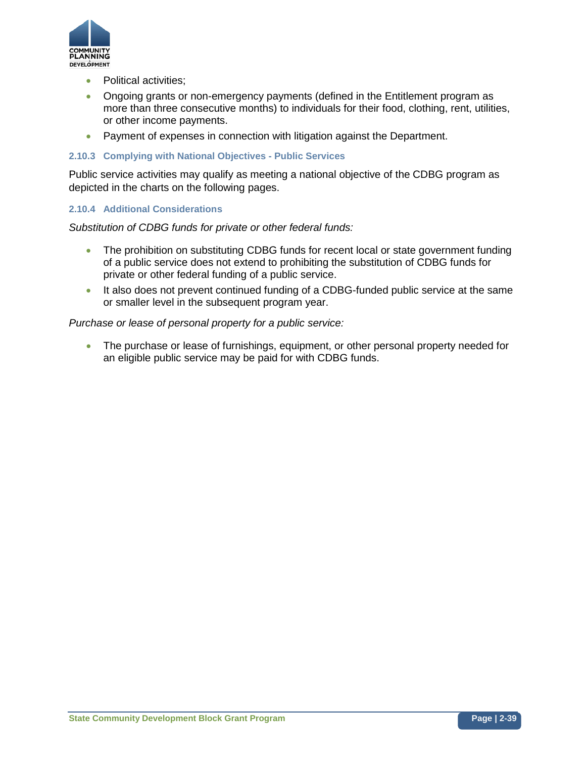- Political activities;
- Ongoing grants or non-emergency payments (defined in the Entitlement program as more than three consecutive months) to individuals for their food, clothing, rent, utilities, or other income payments.
- Payment of expenses in connection with litigation against the Department.

### 2.10.3 Complying with National Objectives - Public Services

Public service activities may qualify as meeting a national objective of the CDBG program as depicted in the charts on the following pages.

### 2.10.4 Additional Considerations

*Substitution of CDBG funds for private or other federal funds:*

- The prohibition on substituting CDBG funds for recent local or state government funding of a public service does not extend to prohibiting the substitution of CDBG funds for private or other federal funding of a public service.
- It also does not prevent continued funding of a CDBG-funded public service at the same or smaller level in the subsequent program year.

*Purchase or lease of personal property for a public service:*

- The purchase or lease of furnishings, equipment, or other personal property needed for an eligible public service may be paid for with CDBG funds.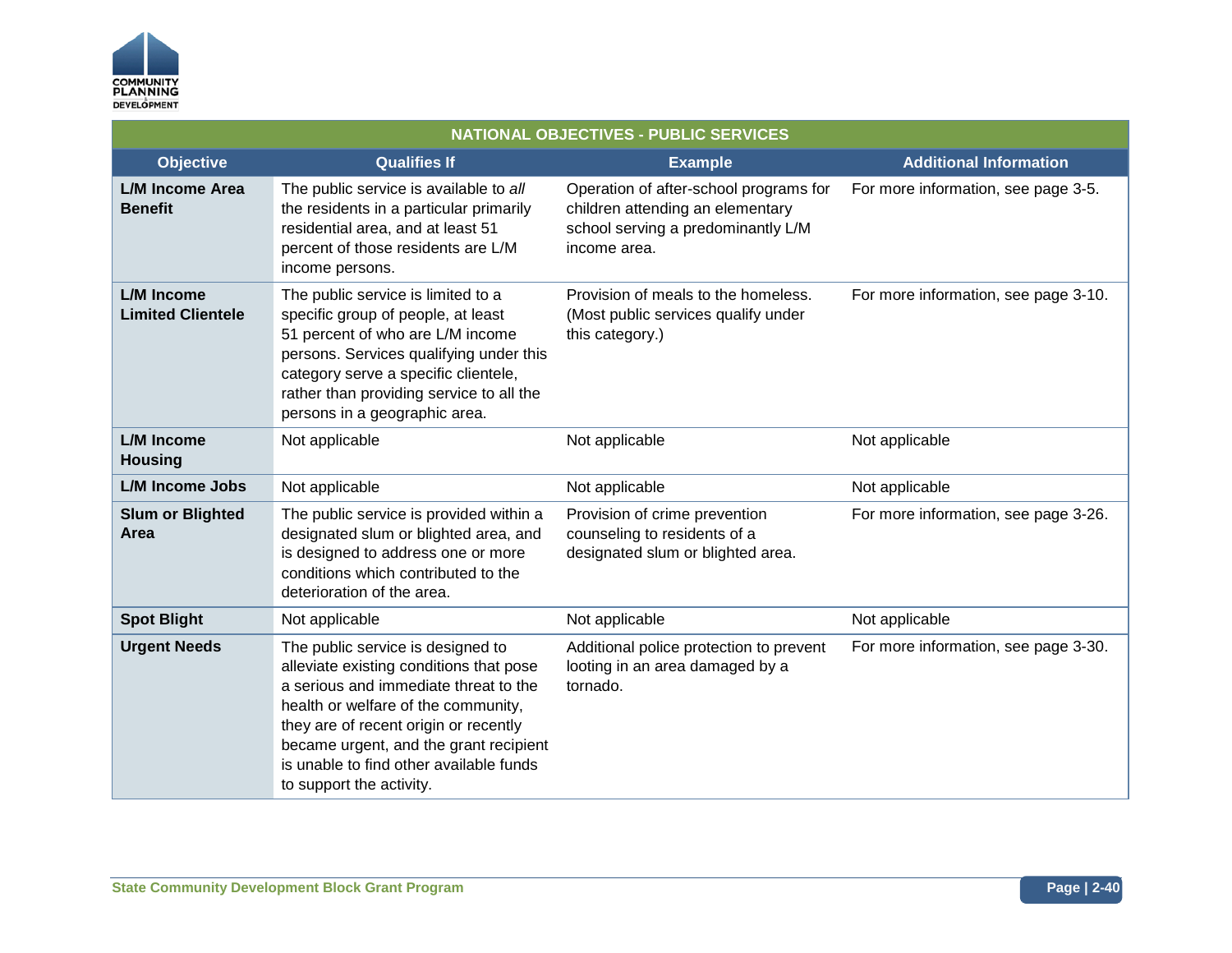| NATIONAL OBJECTIVES - PUBLIC SERVICES | | | |
| --- | --- | --- | --- |
| **Objective** | **Qualifies If** | **Example** | **Additional Information** |
| **L/M Income Area Benefit** | The public service is available to *all* the residents in a particular primarily residential area, and at least 51 percent of those residents are L/M income persons. | Operation of after-school programs for children attending an elementary school serving a predominantly L/M income area. | For more information, see page 3-5. |
| **L/M Income Limited Clientele** | The public service is limited to a specific group of people, at least 51 percent of who are L/M income persons. Services qualifying under this category serve a specific clientele, rather than providing service to all the persons in a geographic area. | Provision of meals to the homeless. (Most public services qualify under this category.) | For more information, see page 3-10. |
| **L/M Income Housing** | Not applicable | Not applicable | Not applicable |
| **L/M Income Jobs** | Not applicable | Not applicable | Not applicable |
| **Slum or Blighted Area** | The public service is provided within a designated slum or blighted area, and is designed to address one or more conditions which contributed to the deterioration of the area. | Provision of crime prevention counseling to residents of a designated slum or blighted area. | For more information, see page 3-26. |
| **Spot Blight** | Not applicable | Not applicable | Not applicable |
| **Urgent Needs** | The public service is designed to alleviate existing conditions that pose a serious and immediate threat to the health or welfare of the community, they are of recent origin or recently became urgent, and the grant recipient is unable to find other available funds to support the activity. | Additional police protection to prevent looting in an area damaged by a tornado. | For more information, see page 3-30. |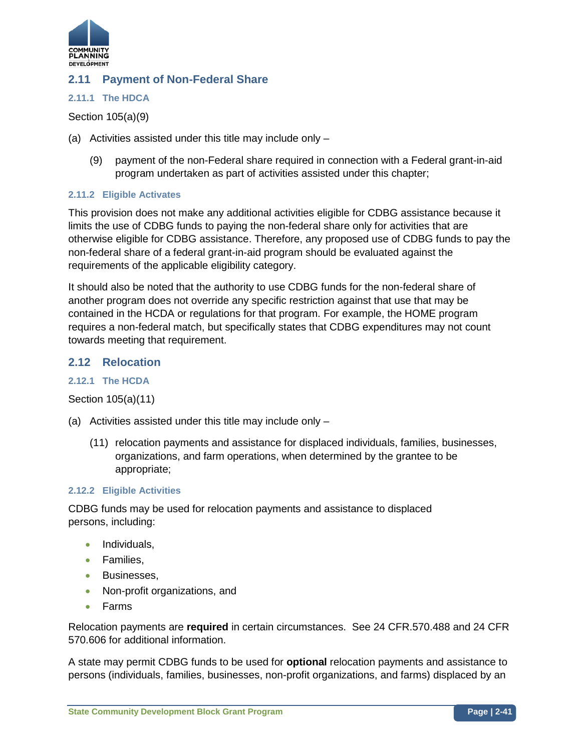## 2.11 Payment of Non-Federal Share

### 2.11.1 The HDCA

Section 105(a)(9)

(a) Activities assisted under this title may include only –

> (9) payment of the non-Federal share required in connection with a Federal grant-in-aid program undertaken as part of activities assisted under this chapter;

### 2.11.2 Eligible Activates

This provision does not make any additional activities eligible for CDBG assistance because it limits the use of CDBG funds to paying the non-federal share only for activities that are otherwise eligible for CDBG assistance. Therefore, any proposed use of CDBG funds to pay the non-federal share of a federal grant-in-aid program should be evaluated against the requirements of the applicable eligibility category.

It should also be noted that the authority to use CDBG funds for the non-federal share of another program does not override any specific restriction against that use that may be contained in the HCDA or regulations for that program. For example, the HOME program requires a non-federal match, but specifically states that CDBG expenditures may not count towards meeting that requirement.

## 2.12 Relocation

### 2.12.1 The HCDA

Section 105(a)(11)

(a) Activities assisted under this title may include only –

> (11) relocation payments and assistance for displaced individuals, families, businesses, organizations, and farm operations, when determined by the grantee to be appropriate;

### 2.12.2 Eligible Activities

CDBG funds may be used for relocation payments and assistance to displaced persons, including:

- Individuals,
- Families,
- Businesses,
- Non-profit organizations, and
- Farms

Relocation payments are **required** in certain circumstances. See 24 CFR.570.488 and 24 CFR 570.606 for additional information.

A state may permit CDBG funds to be used for **optional** relocation payments and assistance to persons (individuals, families, businesses, non-profit organizations, and farms) displaced by an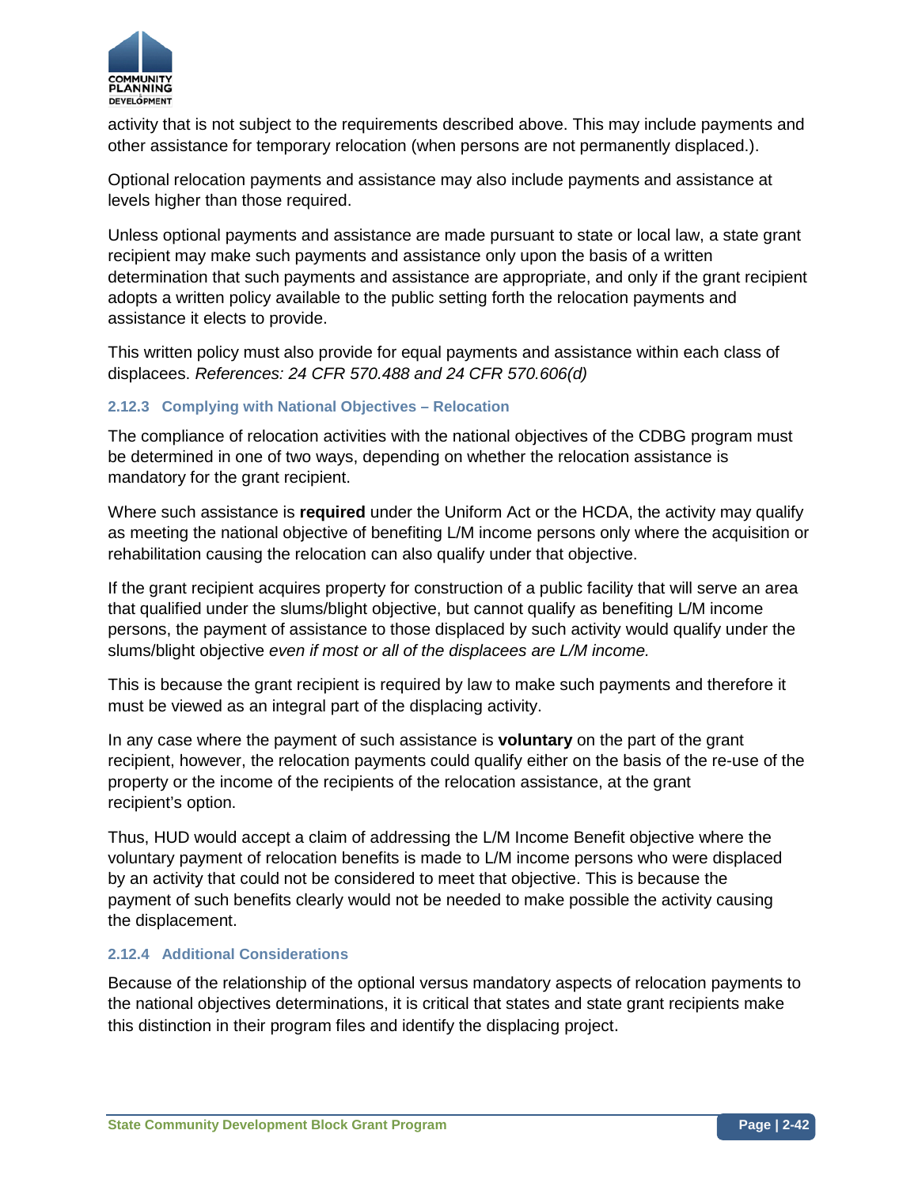activity that is not subject to the requirements described above. This may include payments and other assistance for temporary relocation (when persons are not permanently displaced.).

Optional relocation payments and assistance may also include payments and assistance at levels higher than those required.

Unless optional payments and assistance are made pursuant to state or local law, a state grant recipient may make such payments and assistance only upon the basis of a written determination that such payments and assistance are appropriate, and only if the grant recipient adopts a written policy available to the public setting forth the relocation payments and assistance it elects to provide.

This written policy must also provide for equal payments and assistance within each class of displacees. *References: 24 CFR 570.488 and 24 CFR 570.606(d)*

#### 2.12.3 Complying with National Objectives – Relocation

The compliance of relocation activities with the national objectives of the CDBG program must be determined in one of two ways, depending on whether the relocation assistance is mandatory for the grant recipient.

Where such assistance is **required** under the Uniform Act or the HCDA, the activity may qualify as meeting the national objective of benefiting L/M income persons only where the acquisition or rehabilitation causing the relocation can also qualify under that objective.

If the grant recipient acquires property for construction of a public facility that will serve an area that qualified under the slums/blight objective, but cannot qualify as benefiting L/M income persons, the payment of assistance to those displaced by such activity would qualify under the slums/blight objective *even if most or all of the displacees are L/M income.*

This is because the grant recipient is required by law to make such payments and therefore it must be viewed as an integral part of the displacing activity.

In any case where the payment of such assistance is **voluntary** on the part of the grant recipient, however, the relocation payments could qualify either on the basis of the re-use of the property or the income of the recipients of the relocation assistance, at the grant recipient's option.

Thus, HUD would accept a claim of addressing the L/M Income Benefit objective where the voluntary payment of relocation benefits is made to L/M income persons who were displaced by an activity that could not be considered to meet that objective. This is because the payment of such benefits clearly would not be needed to make possible the activity causing the displacement.

#### 2.12.4 Additional Considerations

Because of the relationship of the optional versus mandatory aspects of relocation payments to the national objectives determinations, it is critical that states and state grant recipients make this distinction in their program files and identify the displacing project.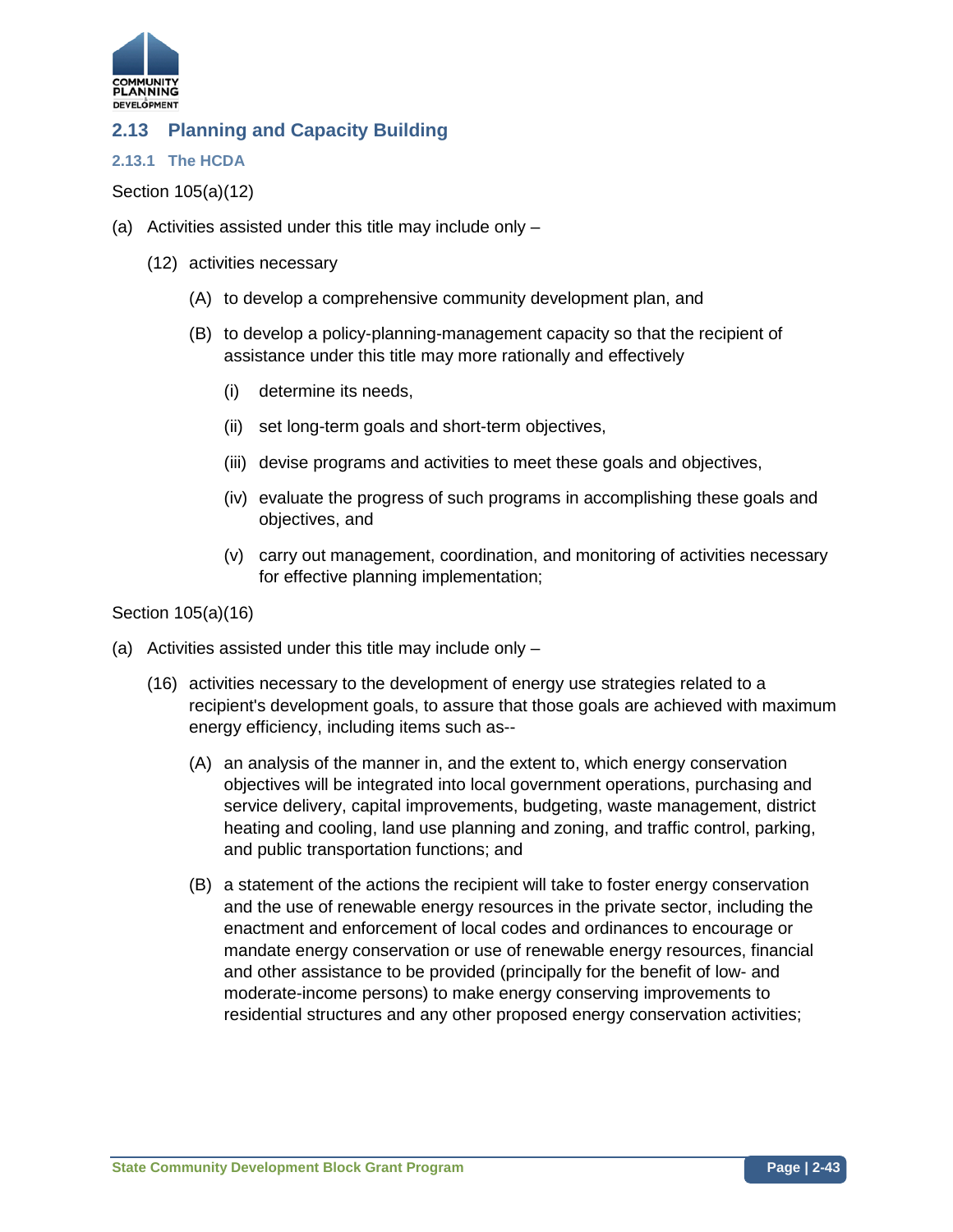## 2.13 Planning and Capacity Building

### 2.13.1 The HCDA

Section 105(a)(12)

(a) Activities assisted under this title may include only –

  (12) activities necessary

    (A) to develop a comprehensive community development plan, and

    (B) to develop a policy-planning-management capacity so that the recipient of assistance under this title may more rationally and effectively

      (i) determine its needs,

      (ii) set long-term goals and short-term objectives,

      (iii) devise programs and activities to meet these goals and objectives,

      (iv) evaluate the progress of such programs in accomplishing these goals and objectives, and

      (v) carry out management, coordination, and monitoring of activities necessary for effective planning implementation;

Section 105(a)(16)

(a) Activities assisted under this title may include only –

  (16) activities necessary to the development of energy use strategies related to a recipient's development goals, to assure that those goals are achieved with maximum energy efficiency, including items such as--

    (A) an analysis of the manner in, and the extent to, which energy conservation objectives will be integrated into local government operations, purchasing and service delivery, capital improvements, budgeting, waste management, district heating and cooling, land use planning and zoning, and traffic control, parking, and public transportation functions; and

    (B) a statement of the actions the recipient will take to foster energy conservation and the use of renewable energy resources in the private sector, including the enactment and enforcement of local codes and ordinances to encourage or mandate energy conservation or use of renewable energy resources, financial and other assistance to be provided (principally for the benefit of low- and moderate-income persons) to make energy conserving improvements to residential structures and any other proposed energy conservation activities;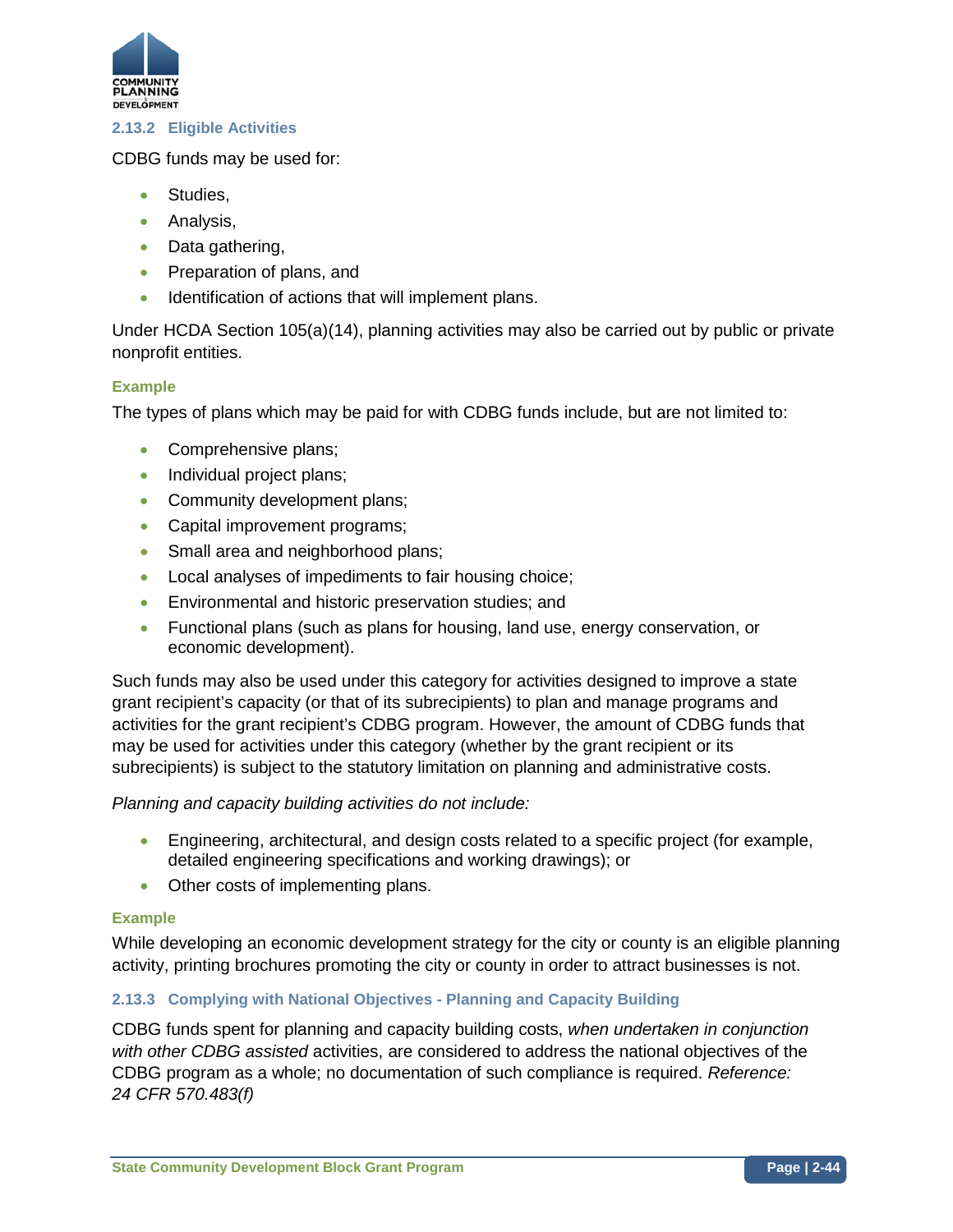### 2.13.2 Eligible Activities

CDBG funds may be used for:

- Studies,
- Analysis,
- Data gathering,
- Preparation of plans, and
- Identification of actions that will implement plans.

Under HCDA Section 105(a)(14), planning activities may also be carried out by public or private nonprofit entities.

**Example**

The types of plans which may be paid for with CDBG funds include, but are not limited to:

- Comprehensive plans;
- Individual project plans;
- Community development plans;
- Capital improvement programs;
- Small area and neighborhood plans;
- Local analyses of impediments to fair housing choice;
- Environmental and historic preservation studies; and
- Functional plans (such as plans for housing, land use, energy conservation, or economic development).

Such funds may also be used under this category for activities designed to improve a state grant recipient's capacity (or that of its subrecipients) to plan and manage programs and activities for the grant recipient's CDBG program. However, the amount of CDBG funds that may be used for activities under this category (whether by the grant recipient or its subrecipients) is subject to the statutory limitation on planning and administrative costs.

*Planning and capacity building activities do not include:*

- Engineering, architectural, and design costs related to a specific project (for example, detailed engineering specifications and working drawings); or
- Other costs of implementing plans.

**Example**

While developing an economic development strategy for the city or county is an eligible planning activity, printing brochures promoting the city or county in order to attract businesses is not.

### 2.13.3 Complying with National Objectives - Planning and Capacity Building

CDBG funds spent for planning and capacity building costs, *when undertaken in conjunction with other CDBG assisted* activities, are considered to address the national objectives of the CDBG program as a whole; no documentation of such compliance is required. *Reference: 24 CFR 570.483(f)*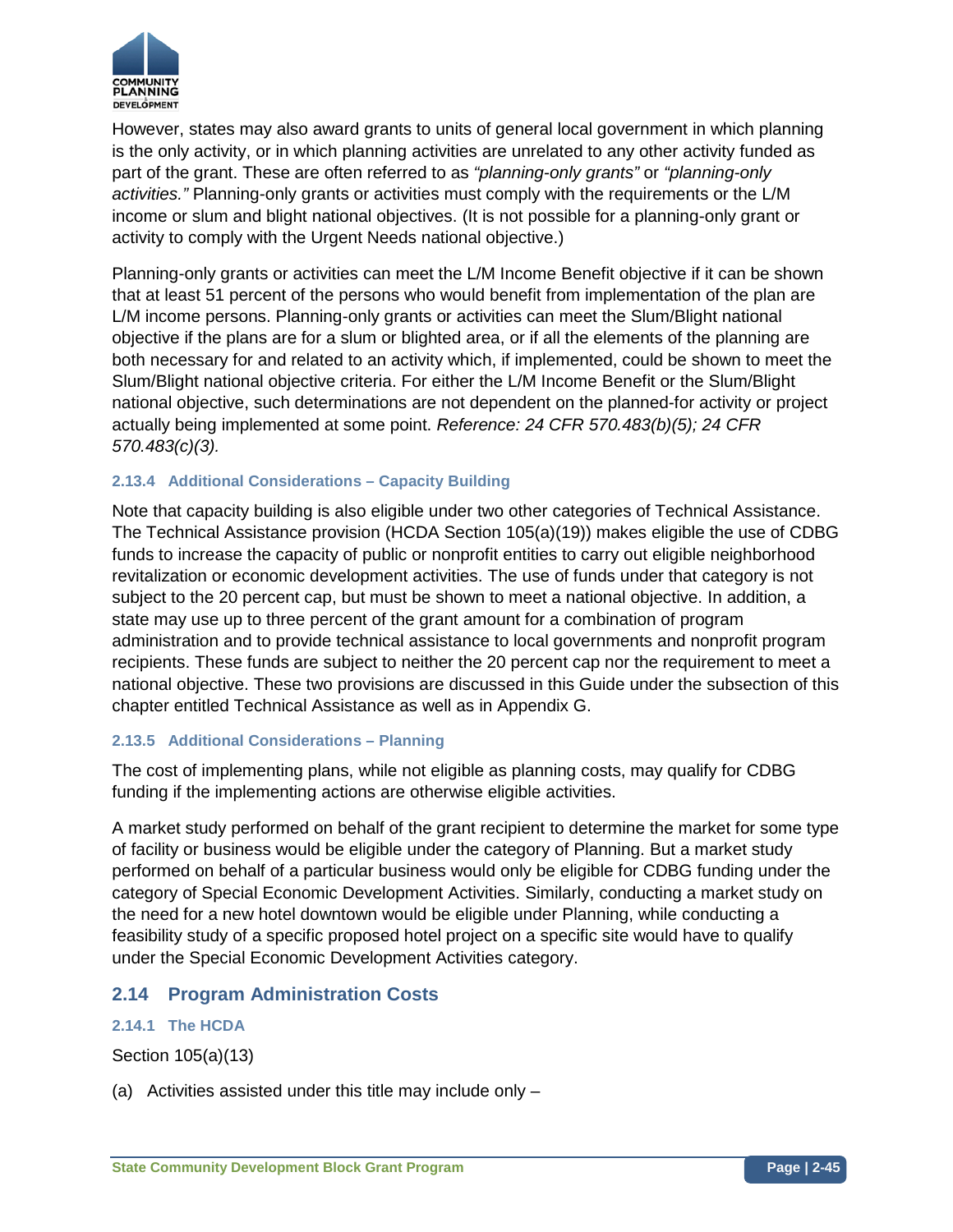However, states may also award grants to units of general local government in which planning is the only activity, or in which planning activities are unrelated to any other activity funded as part of the grant. These are often referred to as *"planning-only grants"* or *"planning-only activities."* Planning-only grants or activities must comply with the requirements or the L/M income or slum and blight national objectives. (It is not possible for a planning-only grant or activity to comply with the Urgent Needs national objective.)

Planning-only grants or activities can meet the L/M Income Benefit objective if it can be shown that at least 51 percent of the persons who would benefit from implementation of the plan are L/M income persons. Planning-only grants or activities can meet the Slum/Blight national objective if the plans are for a slum or blighted area, or if all the elements of the planning are both necessary for and related to an activity which, if implemented, could be shown to meet the Slum/Blight national objective criteria. For either the L/M Income Benefit or the Slum/Blight national objective, such determinations are not dependent on the planned-for activity or project actually being implemented at some point. *Reference: 24 CFR 570.483(b)(5); 24 CFR 570.483(c)(3).*

#### 2.13.4 Additional Considerations – Capacity Building

Note that capacity building is also eligible under two other categories of Technical Assistance. The Technical Assistance provision (HCDA Section 105(a)(19)) makes eligible the use of CDBG funds to increase the capacity of public or nonprofit entities to carry out eligible neighborhood revitalization or economic development activities. The use of funds under that category is not subject to the 20 percent cap, but must be shown to meet a national objective. In addition, a state may use up to three percent of the grant amount for a combination of program administration and to provide technical assistance to local governments and nonprofit program recipients. These funds are subject to neither the 20 percent cap nor the requirement to meet a national objective. These two provisions are discussed in this Guide under the subsection of this chapter entitled Technical Assistance as well as in Appendix G.

#### 2.13.5 Additional Considerations – Planning

The cost of implementing plans, while not eligible as planning costs, may qualify for CDBG funding if the implementing actions are otherwise eligible activities.

A market study performed on behalf of the grant recipient to determine the market for some type of facility or business would be eligible under the category of Planning. But a market study performed on behalf of a particular business would only be eligible for CDBG funding under the category of Special Economic Development Activities. Similarly, conducting a market study on the need for a new hotel downtown would be eligible under Planning, while conducting a feasibility study of a specific proposed hotel project on a specific site would have to qualify under the Special Economic Development Activities category.

### 2.14 Program Administration Costs

#### 2.14.1 The HCDA

Section 105(a)(13)

(a) Activities assisted under this title may include only –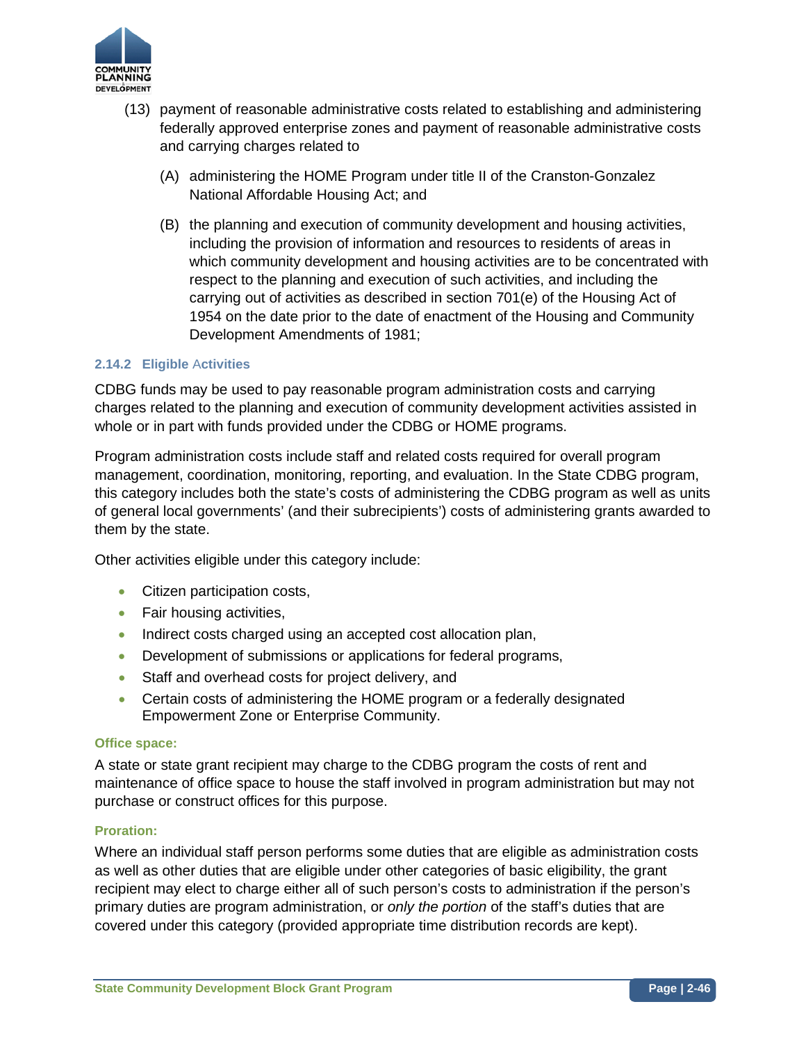(13) payment of reasonable administrative costs related to establishing and administering federally approved enterprise zones and payment of reasonable administrative costs and carrying charges related to

(A) administering the HOME Program under title II of the Cranston-Gonzalez National Affordable Housing Act; and

(B) the planning and execution of community development and housing activities, including the provision of information and resources to residents of areas in which community development and housing activities are to be concentrated with respect to the planning and execution of such activities, and including the carrying out of activities as described in section 701(e) of the Housing Act of 1954 on the date prior to the date of enactment of the Housing and Community Development Amendments of 1981;

### 2.14.2 Eligible Activities

CDBG funds may be used to pay reasonable program administration costs and carrying charges related to the planning and execution of community development activities assisted in whole or in part with funds provided under the CDBG or HOME programs.

Program administration costs include staff and related costs required for overall program management, coordination, monitoring, reporting, and evaluation. In the State CDBG program, this category includes both the state's costs of administering the CDBG program as well as units of general local governments' (and their subrecipients') costs of administering grants awarded to them by the state.

Other activities eligible under this category include:

- Citizen participation costs,
- Fair housing activities,
- Indirect costs charged using an accepted cost allocation plan,
- Development of submissions or applications for federal programs,
- Staff and overhead costs for project delivery, and
- Certain costs of administering the HOME program or a federally designated Empowerment Zone or Enterprise Community.

**Office space:**

A state or state grant recipient may charge to the CDBG program the costs of rent and maintenance of office space to house the staff involved in program administration but may not purchase or construct offices for this purpose.

**Proration:**

Where an individual staff person performs some duties that are eligible as administration costs as well as other duties that are eligible under other categories of basic eligibility, the grant recipient may elect to charge either all of such person's costs to administration if the person's primary duties are program administration, or *only the portion* of the staff's duties that are covered under this category (provided appropriate time distribution records are kept).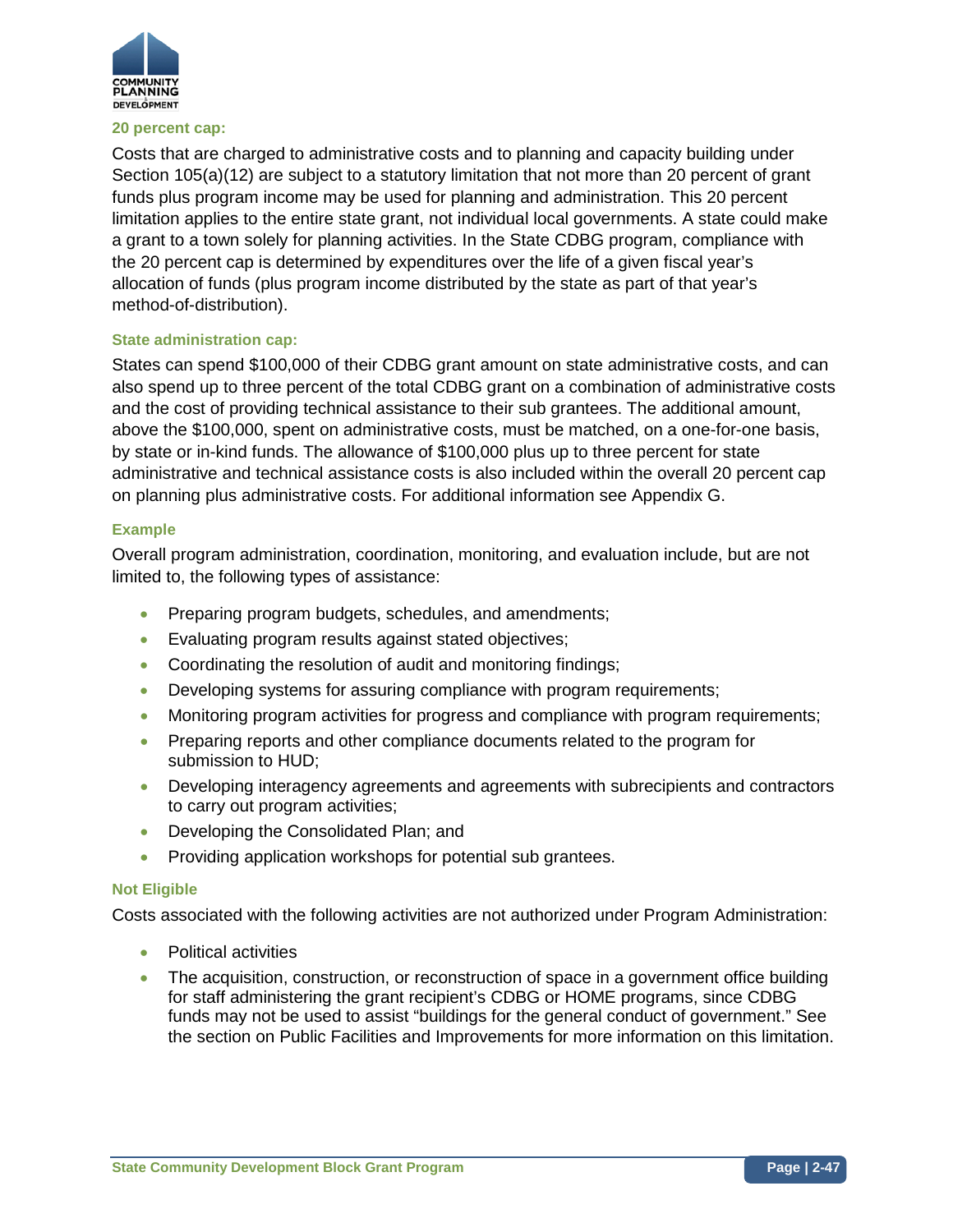#### 20 percent cap:

Costs that are charged to administrative costs and to planning and capacity building under Section 105(a)(12) are subject to a statutory limitation that not more than 20 percent of grant funds plus program income may be used for planning and administration. This 20 percent limitation applies to the entire state grant, not individual local governments. A state could make a grant to a town solely for planning activities. In the State CDBG program, compliance with the 20 percent cap is determined by expenditures over the life of a given fiscal year's allocation of funds (plus program income distributed by the state as part of that year's method-of-distribution).

#### State administration cap:

States can spend $100,000 of their CDBG grant amount on state administrative costs, and can also spend up to three percent of the total CDBG grant on a combination of administrative costs and the cost of providing technical assistance to their sub grantees. The additional amount, above the $100,000, spent on administrative costs, must be matched, on a one-for-one basis, by state or in-kind funds. The allowance of $100,000 plus up to three percent for state administrative and technical assistance costs is also included within the overall 20 percent cap on planning plus administrative costs. For additional information see Appendix G.

#### Example

Overall program administration, coordination, monitoring, and evaluation include, but are not limited to, the following types of assistance:

- Preparing program budgets, schedules, and amendments;
- Evaluating program results against stated objectives;
- Coordinating the resolution of audit and monitoring findings;
- Developing systems for assuring compliance with program requirements;
- Monitoring program activities for progress and compliance with program requirements;
- Preparing reports and other compliance documents related to the program for submission to HUD;
- Developing interagency agreements and agreements with subrecipients and contractors to carry out program activities;
- Developing the Consolidated Plan; and
- Providing application workshops for potential sub grantees.

#### Not Eligible

Costs associated with the following activities are not authorized under Program Administration:

- Political activities
- The acquisition, construction, or reconstruction of space in a government office building for staff administering the grant recipient's CDBG or HOME programs, since CDBG funds may not be used to assist "buildings for the general conduct of government." See the section on Public Facilities and Improvements for more information on this limitation.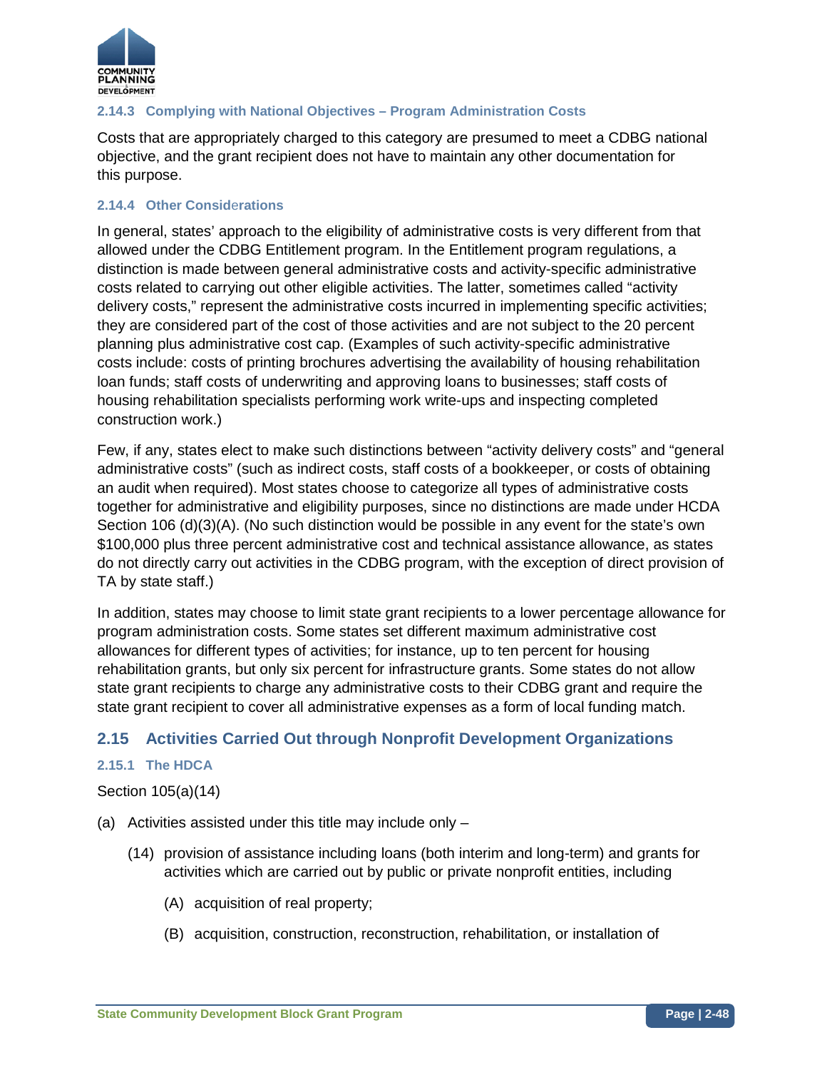### 2.14.3 Complying with National Objectives – Program Administration Costs

Costs that are appropriately charged to this category are presumed to meet a CDBG national objective, and the grant recipient does not have to maintain any other documentation for this purpose.

### 2.14.4 Other Considerations

In general, states' approach to the eligibility of administrative costs is very different from that allowed under the CDBG Entitlement program. In the Entitlement program regulations, a distinction is made between general administrative costs and activity-specific administrative costs related to carrying out other eligible activities. The latter, sometimes called "activity delivery costs," represent the administrative costs incurred in implementing specific activities; they are considered part of the cost of those activities and are not subject to the 20 percent planning plus administrative cost cap. (Examples of such activity-specific administrative costs include: costs of printing brochures advertising the availability of housing rehabilitation loan funds; staff costs of underwriting and approving loans to businesses; staff costs of housing rehabilitation specialists performing work write-ups and inspecting completed construction work.)

Few, if any, states elect to make such distinctions between "activity delivery costs" and "general administrative costs" (such as indirect costs, staff costs of a bookkeeper, or costs of obtaining an audit when required). Most states choose to categorize all types of administrative costs together for administrative and eligibility purposes, since no distinctions are made under HCDA Section 106 (d)(3)(A). (No such distinction would be possible in any event for the state's own $100,000 plus three percent administrative cost and technical assistance allowance, as states do not directly carry out activities in the CDBG program, with the exception of direct provision of TA by state staff.)

In addition, states may choose to limit state grant recipients to a lower percentage allowance for program administration costs. Some states set different maximum administrative cost allowances for different types of activities; for instance, up to ten percent for housing rehabilitation grants, but only six percent for infrastructure grants. Some states do not allow state grant recipients to charge any administrative costs to their CDBG grant and require the state grant recipient to cover all administrative expenses as a form of local funding match.

## 2.15 Activities Carried Out through Nonprofit Development Organizations

### 2.15.1 The HDCA

Section 105(a)(14)

(a) Activities assisted under this title may include only –

(14) provision of assistance including loans (both interim and long-term) and grants for activities which are carried out by public or private nonprofit entities, including

(A) acquisition of real property;

(B) acquisition, construction, reconstruction, rehabilitation, or installation of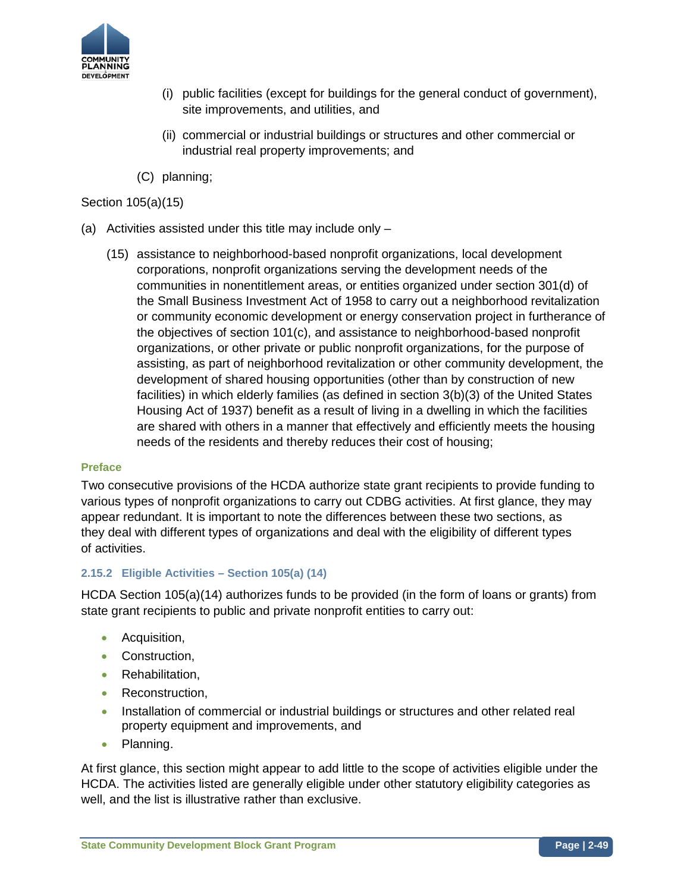(i) public facilities (except for buildings for the general conduct of government), site improvements, and utilities, and

(ii) commercial or industrial buildings or structures and other commercial or industrial real property improvements; and

(C) planning;

Section 105(a)(15)

(a) Activities assisted under this title may include only –

(15) assistance to neighborhood-based nonprofit organizations, local development corporations, nonprofit organizations serving the development needs of the communities in nonentitlement areas, or entities organized under section 301(d) of the Small Business Investment Act of 1958 to carry out a neighborhood revitalization or community economic development or energy conservation project in furtherance of the objectives of section 101(c), and assistance to neighborhood-based nonprofit organizations, or other private or public nonprofit organizations, for the purpose of assisting, as part of neighborhood revitalization or other community development, the development of shared housing opportunities (other than by construction of new facilities) in which elderly families (as defined in section 3(b)(3) of the United States Housing Act of 1937) benefit as a result of living in a dwelling in which the facilities are shared with others in a manner that effectively and efficiently meets the housing needs of the residents and thereby reduces their cost of housing;

#### Preface

Two consecutive provisions of the HCDA authorize state grant recipients to provide funding to various types of nonprofit organizations to carry out CDBG activities. At first glance, they may appear redundant. It is important to note the differences between these two sections, as they deal with different types of organizations and deal with the eligibility of different types of activities.

### 2.15.2 Eligible Activities – Section 105(a) (14)

HCDA Section 105(a)(14) authorizes funds to be provided (in the form of loans or grants) from state grant recipients to public and private nonprofit entities to carry out:

- Acquisition,
- Construction,
- Rehabilitation,
- Reconstruction,
- Installation of commercial or industrial buildings or structures and other related real property equipment and improvements, and
- Planning.

At first glance, this section might appear to add little to the scope of activities eligible under the HCDA. The activities listed are generally eligible under other statutory eligibility categories as well, and the list is illustrative rather than exclusive.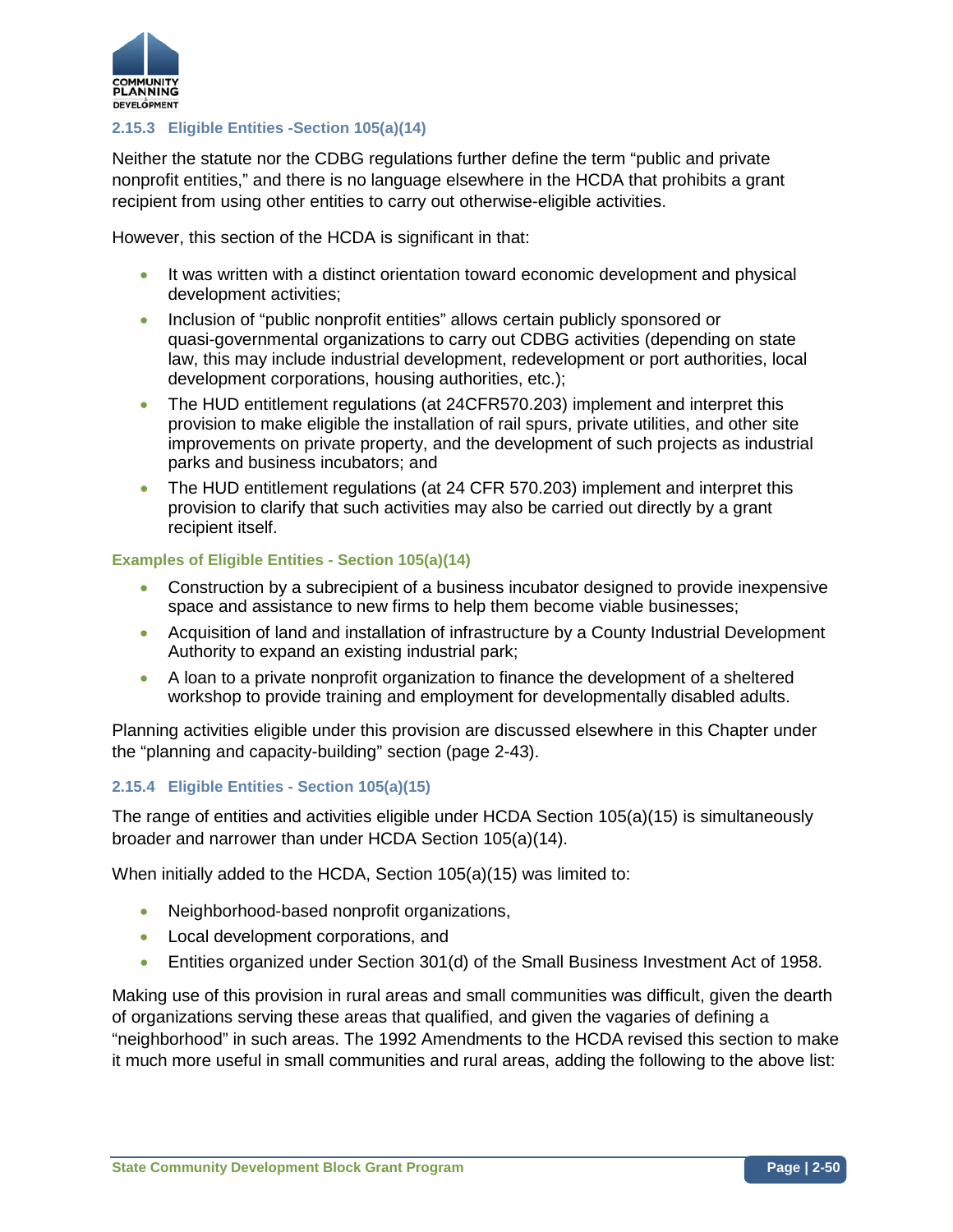### 2.15.3 Eligible Entities -Section 105(a)(14)

Neither the statute nor the CDBG regulations further define the term "public and private nonprofit entities," and there is no language elsewhere in the HCDA that prohibits a grant recipient from using other entities to carry out otherwise-eligible activities.

However, this section of the HCDA is significant in that:

- It was written with a distinct orientation toward economic development and physical development activities;
- Inclusion of "public nonprofit entities" allows certain publicly sponsored or quasi-governmental organizations to carry out CDBG activities (depending on state law, this may include industrial development, redevelopment or port authorities, local development corporations, housing authorities, etc.);
- The HUD entitlement regulations (at 24CFR570.203) implement and interpret this provision to make eligible the installation of rail spurs, private utilities, and other site improvements on private property, and the development of such projects as industrial parks and business incubators; and
- The HUD entitlement regulations (at 24 CFR 570.203) implement and interpret this provision to clarify that such activities may also be carried out directly by a grant recipient itself.

#### Examples of Eligible Entities - Section 105(a)(14)

- Construction by a subrecipient of a business incubator designed to provide inexpensive space and assistance to new firms to help them become viable businesses;
- Acquisition of land and installation of infrastructure by a County Industrial Development Authority to expand an existing industrial park;
- A loan to a private nonprofit organization to finance the development of a sheltered workshop to provide training and employment for developmentally disabled adults.

Planning activities eligible under this provision are discussed elsewhere in this Chapter under the "planning and capacity-building" section (page 2-43).

### 2.15.4 Eligible Entities - Section 105(a)(15)

The range of entities and activities eligible under HCDA Section 105(a)(15) is simultaneously broader and narrower than under HCDA Section 105(a)(14).

When initially added to the HCDA, Section 105(a)(15) was limited to:

- Neighborhood-based nonprofit organizations,
- Local development corporations, and
- Entities organized under Section 301(d) of the Small Business Investment Act of 1958.

Making use of this provision in rural areas and small communities was difficult, given the dearth of organizations serving these areas that qualified, and given the vagaries of defining a "neighborhood" in such areas. The 1992 Amendments to the HCDA revised this section to make it much more useful in small communities and rural areas, adding the following to the above list: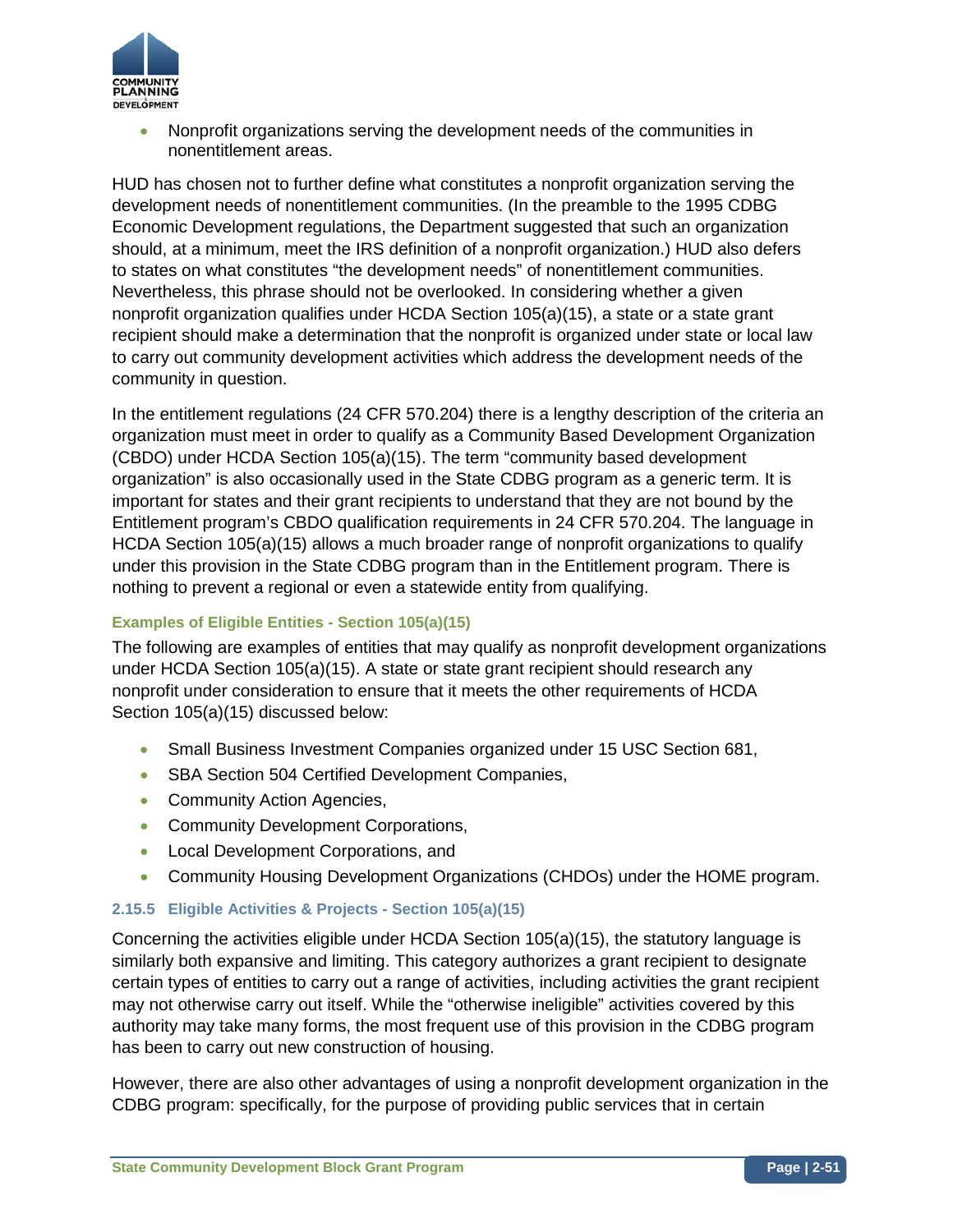- Nonprofit organizations serving the development needs of the communities in nonentitlement areas.

HUD has chosen not to further define what constitutes a nonprofit organization serving the development needs of nonentitlement communities. (In the preamble to the 1995 CDBG Economic Development regulations, the Department suggested that such an organization should, at a minimum, meet the IRS definition of a nonprofit organization.) HUD also defers to states on what constitutes "the development needs" of nonentitlement communities. Nevertheless, this phrase should not be overlooked. In considering whether a given nonprofit organization qualifies under HCDA Section 105(a)(15), a state or a state grant recipient should make a determination that the nonprofit is organized under state or local law to carry out community development activities which address the development needs of the community in question.

In the entitlement regulations (24 CFR 570.204) there is a lengthy description of the criteria an organization must meet in order to qualify as a Community Based Development Organization (CBDO) under HCDA Section 105(a)(15). The term "community based development organization" is also occasionally used in the State CDBG program as a generic term. It is important for states and their grant recipients to understand that they are not bound by the Entitlement program's CBDO qualification requirements in 24 CFR 570.204. The language in HCDA Section 105(a)(15) allows a much broader range of nonprofit organizations to qualify under this provision in the State CDBG program than in the Entitlement program. There is nothing to prevent a regional or even a statewide entity from qualifying.

#### Examples of Eligible Entities - Section 105(a)(15)

The following are examples of entities that may qualify as nonprofit development organizations under HCDA Section 105(a)(15). A state or state grant recipient should research any nonprofit under consideration to ensure that it meets the other requirements of HCDA Section 105(a)(15) discussed below:

- Small Business Investment Companies organized under 15 USC Section 681,
- SBA Section 504 Certified Development Companies,
- Community Action Agencies,
- Community Development Corporations,
- Local Development Corporations, and
- Community Housing Development Organizations (CHDOs) under the HOME program.

### 2.15.5 Eligible Activities & Projects - Section 105(a)(15)

Concerning the activities eligible under HCDA Section 105(a)(15), the statutory language is similarly both expansive and limiting. This category authorizes a grant recipient to designate certain types of entities to carry out a range of activities, including activities the grant recipient may not otherwise carry out itself. While the "otherwise ineligible" activities covered by this authority may take many forms, the most frequent use of this provision in the CDBG program has been to carry out new construction of housing.

However, there are also other advantages of using a nonprofit development organization in the CDBG program: specifically, for the purpose of providing public services that in certain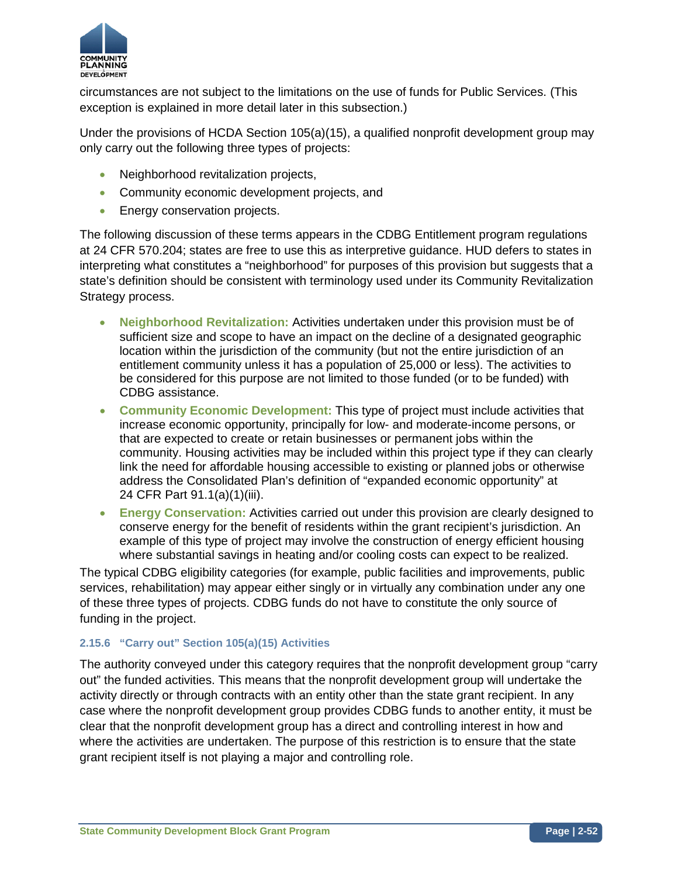circumstances are not subject to the limitations on the use of funds for Public Services. (This exception is explained in more detail later in this subsection.)

Under the provisions of HCDA Section 105(a)(15), a qualified nonprofit development group may only carry out the following three types of projects:

- Neighborhood revitalization projects,
- Community economic development projects, and
- Energy conservation projects.

The following discussion of these terms appears in the CDBG Entitlement program regulations at 24 CFR 570.204; states are free to use this as interpretive guidance. HUD defers to states in interpreting what constitutes a "neighborhood" for purposes of this provision but suggests that a state's definition should be consistent with terminology used under its Community Revitalization Strategy process.

- **Neighborhood Revitalization:** Activities undertaken under this provision must be of sufficient size and scope to have an impact on the decline of a designated geographic location within the jurisdiction of the community (but not the entire jurisdiction of an entitlement community unless it has a population of 25,000 or less). The activities to be considered for this purpose are not limited to those funded (or to be funded) with CDBG assistance.
- **Community Economic Development:** This type of project must include activities that increase economic opportunity, principally for low- and moderate-income persons, or that are expected to create or retain businesses or permanent jobs within the community. Housing activities may be included within this project type if they can clearly link the need for affordable housing accessible to existing or planned jobs or otherwise address the Consolidated Plan's definition of "expanded economic opportunity" at 24 CFR Part 91.1(a)(1)(iii).
- **Energy Conservation:** Activities carried out under this provision are clearly designed to conserve energy for the benefit of residents within the grant recipient's jurisdiction. An example of this type of project may involve the construction of energy efficient housing where substantial savings in heating and/or cooling costs can expect to be realized.

The typical CDBG eligibility categories (for example, public facilities and improvements, public services, rehabilitation) may appear either singly or in virtually any combination under any one of these three types of projects. CDBG funds do not have to constitute the only source of funding in the project.

#### 2.15.6 "Carry out" Section 105(a)(15) Activities

The authority conveyed under this category requires that the nonprofit development group "carry out" the funded activities. This means that the nonprofit development group will undertake the activity directly or through contracts with an entity other than the state grant recipient. In any case where the nonprofit development group provides CDBG funds to another entity, it must be clear that the nonprofit development group has a direct and controlling interest in how and where the activities are undertaken. The purpose of this restriction is to ensure that the state grant recipient itself is not playing a major and controlling role.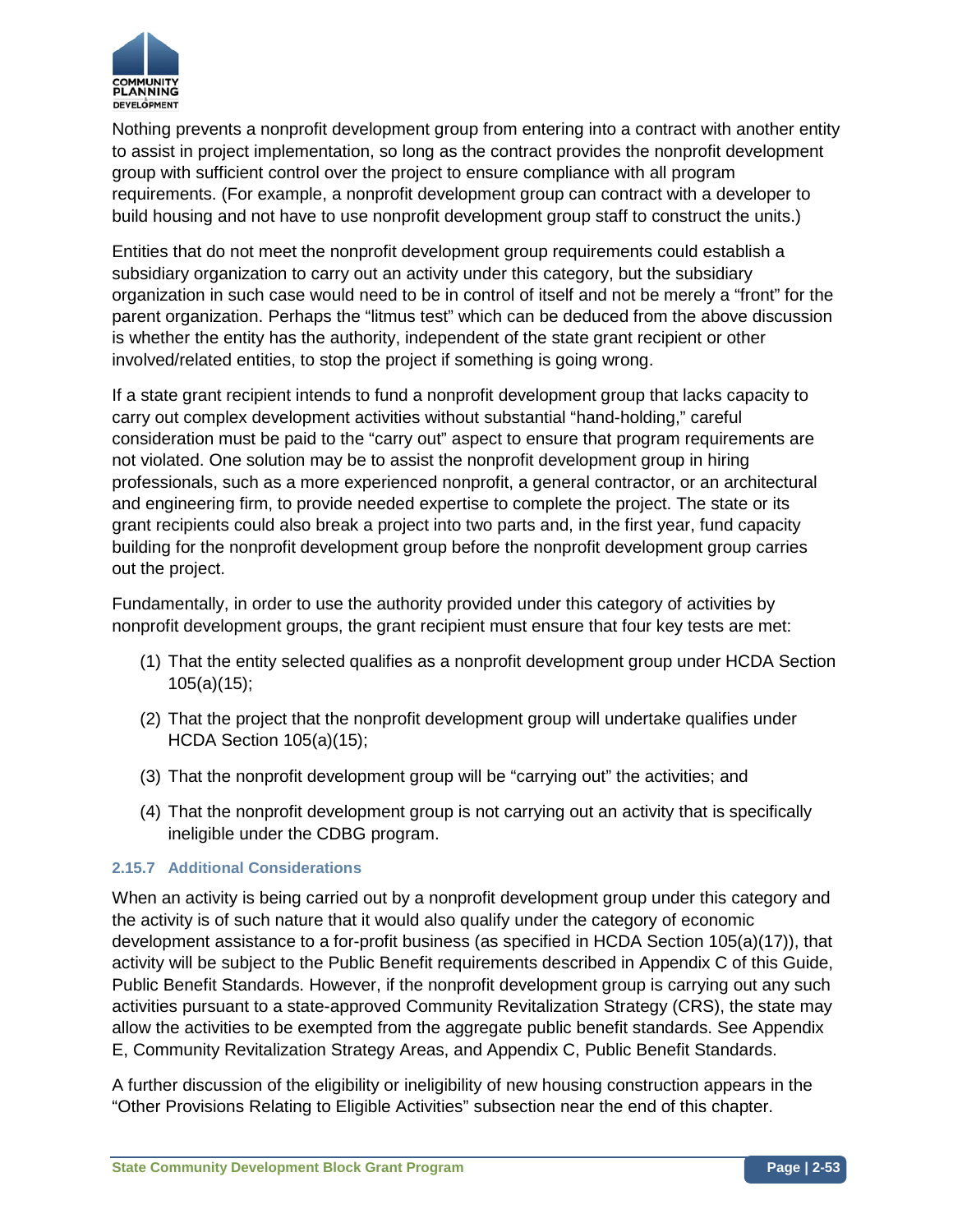Nothing prevents a nonprofit development group from entering into a contract with another entity to assist in project implementation, so long as the contract provides the nonprofit development group with sufficient control over the project to ensure compliance with all program requirements. (For example, a nonprofit development group can contract with a developer to build housing and not have to use nonprofit development group staff to construct the units.)

Entities that do not meet the nonprofit development group requirements could establish a subsidiary organization to carry out an activity under this category, but the subsidiary organization in such case would need to be in control of itself and not be merely a "front" for the parent organization. Perhaps the "litmus test" which can be deduced from the above discussion is whether the entity has the authority, independent of the state grant recipient or other involved/related entities, to stop the project if something is going wrong.

If a state grant recipient intends to fund a nonprofit development group that lacks capacity to carry out complex development activities without substantial "hand-holding," careful consideration must be paid to the "carry out" aspect to ensure that program requirements are not violated. One solution may be to assist the nonprofit development group in hiring professionals, such as a more experienced nonprofit, a general contractor, or an architectural and engineering firm, to provide needed expertise to complete the project. The state or its grant recipients could also break a project into two parts and, in the first year, fund capacity building for the nonprofit development group before the nonprofit development group carries out the project.

Fundamentally, in order to use the authority provided under this category of activities by nonprofit development groups, the grant recipient must ensure that four key tests are met:

(1) That the entity selected qualifies as a nonprofit development group under HCDA Section 105(a)(15);

(2) That the project that the nonprofit development group will undertake qualifies under HCDA Section 105(a)(15);

(3) That the nonprofit development group will be "carrying out" the activities; and

(4) That the nonprofit development group is not carrying out an activity that is specifically ineligible under the CDBG program.

### 2.15.7 Additional Considerations

When an activity is being carried out by a nonprofit development group under this category and the activity is of such nature that it would also qualify under the category of economic development assistance to a for-profit business (as specified in HCDA Section 105(a)(17)), that activity will be subject to the Public Benefit requirements described in Appendix C of this Guide, Public Benefit Standards. However, if the nonprofit development group is carrying out any such activities pursuant to a state-approved Community Revitalization Strategy (CRS), the state may allow the activities to be exempted from the aggregate public benefit standards. See Appendix E, Community Revitalization Strategy Areas, and Appendix C, Public Benefit Standards.

A further discussion of the eligibility or ineligibility of new housing construction appears in the "Other Provisions Relating to Eligible Activities" subsection near the end of this chapter.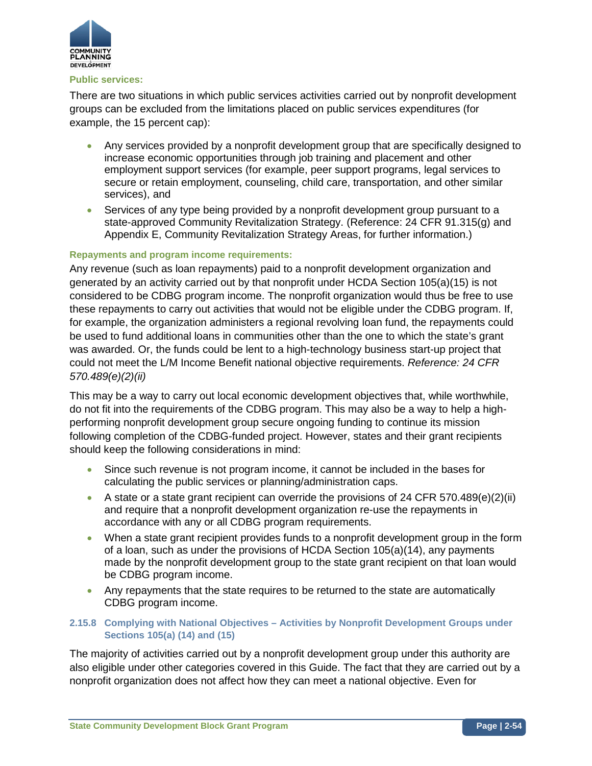**Public services:**

There are two situations in which public services activities carried out by nonprofit development groups can be excluded from the limitations placed on public services expenditures (for example, the 15 percent cap):

- Any services provided by a nonprofit development group that are specifically designed to increase economic opportunities through job training and placement and other employment support services (for example, peer support programs, legal services to secure or retain employment, counseling, child care, transportation, and other similar services), and
- Services of any type being provided by a nonprofit development group pursuant to a state-approved Community Revitalization Strategy. (Reference: 24 CFR 91.315(g) and Appendix E, Community Revitalization Strategy Areas, for further information.)

**Repayments and program income requirements:**

Any revenue (such as loan repayments) paid to a nonprofit development organization and generated by an activity carried out by that nonprofit under HCDA Section 105(a)(15) is not considered to be CDBG program income. The nonprofit organization would thus be free to use these repayments to carry out activities that would not be eligible under the CDBG program. If, for example, the organization administers a regional revolving loan fund, the repayments could be used to fund additional loans in communities other than the one to which the state's grant was awarded. Or, the funds could be lent to a high-technology business start-up project that could not meet the L/M Income Benefit national objective requirements. *Reference: 24 CFR 570.489(e)(2)(ii)*

This may be a way to carry out local economic development objectives that, while worthwhile, do not fit into the requirements of the CDBG program. This may also be a way to help a high-performing nonprofit development group secure ongoing funding to continue its mission following completion of the CDBG-funded project. However, states and their grant recipients should keep the following considerations in mind:

- Since such revenue is not program income, it cannot be included in the bases for calculating the public services or planning/administration caps.
- A state or a state grant recipient can override the provisions of 24 CFR 570.489(e)(2)(ii) and require that a nonprofit development organization re-use the repayments in accordance with any or all CDBG program requirements.
- When a state grant recipient provides funds to a nonprofit development group in the form of a loan, such as under the provisions of HCDA Section 105(a)(14), any payments made by the nonprofit development group to the state grant recipient on that loan would be CDBG program income.
- Any repayments that the state requires to be returned to the state are automatically CDBG program income.

### 2.15.8 Complying with National Objectives – Activities by Nonprofit Development Groups under Sections 105(a) (14) and (15)

The majority of activities carried out by a nonprofit development group under this authority are also eligible under other categories covered in this Guide. The fact that they are carried out by a nonprofit organization does not affect how they can meet a national objective. Even for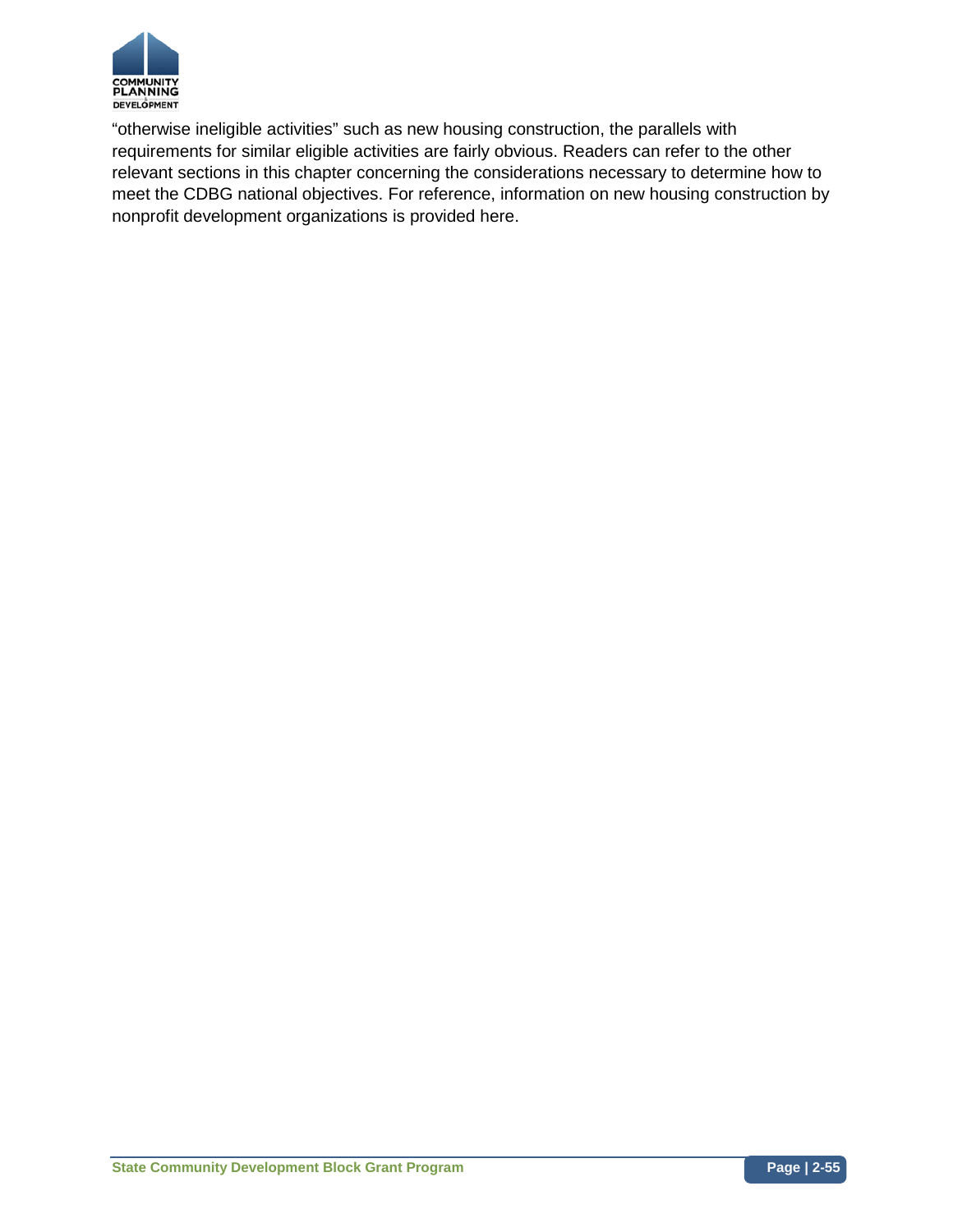"otherwise ineligible activities" such as new housing construction, the parallels with requirements for similar eligible activities are fairly obvious. Readers can refer to the other relevant sections in this chapter concerning the considerations necessary to determine how to meet the CDBG national objectives. For reference, information on new housing construction by nonprofit development organizations is provided here.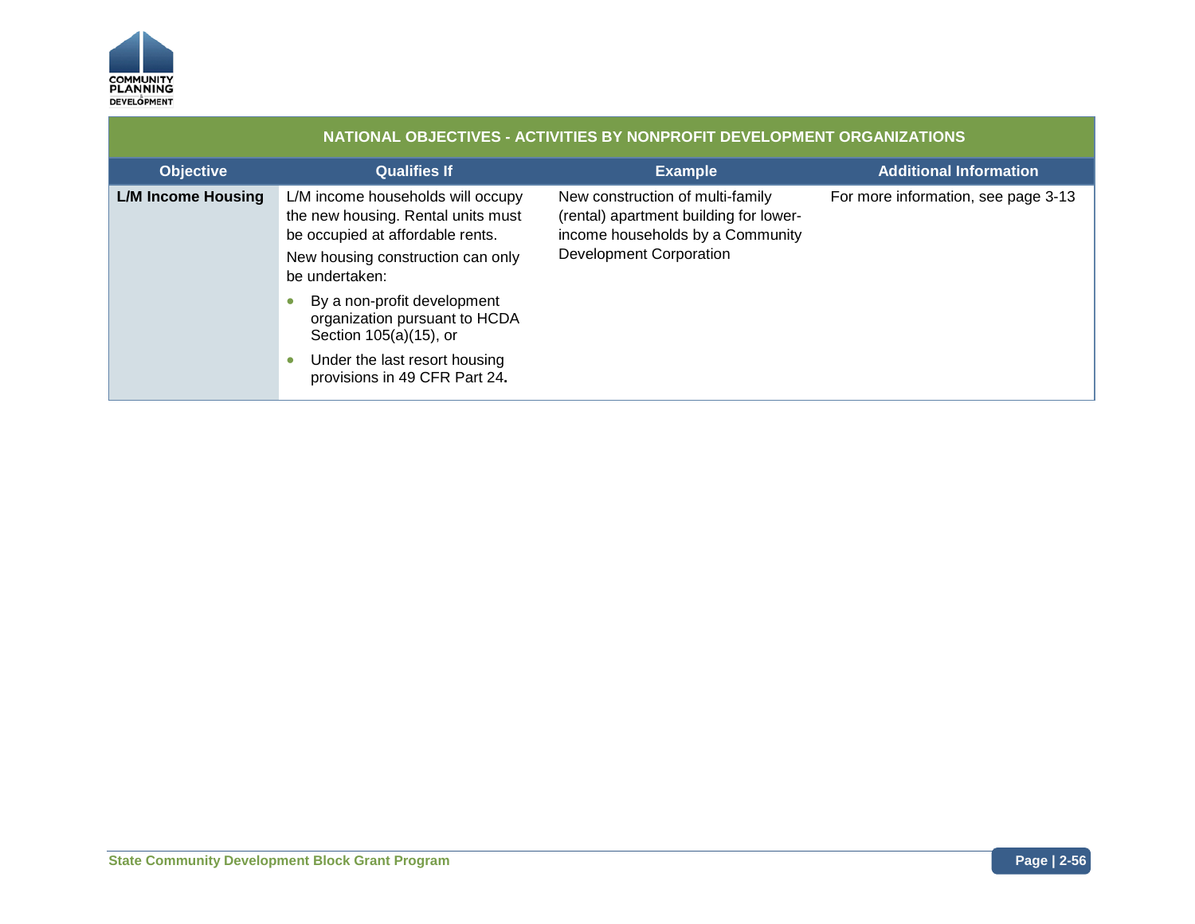| NATIONAL OBJECTIVES - ACTIVITIES BY NONPROFIT DEVELOPMENT ORGANIZATIONS | | | |
|---|---|---|---|
| **Objective** | **Qualifies If** | **Example** | **Additional Information** |
| **L/M Income Housing** | L/M income households will occupy the new housing. Rental units must be occupied at affordable rents.<br>New housing construction can only be undertaken:<br>• By a non-profit development organization pursuant to HCDA Section 105(a)(15), or<br>• Under the last resort housing provisions in 49 CFR Part 24**.** | New construction of multi-family (rental) apartment building for lower-income households by a Community Development Corporation | For more information, see page 3-13 |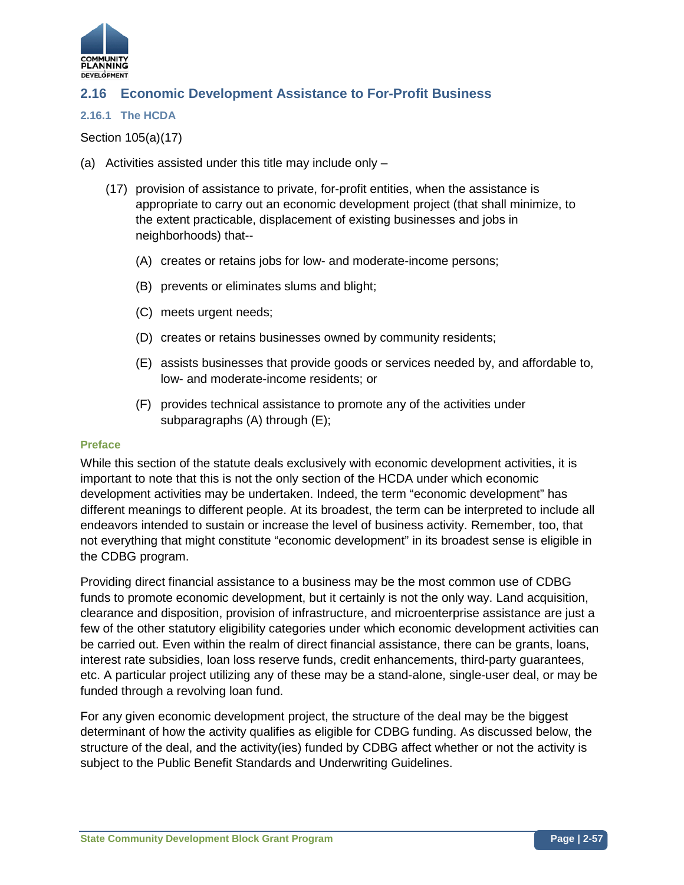## 2.16 Economic Development Assistance to For-Profit Business

### 2.16.1 The HCDA

Section 105(a)(17)

(a) Activities assisted under this title may include only –

> (17) provision of assistance to private, for-profit entities, when the assistance is appropriate to carry out an economic development project (that shall minimize, to the extent practicable, displacement of existing businesses and jobs in neighborhoods) that--
>
> > (A) creates or retains jobs for low- and moderate-income persons;
> >
> > (B) prevents or eliminates slums and blight;
> >
> > (C) meets urgent needs;
> >
> > (D) creates or retains businesses owned by community residents;
> >
> > (E) assists businesses that provide goods or services needed by, and affordable to, low- and moderate-income residents; or
> >
> > (F) provides technical assistance to promote any of the activities under subparagraphs (A) through (E);

#### Preface

While this section of the statute deals exclusively with economic development activities, it is important to note that this is not the only section of the HCDA under which economic development activities may be undertaken. Indeed, the term "economic development" has different meanings to different people. At its broadest, the term can be interpreted to include all endeavors intended to sustain or increase the level of business activity. Remember, too, that not everything that might constitute "economic development" in its broadest sense is eligible in the CDBG program.

Providing direct financial assistance to a business may be the most common use of CDBG funds to promote economic development, but it certainly is not the only way. Land acquisition, clearance and disposition, provision of infrastructure, and microenterprise assistance are just a few of the other statutory eligibility categories under which economic development activities can be carried out. Even within the realm of direct financial assistance, there can be grants, loans, interest rate subsidies, loan loss reserve funds, credit enhancements, third-party guarantees, etc. A particular project utilizing any of these may be a stand-alone, single-user deal, or may be funded through a revolving loan fund.

For any given economic development project, the structure of the deal may be the biggest determinant of how the activity qualifies as eligible for CDBG funding. As discussed below, the structure of the deal, and the activity(ies) funded by CDBG affect whether or not the activity is subject to the Public Benefit Standards and Underwriting Guidelines.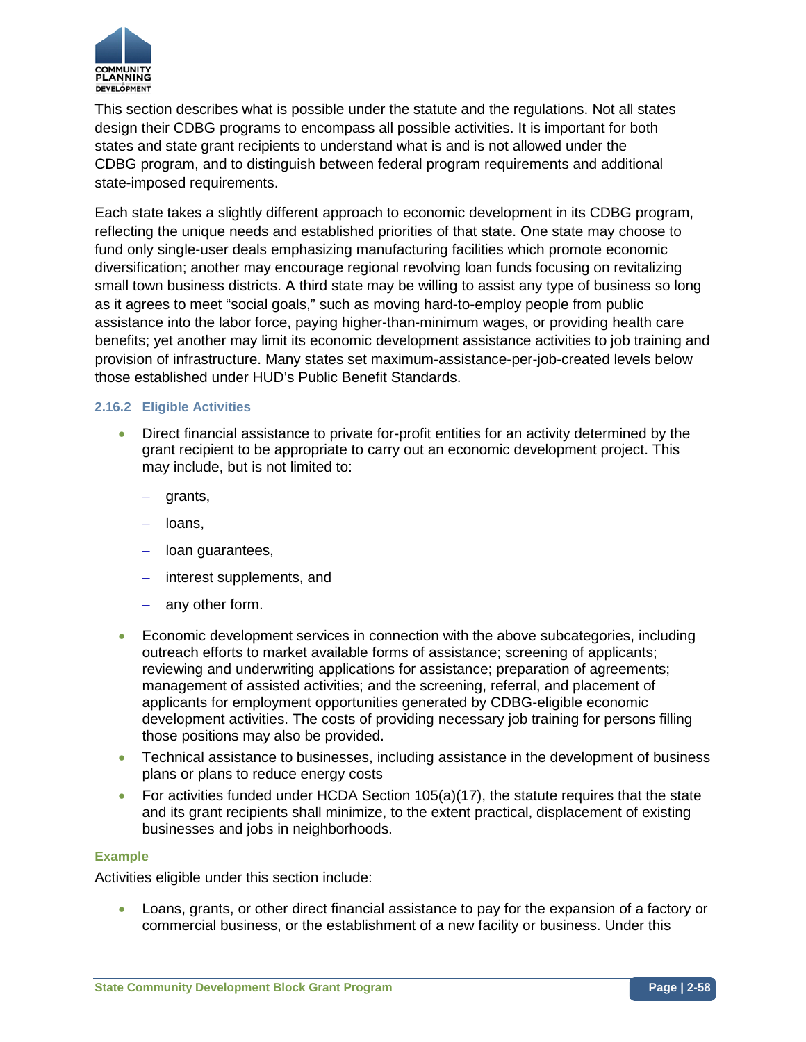This section describes what is possible under the statute and the regulations. Not all states design their CDBG programs to encompass all possible activities. It is important for both states and state grant recipients to understand what is and is not allowed under the CDBG program, and to distinguish between federal program requirements and additional state-imposed requirements.

Each state takes a slightly different approach to economic development in its CDBG program, reflecting the unique needs and established priorities of that state. One state may choose to fund only single-user deals emphasizing manufacturing facilities which promote economic diversification; another may encourage regional revolving loan funds focusing on revitalizing small town business districts. A third state may be willing to assist any type of business so long as it agrees to meet "social goals," such as moving hard-to-employ people from public assistance into the labor force, paying higher-than-minimum wages, or providing health care benefits; yet another may limit its economic development assistance activities to job training and provision of infrastructure. Many states set maximum-assistance-per-job-created levels below those established under HUD's Public Benefit Standards.

### 2.16.2 Eligible Activities

- Direct financial assistance to private for-profit entities for an activity determined by the grant recipient to be appropriate to carry out an economic development project. This may include, but is not limited to:
  - grants,
  - loans,
  - loan guarantees,
  - interest supplements, and
  - any other form.
- Economic development services in connection with the above subcategories, including outreach efforts to market available forms of assistance; screening of applicants; reviewing and underwriting applications for assistance; preparation of agreements; management of assisted activities; and the screening, referral, and placement of applicants for employment opportunities generated by CDBG-eligible economic development activities. The costs of providing necessary job training for persons filling those positions may also be provided.
- Technical assistance to businesses, including assistance in the development of business plans or plans to reduce energy costs
- For activities funded under HCDA Section 105(a)(17), the statute requires that the state and its grant recipients shall minimize, to the extent practical, displacement of existing businesses and jobs in neighborhoods.

**Example**

Activities eligible under this section include:

- Loans, grants, or other direct financial assistance to pay for the expansion of a factory or commercial business, or the establishment of a new facility or business. Under this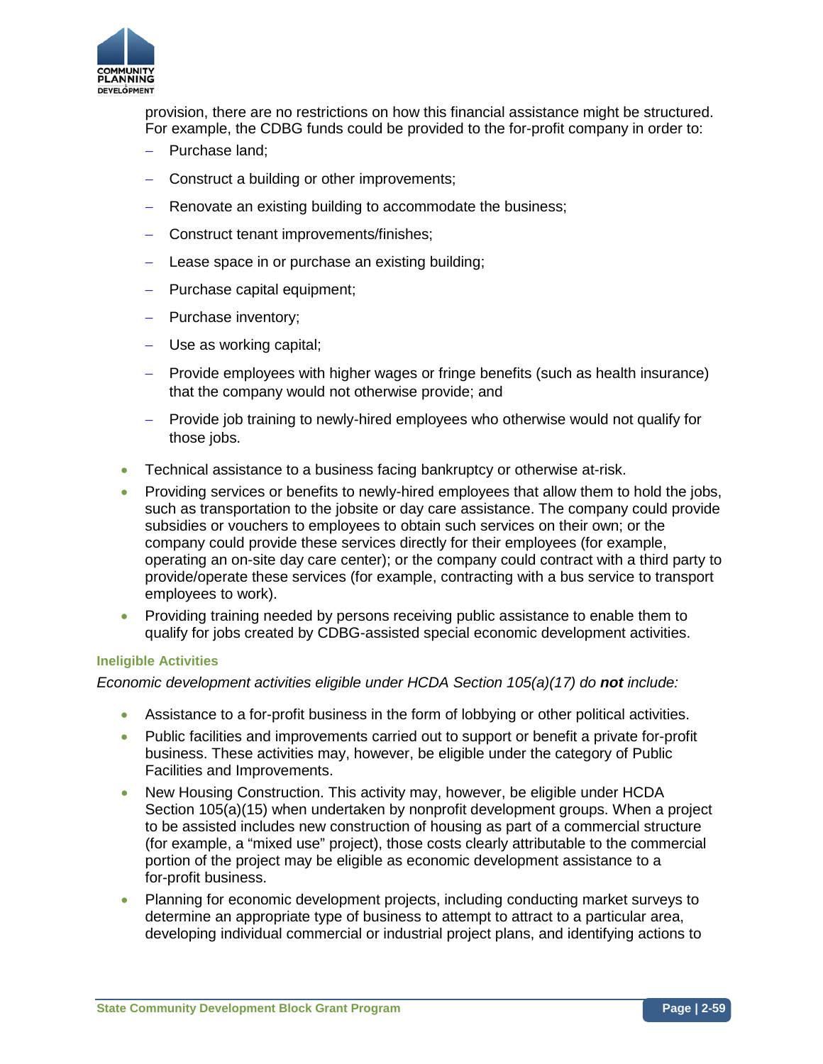provision, there are no restrictions on how this financial assistance might be structured. For example, the CDBG funds could be provided to the for-profit company in order to:

- Purchase land;
- Construct a building or other improvements;
- Renovate an existing building to accommodate the business;
- Construct tenant improvements/finishes;
- Lease space in or purchase an existing building;
- Purchase capital equipment;
- Purchase inventory;
- Use as working capital;
- Provide employees with higher wages or fringe benefits (such as health insurance) that the company would not otherwise provide; and
- Provide job training to newly-hired employees who otherwise would not qualify for those jobs.

- Technical assistance to a business facing bankruptcy or otherwise at-risk.
- Providing services or benefits to newly-hired employees that allow them to hold the jobs, such as transportation to the jobsite or day care assistance. The company could provide subsidies or vouchers to employees to obtain such services on their own; or the company could provide these services directly for their employees (for example, operating an on-site day care center); or the company could contract with a third party to provide/operate these services (for example, contracting with a bus service to transport employees to work).
- Providing training needed by persons receiving public assistance to enable them to qualify for jobs created by CDBG-assisted special economic development activities.

#### Ineligible Activities

*Economic development activities eligible under HCDA Section 105(a)(17) do **not** include:*

- Assistance to a for-profit business in the form of lobbying or other political activities.
- Public facilities and improvements carried out to support or benefit a private for-profit business. These activities may, however, be eligible under the category of Public Facilities and Improvements.
- New Housing Construction. This activity may, however, be eligible under HCDA Section 105(a)(15) when undertaken by nonprofit development groups. When a project to be assisted includes new construction of housing as part of a commercial structure (for example, a "mixed use" project), those costs clearly attributable to the commercial portion of the project may be eligible as economic development assistance to a for-profit business.
- Planning for economic development projects, including conducting market surveys to determine an appropriate type of business to attempt to attract to a particular area, developing individual commercial or industrial project plans, and identifying actions to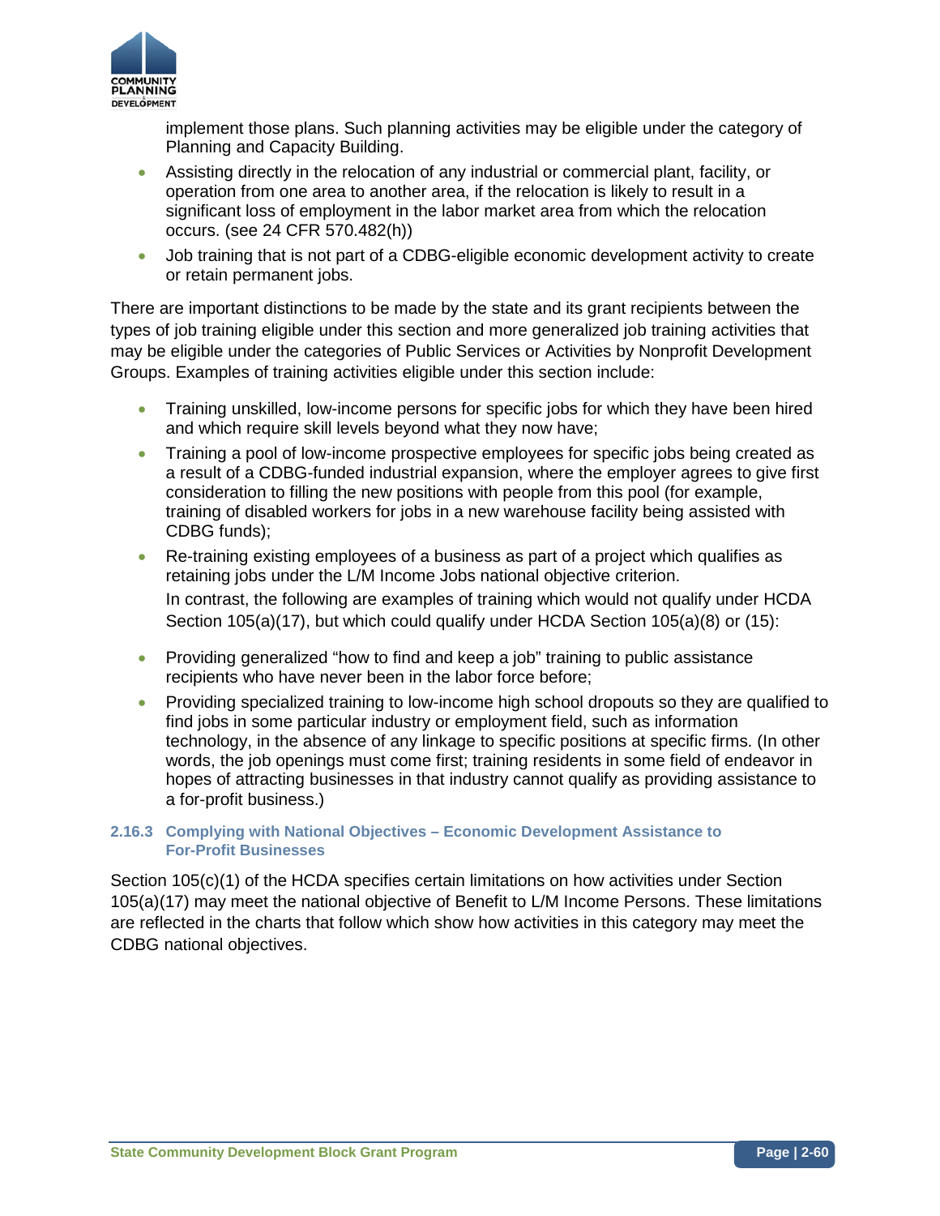implement those plans. Such planning activities may be eligible under the category of Planning and Capacity Building.

- Assisting directly in the relocation of any industrial or commercial plant, facility, or operation from one area to another area, if the relocation is likely to result in a significant loss of employment in the labor market area from which the relocation occurs. (see 24 CFR 570.482(h))
- Job training that is not part of a CDBG-eligible economic development activity to create or retain permanent jobs.

There are important distinctions to be made by the state and its grant recipients between the types of job training eligible under this section and more generalized job training activities that may be eligible under the categories of Public Services or Activities by Nonprofit Development Groups. Examples of training activities eligible under this section include:

- Training unskilled, low-income persons for specific jobs for which they have been hired and which require skill levels beyond what they now have;
- Training a pool of low-income prospective employees for specific jobs being created as a result of a CDBG-funded industrial expansion, where the employer agrees to give first consideration to filling the new positions with people from this pool (for example, training of disabled workers for jobs in a new warehouse facility being assisted with CDBG funds);
- Re-training existing employees of a business as part of a project which qualifies as retaining jobs under the L/M Income Jobs national objective criterion.

  In contrast, the following are examples of training which would not qualify under HCDA Section 105(a)(17), but which could qualify under HCDA Section 105(a)(8) or (15):

- Providing generalized "how to find and keep a job" training to public assistance recipients who have never been in the labor force before;
- Providing specialized training to low-income high school dropouts so they are qualified to find jobs in some particular industry or employment field, such as information technology, in the absence of any linkage to specific positions at specific firms. (In other words, the job openings must come first; training residents in some field of endeavor in hopes of attracting businesses in that industry cannot qualify as providing assistance to a for-profit business.)

### 2.16.3 Complying with National Objectives – Economic Development Assistance to For-Profit Businesses

Section 105(c)(1) of the HCDA specifies certain limitations on how activities under Section 105(a)(17) may meet the national objective of Benefit to L/M Income Persons. These limitations are reflected in the charts that follow which show how activities in this category may meet the CDBG national objectives.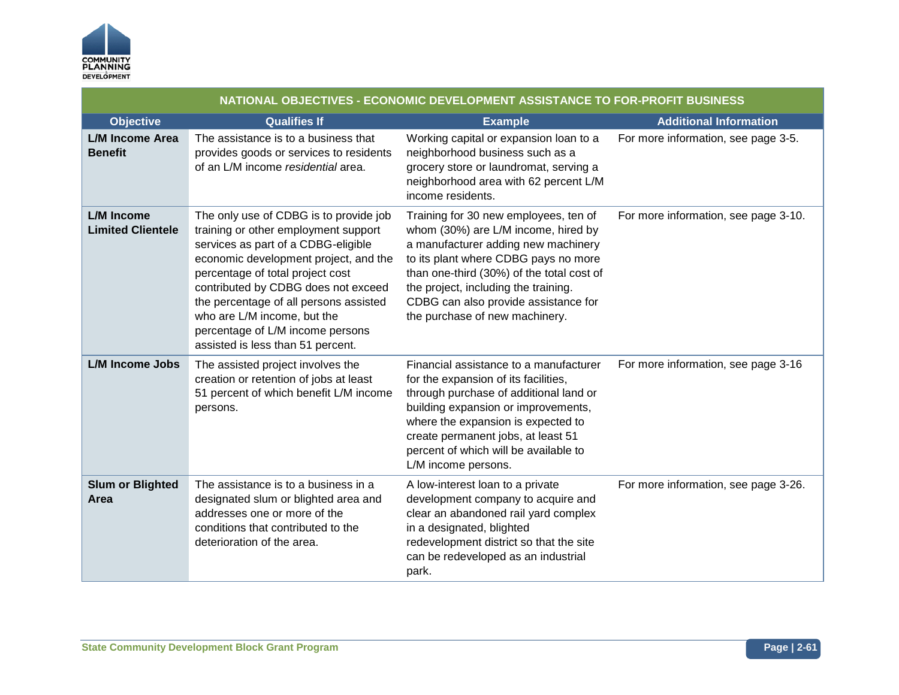| NATIONAL OBJECTIVES - ECONOMIC DEVELOPMENT ASSISTANCE TO FOR-PROFIT BUSINESS | | | |
|---|---|---|---|
| **Objective** | **Qualifies If** | **Example** | **Additional Information** |
| **L/M Income Area Benefit** | The assistance is to a business that provides goods or services to residents of an L/M income *residential* area. | Working capital or expansion loan to a neighborhood business such as a grocery store or laundromat, serving a neighborhood area with 62 percent L/M income residents. | For more information, see page 3-5. |
| **L/M Income Limited Clientele** | The only use of CDBG is to provide job training or other employment support services as part of a CDBG-eligible economic development project, and the percentage of total project cost contributed by CDBG does not exceed the percentage of all persons assisted who are L/M income, but the percentage of L/M income persons assisted is less than 51 percent. | Training for 30 new employees, ten of whom (30%) are L/M income, hired by a manufacturer adding new machinery to its plant where CDBG pays no more than one-third (30%) of the total cost of the project, including the training. CDBG can also provide assistance for the purchase of new machinery. | For more information, see page 3-10. |
| **L/M Income Jobs** | The assisted project involves the creation or retention of jobs at least 51 percent of which benefit L/M income persons. | Financial assistance to a manufacturer for the expansion of its facilities, through purchase of additional land or building expansion or improvements, where the expansion is expected to create permanent jobs, at least 51 percent of which will be available to L/M income persons. | For more information, see page 3-16 |
| **Slum or Blighted Area** | The assistance is to a business in a designated slum or blighted area and addresses one or more of the conditions that contributed to the deterioration of the area. | A low-interest loan to a private development company to acquire and clear an abandoned rail yard complex in a designated, blighted redevelopment district so that the site can be redeveloped as an industrial park. | For more information, see page 3-26. |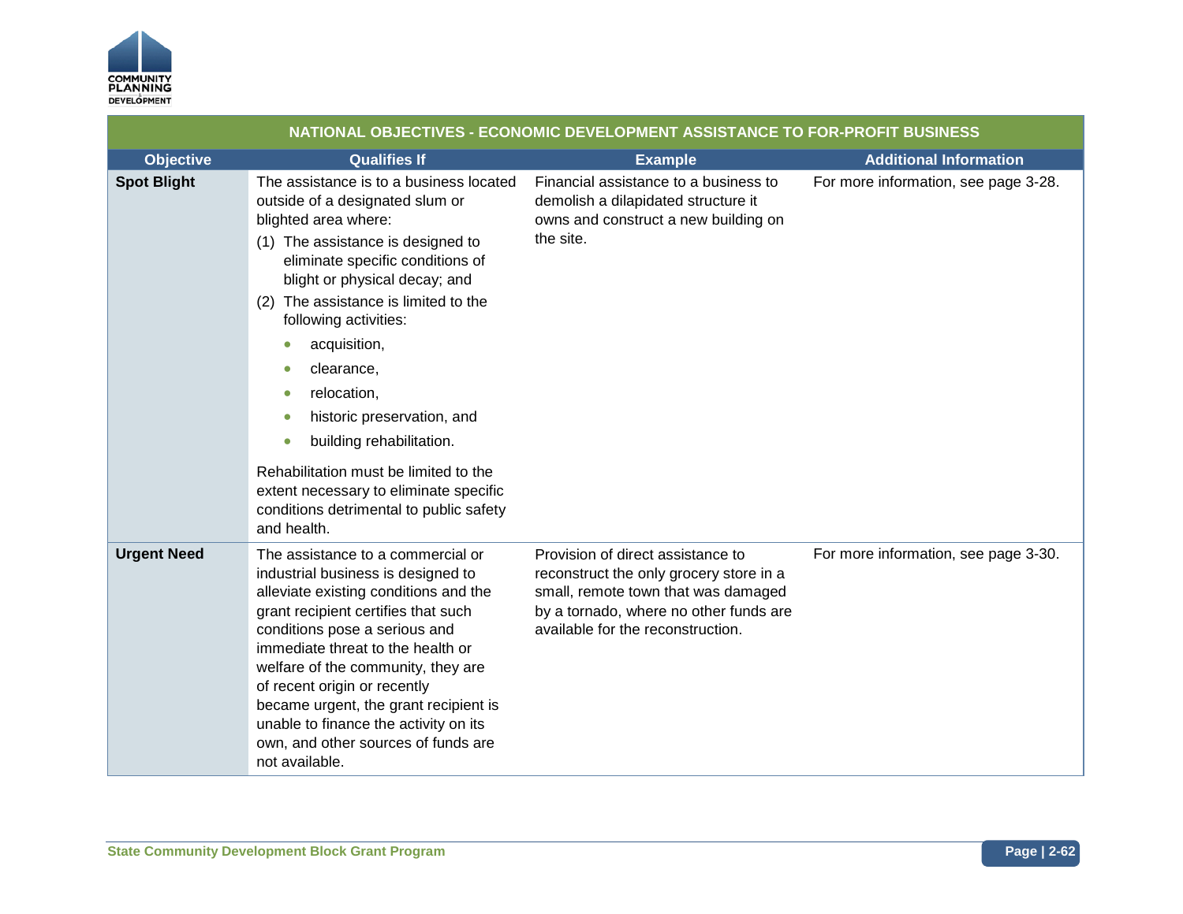| NATIONAL OBJECTIVES - ECONOMIC DEVELOPMENT ASSISTANCE TO FOR-PROFIT BUSINESS | | | |
|---|---|---|---|
| **Objective** | **Qualifies If** | **Example** | **Additional Information** |
| **Spot Blight** | The assistance is to a business located outside of a designated slum or blighted area where:<br>(1) The assistance is designed to eliminate specific conditions of blight or physical decay; and<br>(2) The assistance is limited to the following activities:<br>• acquisition,<br>• clearance,<br>• relocation,<br>• historic preservation, and<br>• building rehabilitation.<br>Rehabilitation must be limited to the extent necessary to eliminate specific conditions detrimental to public safety and health. | Financial assistance to a business to demolish a dilapidated structure it owns and construct a new building on the site. | For more information, see page 3-28. |
| **Urgent Need** | The assistance to a commercial or industrial business is designed to alleviate existing conditions and the grant recipient certifies that such conditions pose a serious and immediate threat to the health or welfare of the community, they are of recent origin or recently became urgent, the grant recipient is unable to finance the activity on its own, and other sources of funds are not available. | Provision of direct assistance to reconstruct the only grocery store in a small, remote town that was damaged by a tornado, where no other funds are available for the reconstruction. | For more information, see page 3-30. |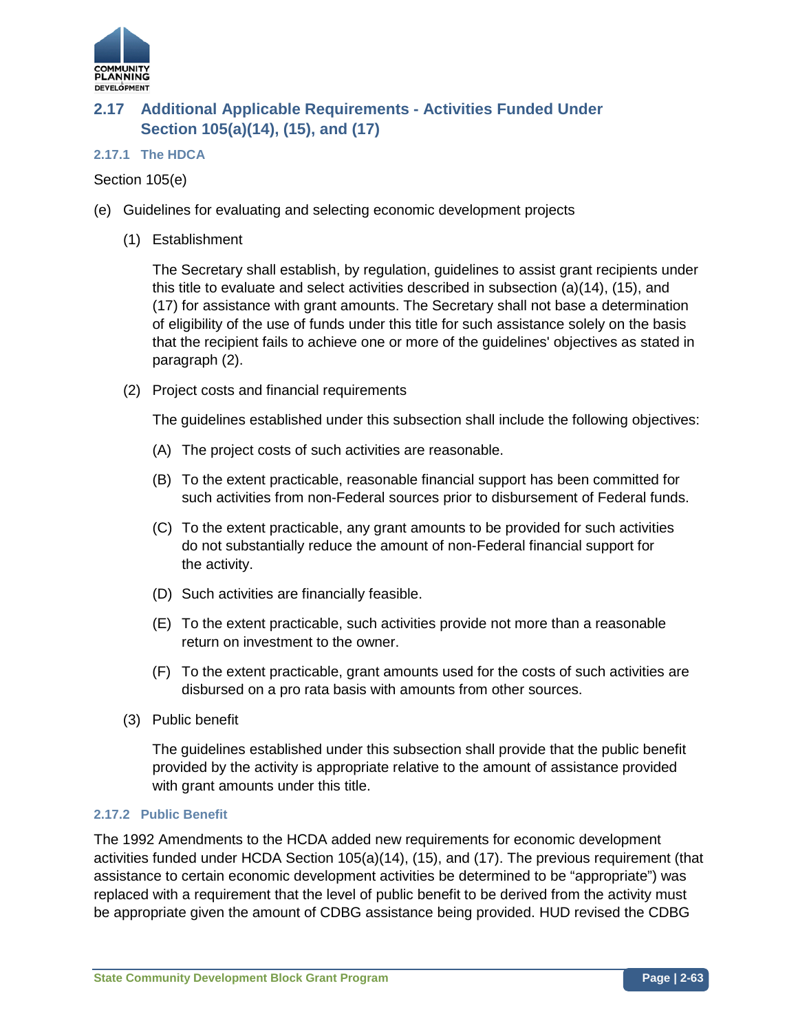## 2.17 Additional Applicable Requirements - Activities Funded Under Section 105(a)(14), (15), and (17)

### 2.17.1 The HDCA

Section 105(e)

(e) Guidelines for evaluating and selecting economic development projects

(1) Establishment

The Secretary shall establish, by regulation, guidelines to assist grant recipients under this title to evaluate and select activities described in subsection (a)(14), (15), and (17) for assistance with grant amounts. The Secretary shall not base a determination of eligibility of the use of funds under this title for such assistance solely on the basis that the recipient fails to achieve one or more of the guidelines' objectives as stated in paragraph (2).

(2) Project costs and financial requirements

The guidelines established under this subsection shall include the following objectives:

(A) The project costs of such activities are reasonable.

(B) To the extent practicable, reasonable financial support has been committed for such activities from non-Federal sources prior to disbursement of Federal funds.

(C) To the extent practicable, any grant amounts to be provided for such activities do not substantially reduce the amount of non-Federal financial support for the activity.

(D) Such activities are financially feasible.

(E) To the extent practicable, such activities provide not more than a reasonable return on investment to the owner.

(F) To the extent practicable, grant amounts used for the costs of such activities are disbursed on a pro rata basis with amounts from other sources.

(3) Public benefit

The guidelines established under this subsection shall provide that the public benefit provided by the activity is appropriate relative to the amount of assistance provided with grant amounts under this title.

### 2.17.2 Public Benefit

The 1992 Amendments to the HCDA added new requirements for economic development activities funded under HCDA Section 105(a)(14), (15), and (17). The previous requirement (that assistance to certain economic development activities be determined to be “appropriate”) was replaced with a requirement that the level of public benefit to be derived from the activity must be appropriate given the amount of CDBG assistance being provided. HUD revised the CDBG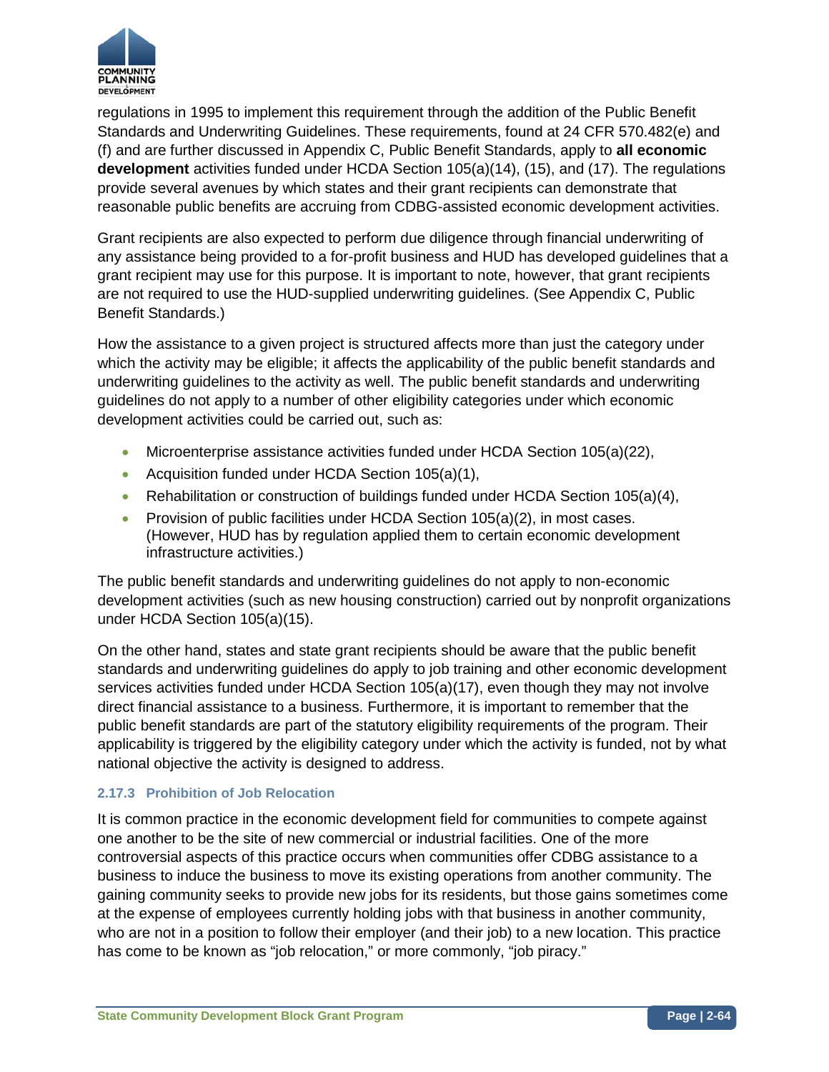regulations in 1995 to implement this requirement through the addition of the Public Benefit Standards and Underwriting Guidelines. These requirements, found at 24 CFR 570.482(e) and (f) and are further discussed in Appendix C, Public Benefit Standards, apply to **all economic development** activities funded under HCDA Section 105(a)(14), (15), and (17). The regulations provide several avenues by which states and their grant recipients can demonstrate that reasonable public benefits are accruing from CDBG-assisted economic development activities.

Grant recipients are also expected to perform due diligence through financial underwriting of any assistance being provided to a for-profit business and HUD has developed guidelines that a grant recipient may use for this purpose. It is important to note, however, that grant recipients are not required to use the HUD-supplied underwriting guidelines. (See Appendix C, Public Benefit Standards.)

How the assistance to a given project is structured affects more than just the category under which the activity may be eligible; it affects the applicability of the public benefit standards and underwriting guidelines to the activity as well. The public benefit standards and underwriting guidelines do not apply to a number of other eligibility categories under which economic development activities could be carried out, such as:

- Microenterprise assistance activities funded under HCDA Section 105(a)(22),
- Acquisition funded under HCDA Section 105(a)(1),
- Rehabilitation or construction of buildings funded under HCDA Section 105(a)(4),
- Provision of public facilities under HCDA Section 105(a)(2), in most cases. (However, HUD has by regulation applied them to certain economic development infrastructure activities.)

The public benefit standards and underwriting guidelines do not apply to non-economic development activities (such as new housing construction) carried out by nonprofit organizations under HCDA Section 105(a)(15).

On the other hand, states and state grant recipients should be aware that the public benefit standards and underwriting guidelines do apply to job training and other economic development services activities funded under HCDA Section 105(a)(17), even though they may not involve direct financial assistance to a business. Furthermore, it is important to remember that the public benefit standards are part of the statutory eligibility requirements of the program. Their applicability is triggered by the eligibility category under which the activity is funded, not by what national objective the activity is designed to address.

### 2.17.3 Prohibition of Job Relocation

It is common practice in the economic development field for communities to compete against one another to be the site of new commercial or industrial facilities. One of the more controversial aspects of this practice occurs when communities offer CDBG assistance to a business to induce the business to move its existing operations from another community. The gaining community seeks to provide new jobs for its residents, but those gains sometimes come at the expense of employees currently holding jobs with that business in another community, who are not in a position to follow their employer (and their job) to a new location. This practice has come to be known as "job relocation," or more commonly, "job piracy."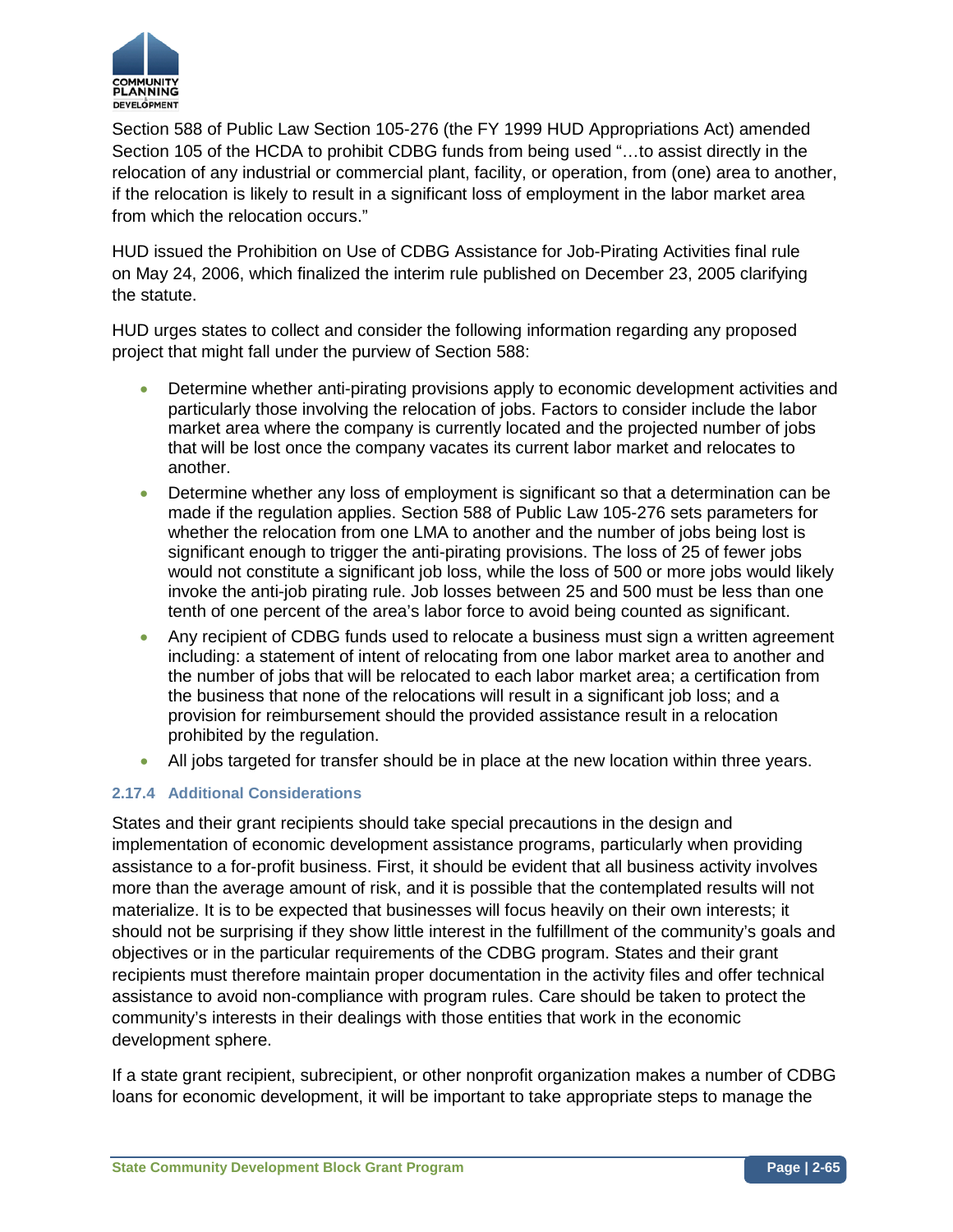Section 588 of Public Law Section 105-276 (the FY 1999 HUD Appropriations Act) amended Section 105 of the HCDA to prohibit CDBG funds from being used "…to assist directly in the relocation of any industrial or commercial plant, facility, or operation, from (one) area to another, if the relocation is likely to result in a significant loss of employment in the labor market area from which the relocation occurs."

HUD issued the Prohibition on Use of CDBG Assistance for Job-Pirating Activities final rule on May 24, 2006, which finalized the interim rule published on December 23, 2005 clarifying the statute.

HUD urges states to collect and consider the following information regarding any proposed project that might fall under the purview of Section 588:

- Determine whether anti-pirating provisions apply to economic development activities and particularly those involving the relocation of jobs. Factors to consider include the labor market area where the company is currently located and the projected number of jobs that will be lost once the company vacates its current labor market and relocates to another.
- Determine whether any loss of employment is significant so that a determination can be made if the regulation applies. Section 588 of Public Law 105-276 sets parameters for whether the relocation from one LMA to another and the number of jobs being lost is significant enough to trigger the anti-pirating provisions. The loss of 25 of fewer jobs would not constitute a significant job loss, while the loss of 500 or more jobs would likely invoke the anti-job pirating rule. Job losses between 25 and 500 must be less than one tenth of one percent of the area's labor force to avoid being counted as significant.
- Any recipient of CDBG funds used to relocate a business must sign a written agreement including: a statement of intent of relocating from one labor market area to another and the number of jobs that will be relocated to each labor market area; a certification from the business that none of the relocations will result in a significant job loss; and a provision for reimbursement should the provided assistance result in a relocation prohibited by the regulation.
- All jobs targeted for transfer should be in place at the new location within three years.

### 2.17.4 Additional Considerations

States and their grant recipients should take special precautions in the design and implementation of economic development assistance programs, particularly when providing assistance to a for-profit business. First, it should be evident that all business activity involves more than the average amount of risk, and it is possible that the contemplated results will not materialize. It is to be expected that businesses will focus heavily on their own interests; it should not be surprising if they show little interest in the fulfillment of the community's goals and objectives or in the particular requirements of the CDBG program. States and their grant recipients must therefore maintain proper documentation in the activity files and offer technical assistance to avoid non-compliance with program rules. Care should be taken to protect the community's interests in their dealings with those entities that work in the economic development sphere.

If a state grant recipient, subrecipient, or other nonprofit organization makes a number of CDBG loans for economic development, it will be important to take appropriate steps to manage the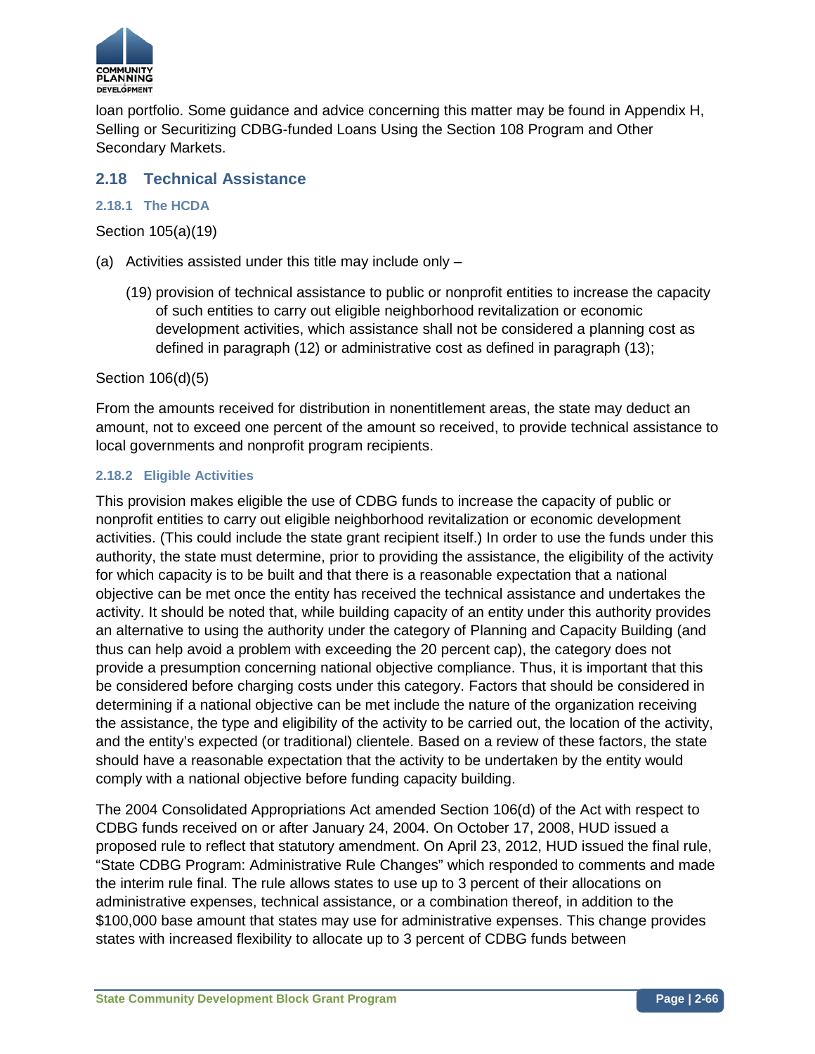loan portfolio. Some guidance and advice concerning this matter may be found in Appendix H, Selling or Securitizing CDBG-funded Loans Using the Section 108 Program and Other Secondary Markets.

## 2.18 Technical Assistance

### 2.18.1 The HCDA

Section 105(a)(19)

(a) Activities assisted under this title may include only –

> (19) provision of technical assistance to public or nonprofit entities to increase the capacity of such entities to carry out eligible neighborhood revitalization or economic development activities, which assistance shall not be considered a planning cost as defined in paragraph (12) or administrative cost as defined in paragraph (13);

Section 106(d)(5)

From the amounts received for distribution in nonentitlement areas, the state may deduct an amount, not to exceed one percent of the amount so received, to provide technical assistance to local governments and nonprofit program recipients.

### 2.18.2 Eligible Activities

This provision makes eligible the use of CDBG funds to increase the capacity of public or nonprofit entities to carry out eligible neighborhood revitalization or economic development activities. (This could include the state grant recipient itself.) In order to use the funds under this authority, the state must determine, prior to providing the assistance, the eligibility of the activity for which capacity is to be built and that there is a reasonable expectation that a national objective can be met once the entity has received the technical assistance and undertakes the activity. It should be noted that, while building capacity of an entity under this authority provides an alternative to using the authority under the category of Planning and Capacity Building (and thus can help avoid a problem with exceeding the 20 percent cap), the category does not provide a presumption concerning national objective compliance. Thus, it is important that this be considered before charging costs under this category. Factors that should be considered in determining if a national objective can be met include the nature of the organization receiving the assistance, the type and eligibility of the activity to be carried out, the location of the activity, and the entity's expected (or traditional) clientele. Based on a review of these factors, the state should have a reasonable expectation that the activity to be undertaken by the entity would comply with a national objective before funding capacity building.

The 2004 Consolidated Appropriations Act amended Section 106(d) of the Act with respect to CDBG funds received on or after January 24, 2004. On October 17, 2008, HUD issued a proposed rule to reflect that statutory amendment. On April 23, 2012, HUD issued the final rule, "State CDBG Program: Administrative Rule Changes" which responded to comments and made the interim rule final. The rule allows states to use up to 3 percent of their allocations on administrative expenses, technical assistance, or a combination thereof, in addition to the $100,000 base amount that states may use for administrative expenses. This change provides states with increased flexibility to allocate up to 3 percent of CDBG funds between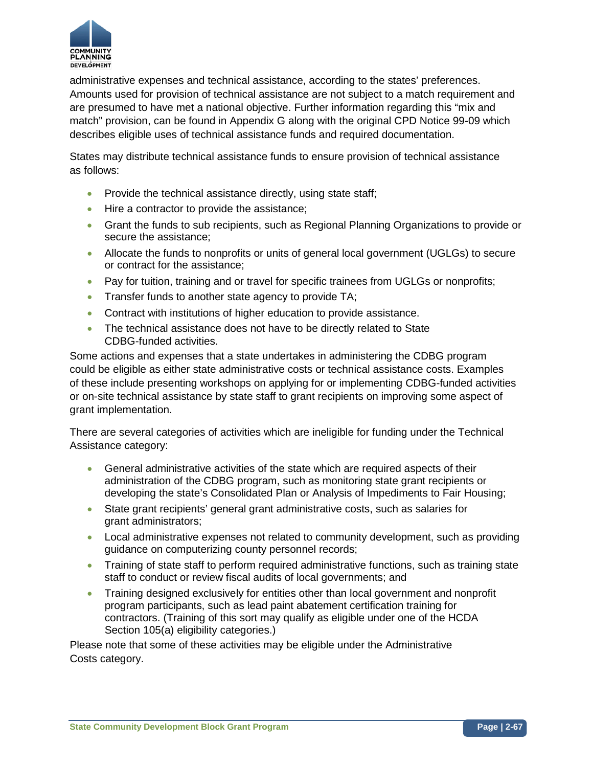administrative expenses and technical assistance, according to the states' preferences. Amounts used for provision of technical assistance are not subject to a match requirement and are presumed to have met a national objective. Further information regarding this "mix and match" provision, can be found in Appendix G along with the original CPD Notice 99-09 which describes eligible uses of technical assistance funds and required documentation.

States may distribute technical assistance funds to ensure provision of technical assistance as follows:

- Provide the technical assistance directly, using state staff;
- Hire a contractor to provide the assistance;
- Grant the funds to sub recipients, such as Regional Planning Organizations to provide or secure the assistance;
- Allocate the funds to nonprofits or units of general local government (UGLGs) to secure or contract for the assistance;
- Pay for tuition, training and or travel for specific trainees from UGLGs or nonprofits;
- Transfer funds to another state agency to provide TA;
- Contract with institutions of higher education to provide assistance.
- The technical assistance does not have to be directly related to State CDBG-funded activities.

Some actions and expenses that a state undertakes in administering the CDBG program could be eligible as either state administrative costs or technical assistance costs. Examples of these include presenting workshops on applying for or implementing CDBG-funded activities or on-site technical assistance by state staff to grant recipients on improving some aspect of grant implementation.

There are several categories of activities which are ineligible for funding under the Technical Assistance category:

- General administrative activities of the state which are required aspects of their administration of the CDBG program, such as monitoring state grant recipients or developing the state's Consolidated Plan or Analysis of Impediments to Fair Housing;
- State grant recipients' general grant administrative costs, such as salaries for grant administrators;
- Local administrative expenses not related to community development, such as providing guidance on computerizing county personnel records;
- Training of state staff to perform required administrative functions, such as training state staff to conduct or review fiscal audits of local governments; and
- Training designed exclusively for entities other than local government and nonprofit program participants, such as lead paint abatement certification training for contractors. (Training of this sort may qualify as eligible under one of the HCDA Section 105(a) eligibility categories.)

Please note that some of these activities may be eligible under the Administrative Costs category.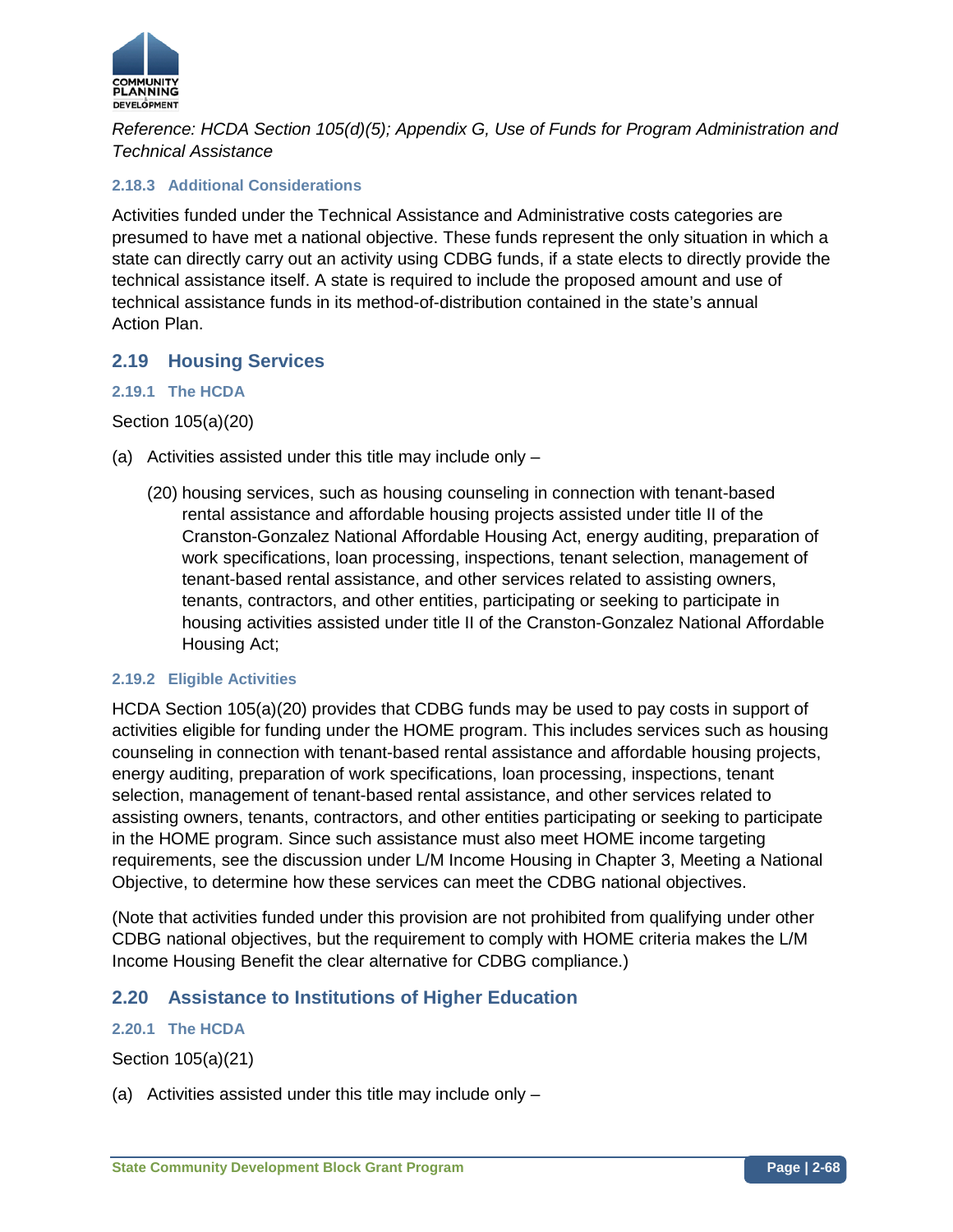*Reference: HCDA Section 105(d)(5); Appendix G, Use of Funds for Program Administration and Technical Assistance*

#### 2.18.3 Additional Considerations

Activities funded under the Technical Assistance and Administrative costs categories are presumed to have met a national objective. These funds represent the only situation in which a state can directly carry out an activity using CDBG funds, if a state elects to directly provide the technical assistance itself. A state is required to include the proposed amount and use of technical assistance funds in its method-of-distribution contained in the state's annual Action Plan.

### 2.19 Housing Services

#### 2.19.1 The HCDA

Section 105(a)(20)

(a) Activities assisted under this title may include only –

(20) housing services, such as housing counseling in connection with tenant-based rental assistance and affordable housing projects assisted under title II of the Cranston-Gonzalez National Affordable Housing Act, energy auditing, preparation of work specifications, loan processing, inspections, tenant selection, management of tenant-based rental assistance, and other services related to assisting owners, tenants, contractors, and other entities, participating or seeking to participate in housing activities assisted under title II of the Cranston-Gonzalez National Affordable Housing Act;

#### 2.19.2 Eligible Activities

HCDA Section 105(a)(20) provides that CDBG funds may be used to pay costs in support of activities eligible for funding under the HOME program. This includes services such as housing counseling in connection with tenant-based rental assistance and affordable housing projects, energy auditing, preparation of work specifications, loan processing, inspections, tenant selection, management of tenant-based rental assistance, and other services related to assisting owners, tenants, contractors, and other entities participating or seeking to participate in the HOME program. Since such assistance must also meet HOME income targeting requirements, see the discussion under L/M Income Housing in Chapter 3, Meeting a National Objective, to determine how these services can meet the CDBG national objectives.

(Note that activities funded under this provision are not prohibited from qualifying under other CDBG national objectives, but the requirement to comply with HOME criteria makes the L/M Income Housing Benefit the clear alternative for CDBG compliance.)

### 2.20 Assistance to Institutions of Higher Education

#### 2.20.1 The HCDA

Section 105(a)(21)

(a) Activities assisted under this title may include only –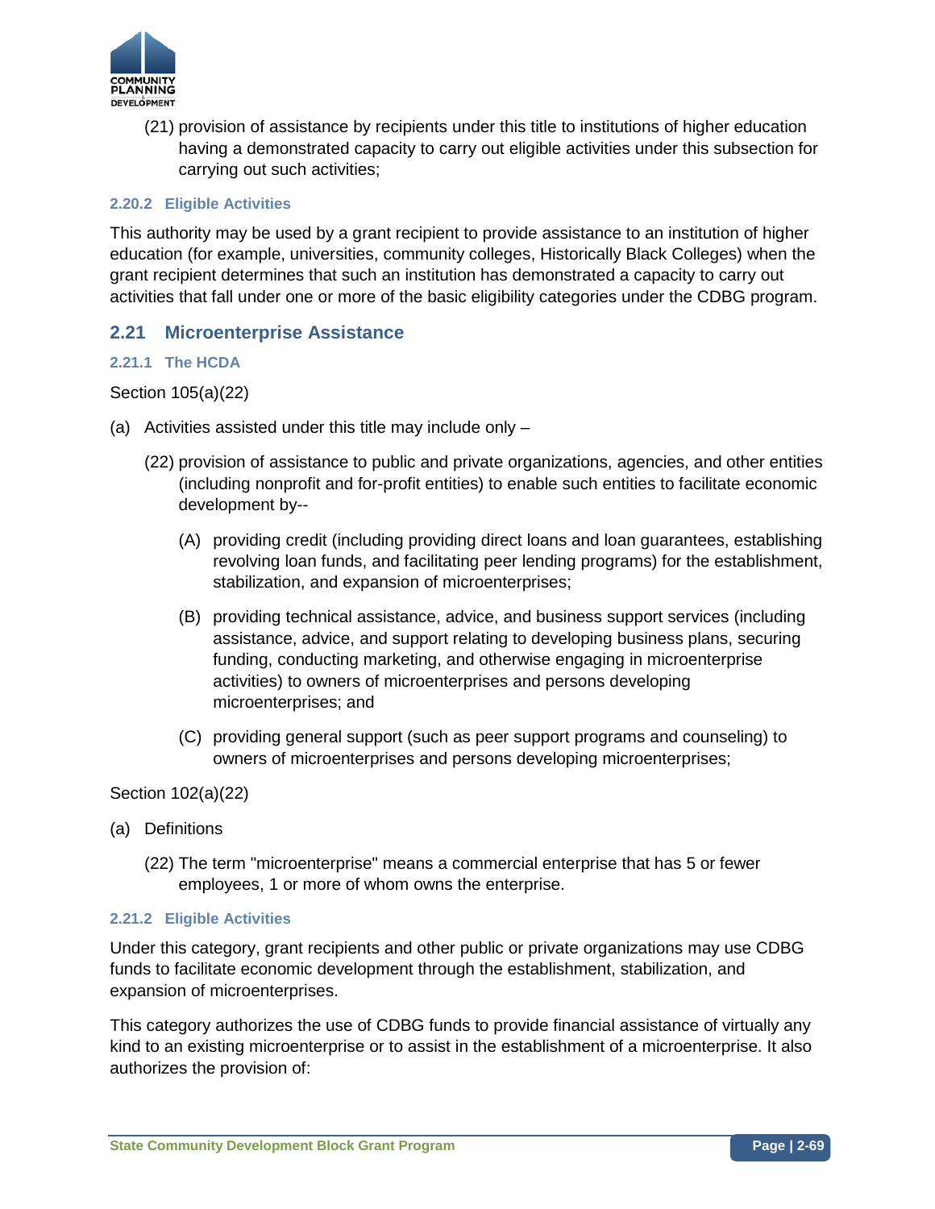(21) provision of assistance by recipients under this title to institutions of higher education having a demonstrated capacity to carry out eligible activities under this subsection for carrying out such activities;

#### 2.20.2 Eligible Activities

This authority may be used by a grant recipient to provide assistance to an institution of higher education (for example, universities, community colleges, Historically Black Colleges) when the grant recipient determines that such an institution has demonstrated a capacity to carry out activities that fall under one or more of the basic eligibility categories under the CDBG program.

### 2.21 Microenterprise Assistance

#### 2.21.1 The HCDA

Section 105(a)(22)

(a) Activities assisted under this title may include only –

(22) provision of assistance to public and private organizations, agencies, and other entities (including nonprofit and for-profit entities) to enable such entities to facilitate economic development by--

(A) providing credit (including providing direct loans and loan guarantees, establishing revolving loan funds, and facilitating peer lending programs) for the establishment, stabilization, and expansion of microenterprises;

(B) providing technical assistance, advice, and business support services (including assistance, advice, and support relating to developing business plans, securing funding, conducting marketing, and otherwise engaging in microenterprise activities) to owners of microenterprises and persons developing microenterprises; and

(C) providing general support (such as peer support programs and counseling) to owners of microenterprises and persons developing microenterprises;

Section 102(a)(22)

(a) Definitions

(22) The term "microenterprise" means a commercial enterprise that has 5 or fewer employees, 1 or more of whom owns the enterprise.

#### 2.21.2 Eligible Activities

Under this category, grant recipients and other public or private organizations may use CDBG funds to facilitate economic development through the establishment, stabilization, and expansion of microenterprises.

This category authorizes the use of CDBG funds to provide financial assistance of virtually any kind to an existing microenterprise or to assist in the establishment of a microenterprise. It also authorizes the provision of: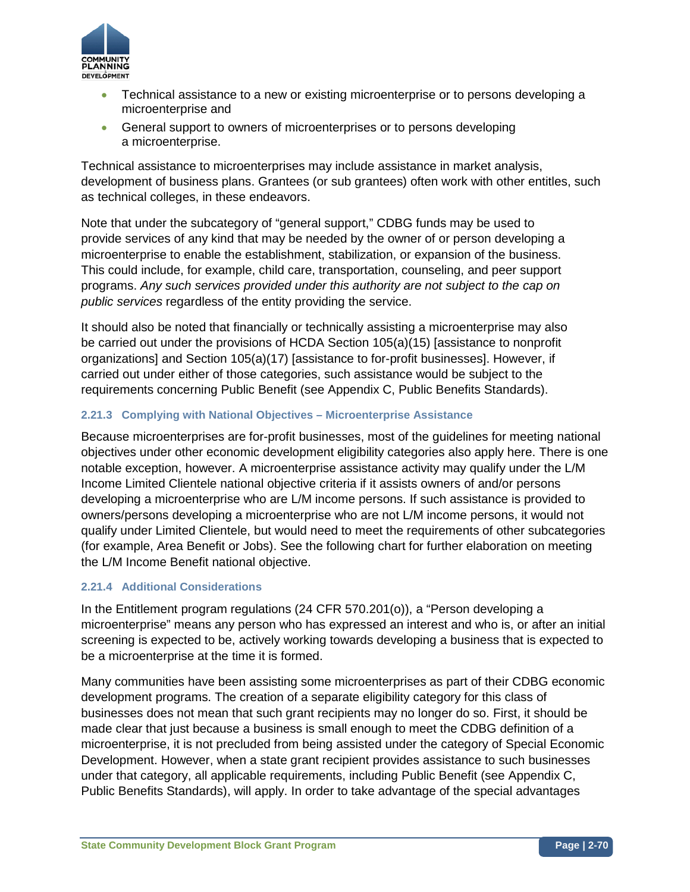- Technical assistance to a new or existing microenterprise or to persons developing a microenterprise and
- General support to owners of microenterprises or to persons developing a microenterprise.

Technical assistance to microenterprises may include assistance in market analysis, development of business plans. Grantees (or sub grantees) often work with other entitles, such as technical colleges, in these endeavors.

Note that under the subcategory of "general support," CDBG funds may be used to provide services of any kind that may be needed by the owner of or person developing a microenterprise to enable the establishment, stabilization, or expansion of the business. This could include, for example, child care, transportation, counseling, and peer support programs. *Any such services provided under this authority are not subject to the cap on public services* regardless of the entity providing the service.

It should also be noted that financially or technically assisting a microenterprise may also be carried out under the provisions of HCDA Section 105(a)(15) [assistance to nonprofit organizations] and Section 105(a)(17) [assistance to for-profit businesses]. However, if carried out under either of those categories, such assistance would be subject to the requirements concerning Public Benefit (see Appendix C, Public Benefits Standards).

### 2.21.3 Complying with National Objectives – Microenterprise Assistance

Because microenterprises are for-profit businesses, most of the guidelines for meeting national objectives under other economic development eligibility categories also apply here. There is one notable exception, however. A microenterprise assistance activity may qualify under the L/M Income Limited Clientele national objective criteria if it assists owners of and/or persons developing a microenterprise who are L/M income persons. If such assistance is provided to owners/persons developing a microenterprise who are not L/M income persons, it would not qualify under Limited Clientele, but would need to meet the requirements of other subcategories (for example, Area Benefit or Jobs). See the following chart for further elaboration on meeting the L/M Income Benefit national objective.

### 2.21.4 Additional Considerations

In the Entitlement program regulations (24 CFR 570.201(o)), a "Person developing a microenterprise" means any person who has expressed an interest and who is, or after an initial screening is expected to be, actively working towards developing a business that is expected to be a microenterprise at the time it is formed.

Many communities have been assisting some microenterprises as part of their CDBG economic development programs. The creation of a separate eligibility category for this class of businesses does not mean that such grant recipients may no longer do so. First, it should be made clear that just because a business is small enough to meet the CDBG definition of a microenterprise, it is not precluded from being assisted under the category of Special Economic Development. However, when a state grant recipient provides assistance to such businesses under that category, all applicable requirements, including Public Benefit (see Appendix C, Public Benefits Standards), will apply. In order to take advantage of the special advantages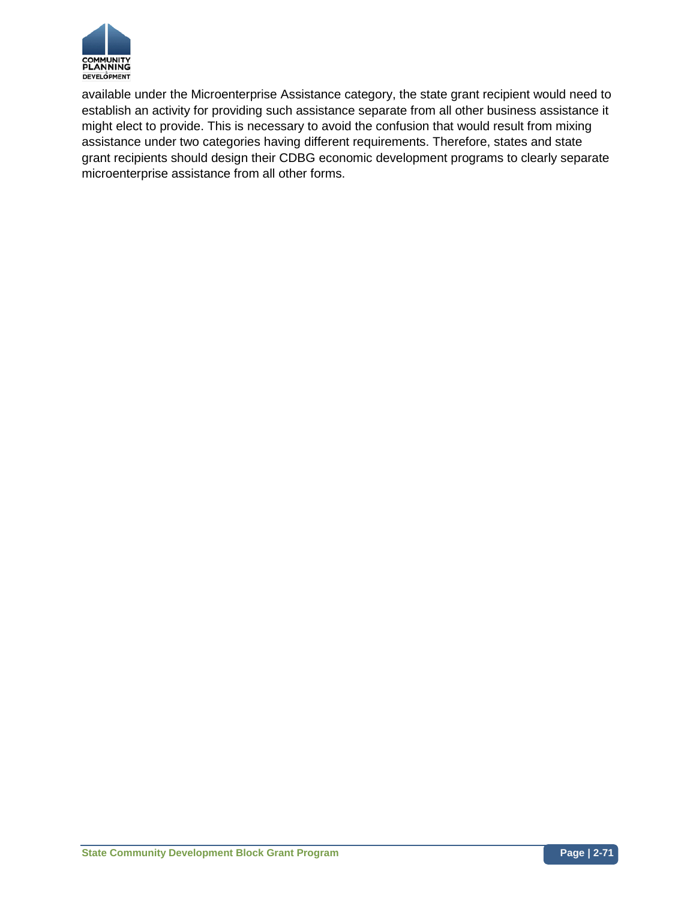available under the Microenterprise Assistance category, the state grant recipient would need to establish an activity for providing such assistance separate from all other business assistance it might elect to provide. This is necessary to avoid the confusion that would result from mixing assistance under two categories having different requirements. Therefore, states and state grant recipients should design their CDBG economic development programs to clearly separate microenterprise assistance from all other forms.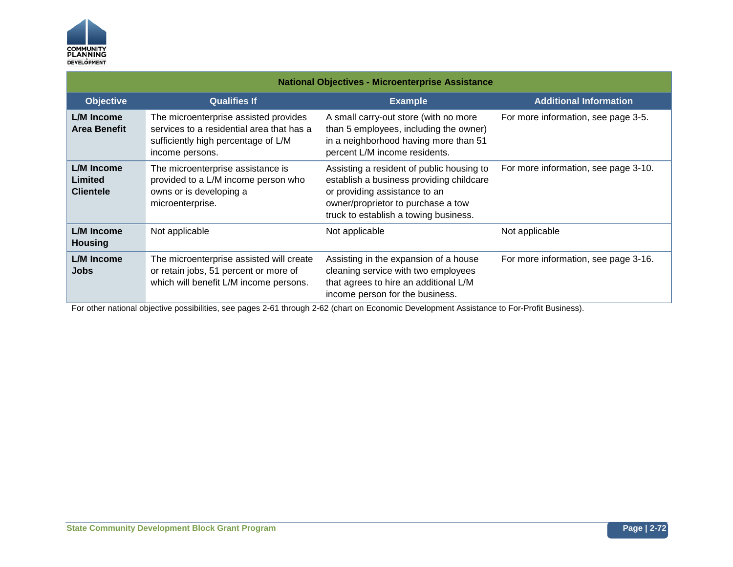| National Objectives - Microenterprise Assistance | | | |
|---|---|---|---|
| **Objective** | **Qualifies If** | **Example** | **Additional Information** |
| **L/M Income Area Benefit** | The microenterprise assisted provides services to a residential area that has a sufficiently high percentage of L/M income persons. | A small carry-out store (with no more than 5 employees, including the owner) in a neighborhood having more than 51 percent L/M income residents. | For more information, see page 3-5. |
| **L/M Income Limited Clientele** | The microenterprise assistance is provided to a L/M income person who owns or is developing a microenterprise. | Assisting a resident of public housing to establish a business providing childcare or providing assistance to an owner/proprietor to purchase a tow truck to establish a towing business. | For more information, see page 3-10. |
| **L/M Income Housing** | Not applicable | Not applicable | Not applicable |
| **L/M Income Jobs** | The microenterprise assisted will create or retain jobs, 51 percent or more of which will benefit L/M income persons. | Assisting in the expansion of a house cleaning service with two employees that agrees to hire an additional L/M income person for the business. | For more information, see page 3-16. |

For other national objective possibilities, see pages 2-61 through 2-62 (chart on Economic Development Assistance to For-Profit Business).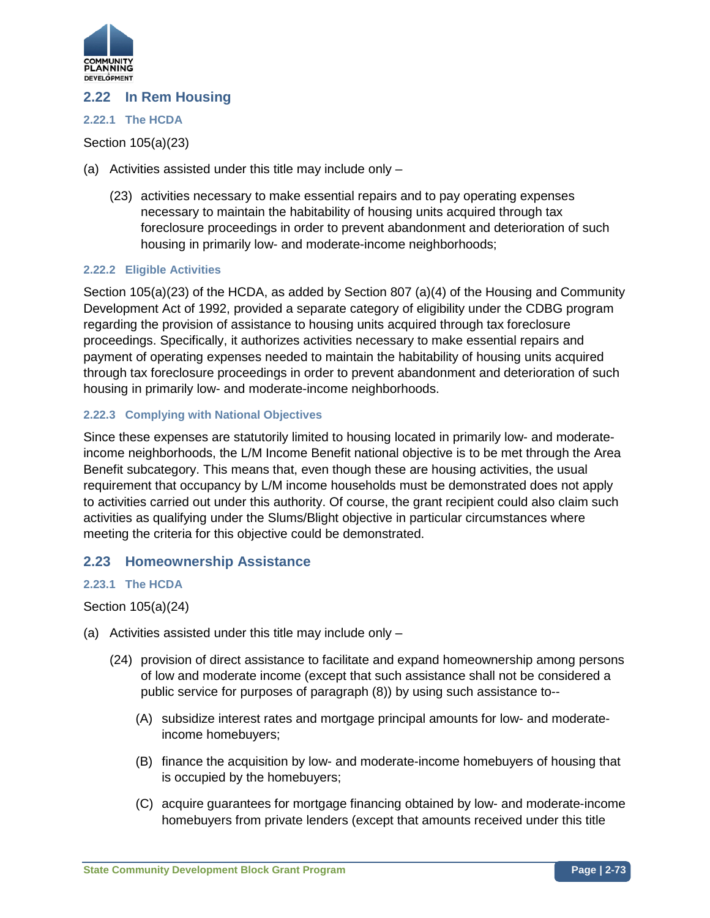## 2.22 In Rem Housing

### 2.22.1 The HCDA

Section 105(a)(23)

(a) Activities assisted under this title may include only –

> (23) activities necessary to make essential repairs and to pay operating expenses necessary to maintain the habitability of housing units acquired through tax foreclosure proceedings in order to prevent abandonment and deterioration of such housing in primarily low- and moderate-income neighborhoods;

### 2.22.2 Eligible Activities

Section 105(a)(23) of the HCDA, as added by Section 807 (a)(4) of the Housing and Community Development Act of 1992, provided a separate category of eligibility under the CDBG program regarding the provision of assistance to housing units acquired through tax foreclosure proceedings. Specifically, it authorizes activities necessary to make essential repairs and payment of operating expenses needed to maintain the habitability of housing units acquired through tax foreclosure proceedings in order to prevent abandonment and deterioration of such housing in primarily low- and moderate-income neighborhoods.

### 2.22.3 Complying with National Objectives

Since these expenses are statutorily limited to housing located in primarily low- and moderate-income neighborhoods, the L/M Income Benefit national objective is to be met through the Area Benefit subcategory. This means that, even though these are housing activities, the usual requirement that occupancy by L/M income households must be demonstrated does not apply to activities carried out under this authority. Of course, the grant recipient could also claim such activities as qualifying under the Slums/Blight objective in particular circumstances where meeting the criteria for this objective could be demonstrated.

## 2.23 Homeownership Assistance

### 2.23.1 The HCDA

Section 105(a)(24)

(a) Activities assisted under this title may include only –

> (24) provision of direct assistance to facilitate and expand homeownership among persons of low and moderate income (except that such assistance shall not be considered a public service for purposes of paragraph (8)) by using such assistance to--
>
> > (A) subsidize interest rates and mortgage principal amounts for low- and moderate-income homebuyers;
> >
> > (B) finance the acquisition by low- and moderate-income homebuyers of housing that is occupied by the homebuyers;
> >
> > (C) acquire guarantees for mortgage financing obtained by low- and moderate-income homebuyers from private lenders (except that amounts received under this title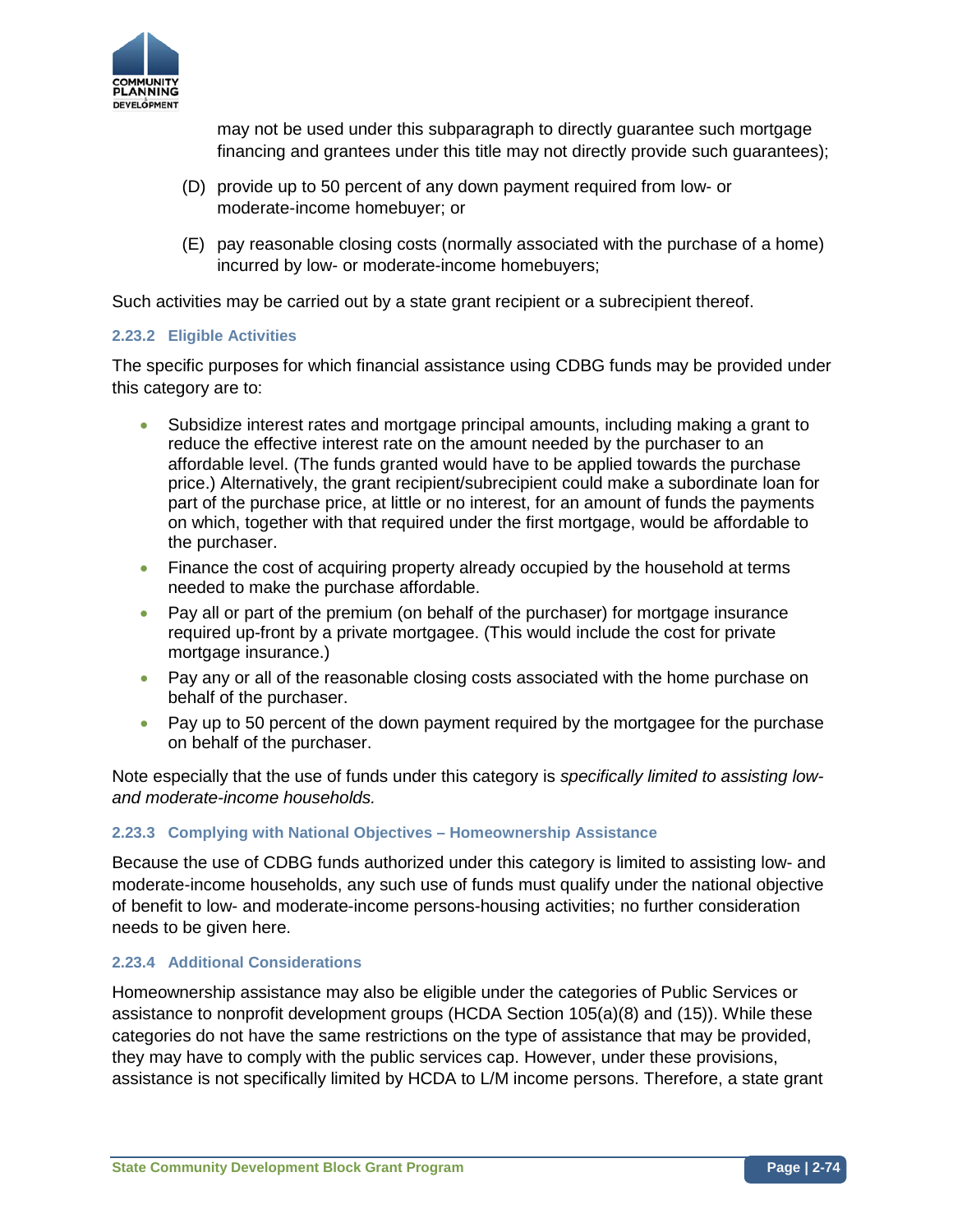may not be used under this subparagraph to directly guarantee such mortgage financing and grantees under this title may not directly provide such guarantees);

(D) provide up to 50 percent of any down payment required from low- or moderate-income homebuyer; or

(E) pay reasonable closing costs (normally associated with the purchase of a home) incurred by low- or moderate-income homebuyers;

Such activities may be carried out by a state grant recipient or a subrecipient thereof.

### 2.23.2 Eligible Activities

The specific purposes for which financial assistance using CDBG funds may be provided under this category are to:

- Subsidize interest rates and mortgage principal amounts, including making a grant to reduce the effective interest rate on the amount needed by the purchaser to an affordable level. (The funds granted would have to be applied towards the purchase price.) Alternatively, the grant recipient/subrecipient could make a subordinate loan for part of the purchase price, at little or no interest, for an amount of funds the payments on which, together with that required under the first mortgage, would be affordable to the purchaser.
- Finance the cost of acquiring property already occupied by the household at terms needed to make the purchase affordable.
- Pay all or part of the premium (on behalf of the purchaser) for mortgage insurance required up-front by a private mortgagee. (This would include the cost for private mortgage insurance.)
- Pay any or all of the reasonable closing costs associated with the home purchase on behalf of the purchaser.
- Pay up to 50 percent of the down payment required by the mortgagee for the purchase on behalf of the purchaser.

Note especially that the use of funds under this category is *specifically limited to assisting low- and moderate-income households.*

### 2.23.3 Complying with National Objectives – Homeownership Assistance

Because the use of CDBG funds authorized under this category is limited to assisting low- and moderate-income households, any such use of funds must qualify under the national objective of benefit to low- and moderate-income persons-housing activities; no further consideration needs to be given here.

### 2.23.4 Additional Considerations

Homeownership assistance may also be eligible under the categories of Public Services or assistance to nonprofit development groups (HCDA Section 105(a)(8) and (15)). While these categories do not have the same restrictions on the type of assistance that may be provided, they may have to comply with the public services cap. However, under these provisions, assistance is not specifically limited by HCDA to L/M income persons. Therefore, a state grant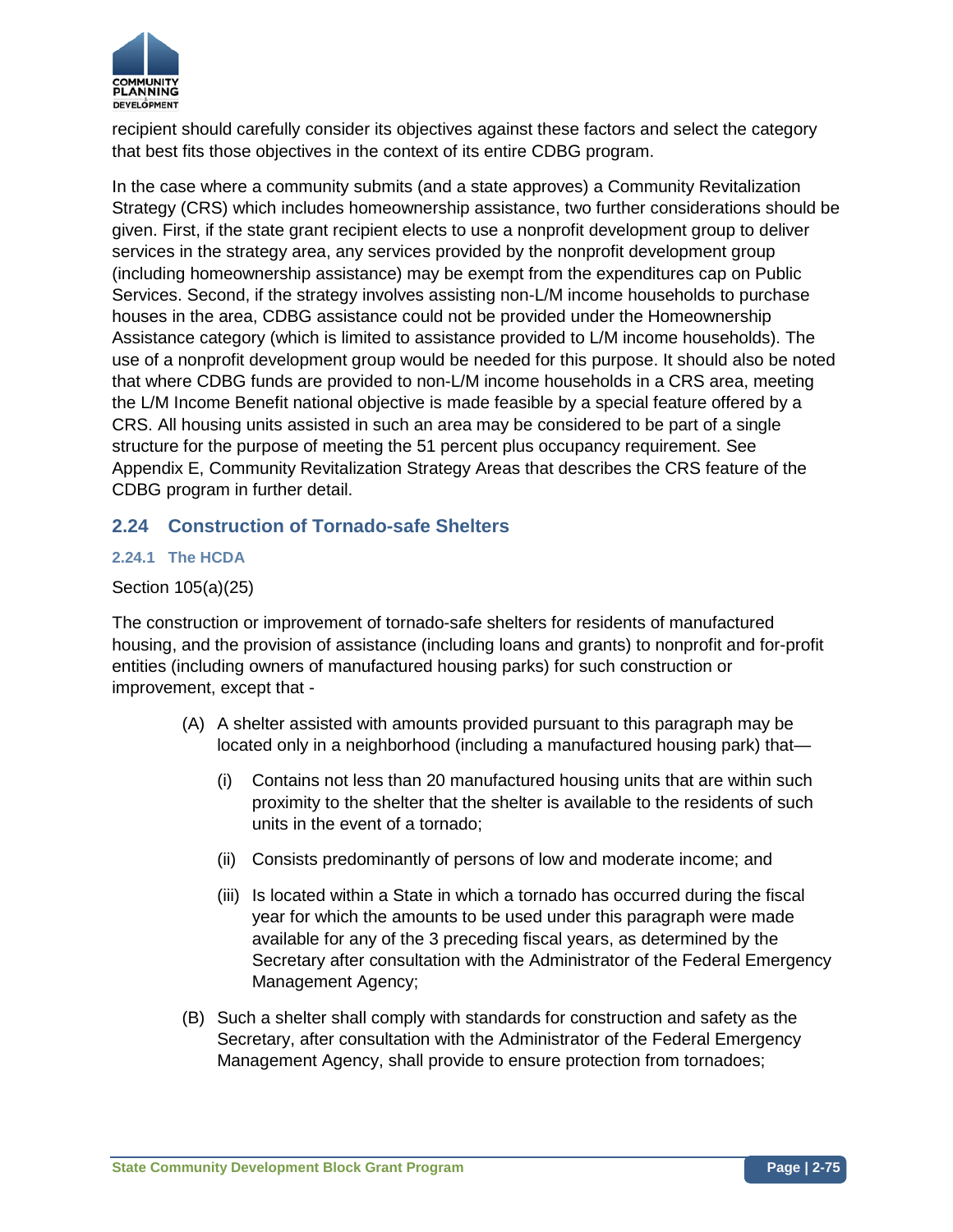recipient should carefully consider its objectives against these factors and select the category that best fits those objectives in the context of its entire CDBG program.

In the case where a community submits (and a state approves) a Community Revitalization Strategy (CRS) which includes homeownership assistance, two further considerations should be given. First, if the state grant recipient elects to use a nonprofit development group to deliver services in the strategy area, any services provided by the nonprofit development group (including homeownership assistance) may be exempt from the expenditures cap on Public Services. Second, if the strategy involves assisting non-L/M income households to purchase houses in the area, CDBG assistance could not be provided under the Homeownership Assistance category (which is limited to assistance provided to L/M income households). The use of a nonprofit development group would be needed for this purpose. It should also be noted that where CDBG funds are provided to non-L/M income households in a CRS area, meeting the L/M Income Benefit national objective is made feasible by a special feature offered by a CRS. All housing units assisted in such an area may be considered to be part of a single structure for the purpose of meeting the 51 percent plus occupancy requirement. See Appendix E, Community Revitalization Strategy Areas that describes the CRS feature of the CDBG program in further detail.

## 2.24 Construction of Tornado-safe Shelters

### 2.24.1 The HCDA

Section 105(a)(25)

The construction or improvement of tornado-safe shelters for residents of manufactured housing, and the provision of assistance (including loans and grants) to nonprofit and for-profit entities (including owners of manufactured housing parks) for such construction or improvement, except that -

(A) A shelter assisted with amounts provided pursuant to this paragraph may be located only in a neighborhood (including a manufactured housing park) that—

  (i) Contains not less than 20 manufactured housing units that are within such proximity to the shelter that the shelter is available to the residents of such units in the event of a tornado;

  (ii) Consists predominantly of persons of low and moderate income; and

  (iii) Is located within a State in which a tornado has occurred during the fiscal year for which the amounts to be used under this paragraph were made available for any of the 3 preceding fiscal years, as determined by the Secretary after consultation with the Administrator of the Federal Emergency Management Agency;

(B) Such a shelter shall comply with standards for construction and safety as the Secretary, after consultation with the Administrator of the Federal Emergency Management Agency, shall provide to ensure protection from tornadoes;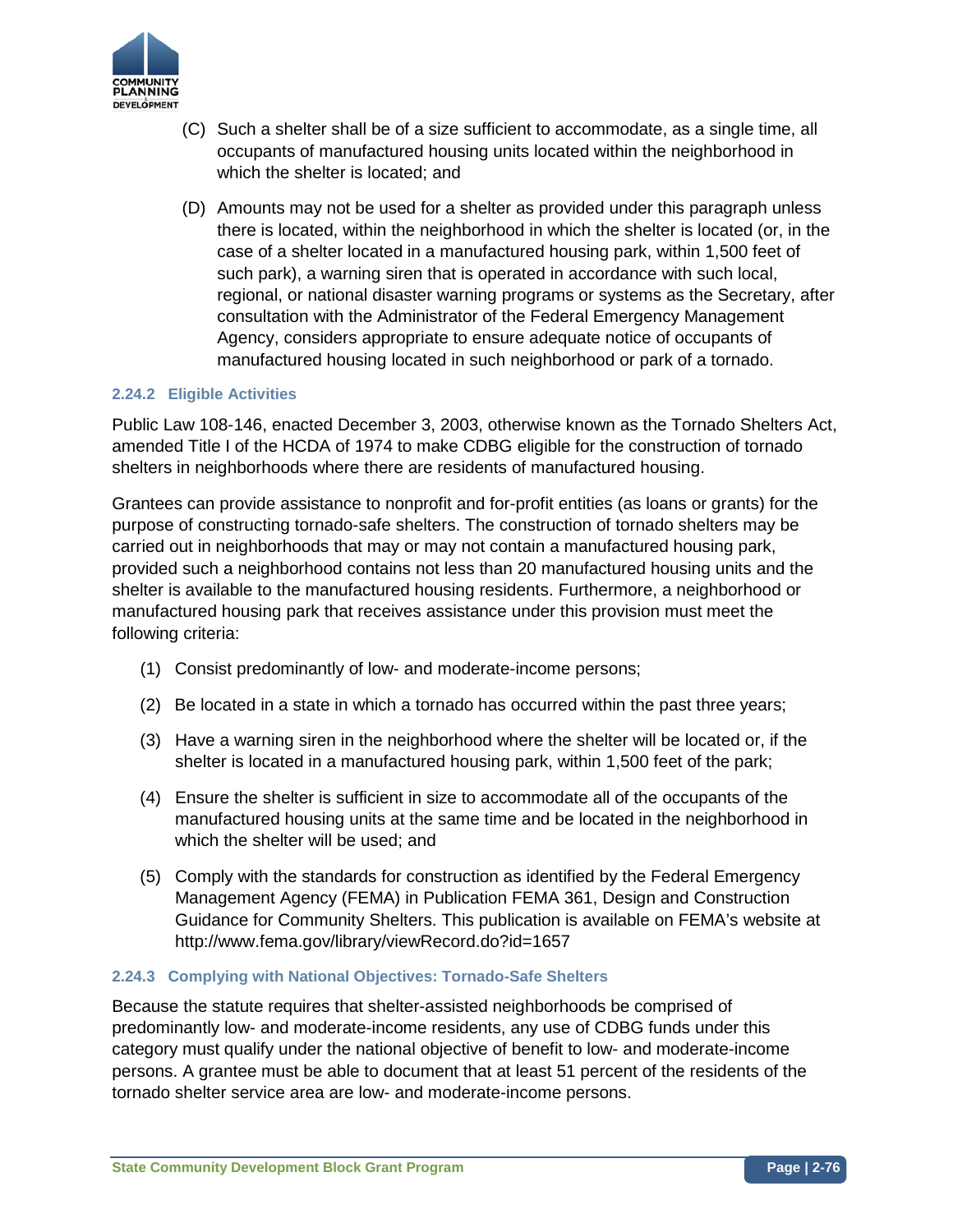(C) Such a shelter shall be of a size sufficient to accommodate, as a single time, all occupants of manufactured housing units located within the neighborhood in which the shelter is located; and

(D) Amounts may not be used for a shelter as provided under this paragraph unless there is located, within the neighborhood in which the shelter is located (or, in the case of a shelter located in a manufactured housing park, within 1,500 feet of such park), a warning siren that is operated in accordance with such local, regional, or national disaster warning programs or systems as the Secretary, after consultation with the Administrator of the Federal Emergency Management Agency, considers appropriate to ensure adequate notice of occupants of manufactured housing located in such neighborhood or park of a tornado.

### 2.24.2 Eligible Activities

Public Law 108-146, enacted December 3, 2003, otherwise known as the Tornado Shelters Act, amended Title I of the HCDA of 1974 to make CDBG eligible for the construction of tornado shelters in neighborhoods where there are residents of manufactured housing.

Grantees can provide assistance to nonprofit and for-profit entities (as loans or grants) for the purpose of constructing tornado-safe shelters. The construction of tornado shelters may be carried out in neighborhoods that may or may not contain a manufactured housing park, provided such a neighborhood contains not less than 20 manufactured housing units and the shelter is available to the manufactured housing residents. Furthermore, a neighborhood or manufactured housing park that receives assistance under this provision must meet the following criteria:

(1) Consist predominantly of low- and moderate-income persons;

(2) Be located in a state in which a tornado has occurred within the past three years;

(3) Have a warning siren in the neighborhood where the shelter will be located or, if the shelter is located in a manufactured housing park, within 1,500 feet of the park;

(4) Ensure the shelter is sufficient in size to accommodate all of the occupants of the manufactured housing units at the same time and be located in the neighborhood in which the shelter will be used; and

(5) Comply with the standards for construction as identified by the Federal Emergency Management Agency (FEMA) in Publication FEMA 361, Design and Construction Guidance for Community Shelters. This publication is available on FEMA's website at http://www.fema.gov/library/viewRecord.do?id=1657

### 2.24.3 Complying with National Objectives: Tornado-Safe Shelters

Because the statute requires that shelter-assisted neighborhoods be comprised of predominantly low- and moderate-income residents, any use of CDBG funds under this category must qualify under the national objective of benefit to low- and moderate-income persons. A grantee must be able to document that at least 51 percent of the residents of the tornado shelter service area are low- and moderate-income persons.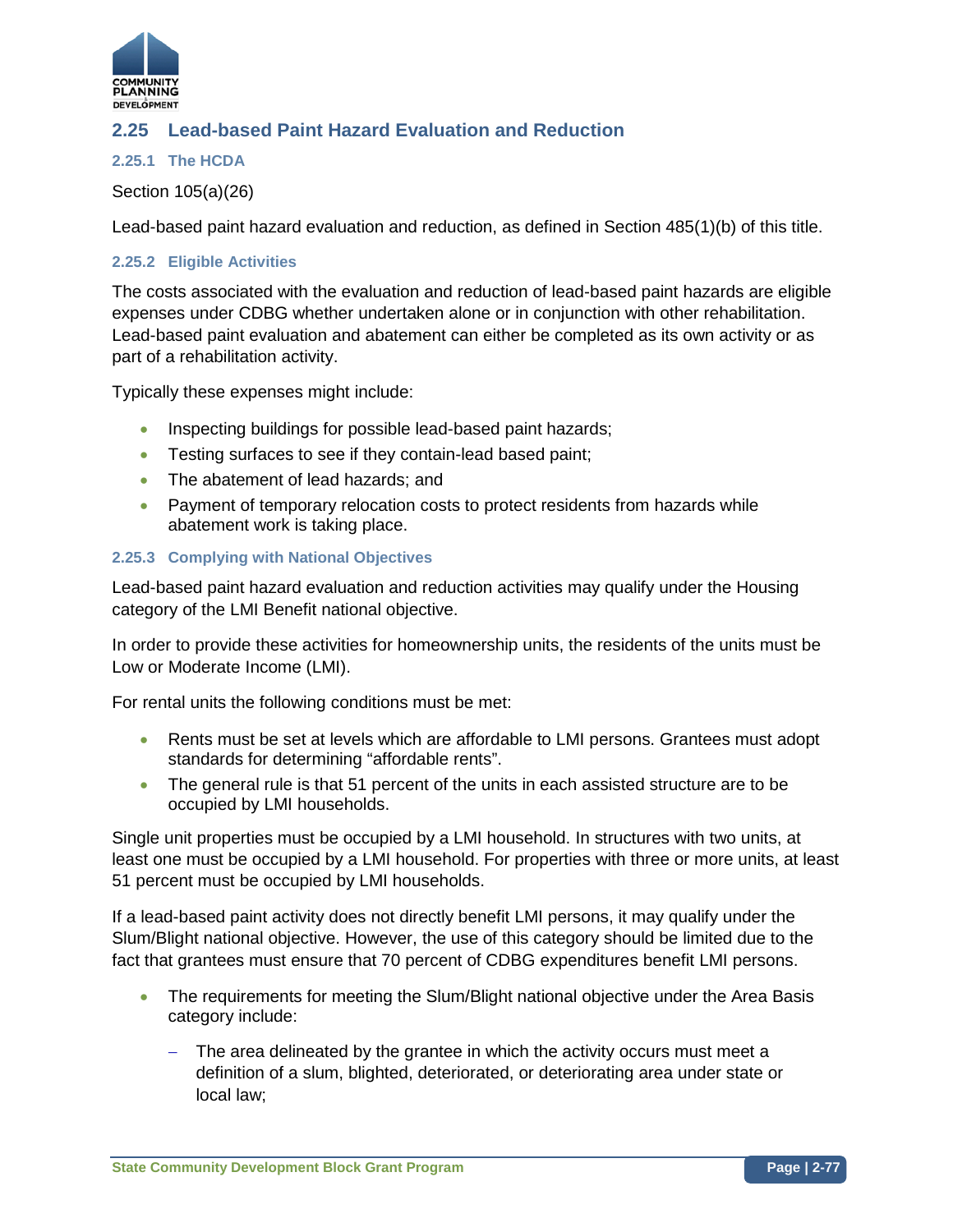## 2.25 Lead-based Paint Hazard Evaluation and Reduction

### 2.25.1 The HCDA

Section 105(a)(26)

Lead-based paint hazard evaluation and reduction, as defined in Section 485(1)(b) of this title.

### 2.25.2 Eligible Activities

The costs associated with the evaluation and reduction of lead-based paint hazards are eligible expenses under CDBG whether undertaken alone or in conjunction with other rehabilitation. Lead-based paint evaluation and abatement can either be completed as its own activity or as part of a rehabilitation activity.

Typically these expenses might include:

- Inspecting buildings for possible lead-based paint hazards;
- Testing surfaces to see if they contain-lead based paint;
- The abatement of lead hazards; and
- Payment of temporary relocation costs to protect residents from hazards while abatement work is taking place.

### 2.25.3 Complying with National Objectives

Lead-based paint hazard evaluation and reduction activities may qualify under the Housing category of the LMI Benefit national objective.

In order to provide these activities for homeownership units, the residents of the units must be Low or Moderate Income (LMI).

For rental units the following conditions must be met:

- Rents must be set at levels which are affordable to LMI persons. Grantees must adopt standards for determining "affordable rents".
- The general rule is that 51 percent of the units in each assisted structure are to be occupied by LMI households.

Single unit properties must be occupied by a LMI household. In structures with two units, at least one must be occupied by a LMI household. For properties with three or more units, at least 51 percent must be occupied by LMI households.

If a lead-based paint activity does not directly benefit LMI persons, it may qualify under the Slum/Blight national objective. However, the use of this category should be limited due to the fact that grantees must ensure that 70 percent of CDBG expenditures benefit LMI persons.

- The requirements for meeting the Slum/Blight national objective under the Area Basis category include:
  - The area delineated by the grantee in which the activity occurs must meet a definition of a slum, blighted, deteriorated, or deteriorating area under state or local law;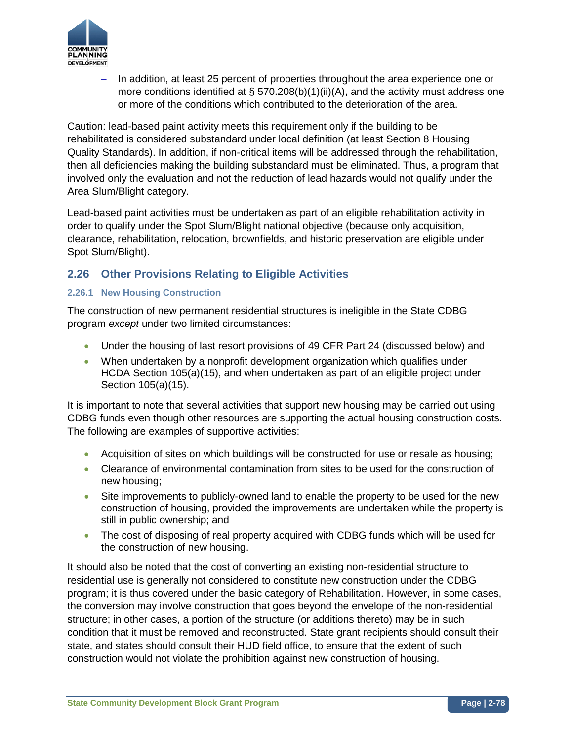- In addition, at least 25 percent of properties throughout the area experience one or more conditions identified at § 570.208(b)(1)(ii)(A), and the activity must address one or more of the conditions which contributed to the deterioration of the area.

Caution: lead-based paint activity meets this requirement only if the building to be rehabilitated is considered substandard under local definition (at least Section 8 Housing Quality Standards). In addition, if non-critical items will be addressed through the rehabilitation, then all deficiencies making the building substandard must be eliminated. Thus, a program that involved only the evaluation and not the reduction of lead hazards would not qualify under the Area Slum/Blight category.

Lead-based paint activities must be undertaken as part of an eligible rehabilitation activity in order to qualify under the Spot Slum/Blight national objective (because only acquisition, clearance, rehabilitation, relocation, brownfields, and historic preservation are eligible under Spot Slum/Blight).

## 2.26 Other Provisions Relating to Eligible Activities

### 2.26.1 New Housing Construction

The construction of new permanent residential structures is ineligible in the State CDBG program *except* under two limited circumstances:

- Under the housing of last resort provisions of 49 CFR Part 24 (discussed below) and
- When undertaken by a nonprofit development organization which qualifies under HCDA Section 105(a)(15), and when undertaken as part of an eligible project under Section 105(a)(15).

It is important to note that several activities that support new housing may be carried out using CDBG funds even though other resources are supporting the actual housing construction costs. The following are examples of supportive activities:

- Acquisition of sites on which buildings will be constructed for use or resale as housing;
- Clearance of environmental contamination from sites to be used for the construction of new housing;
- Site improvements to publicly-owned land to enable the property to be used for the new construction of housing, provided the improvements are undertaken while the property is still in public ownership; and
- The cost of disposing of real property acquired with CDBG funds which will be used for the construction of new housing.

It should also be noted that the cost of converting an existing non-residential structure to residential use is generally not considered to constitute new construction under the CDBG program; it is thus covered under the basic category of Rehabilitation. However, in some cases, the conversion may involve construction that goes beyond the envelope of the non-residential structure; in other cases, a portion of the structure (or additions thereto) may be in such condition that it must be removed and reconstructed. State grant recipients should consult their state, and states should consult their HUD field office, to ensure that the extent of such construction would not violate the prohibition against new construction of housing.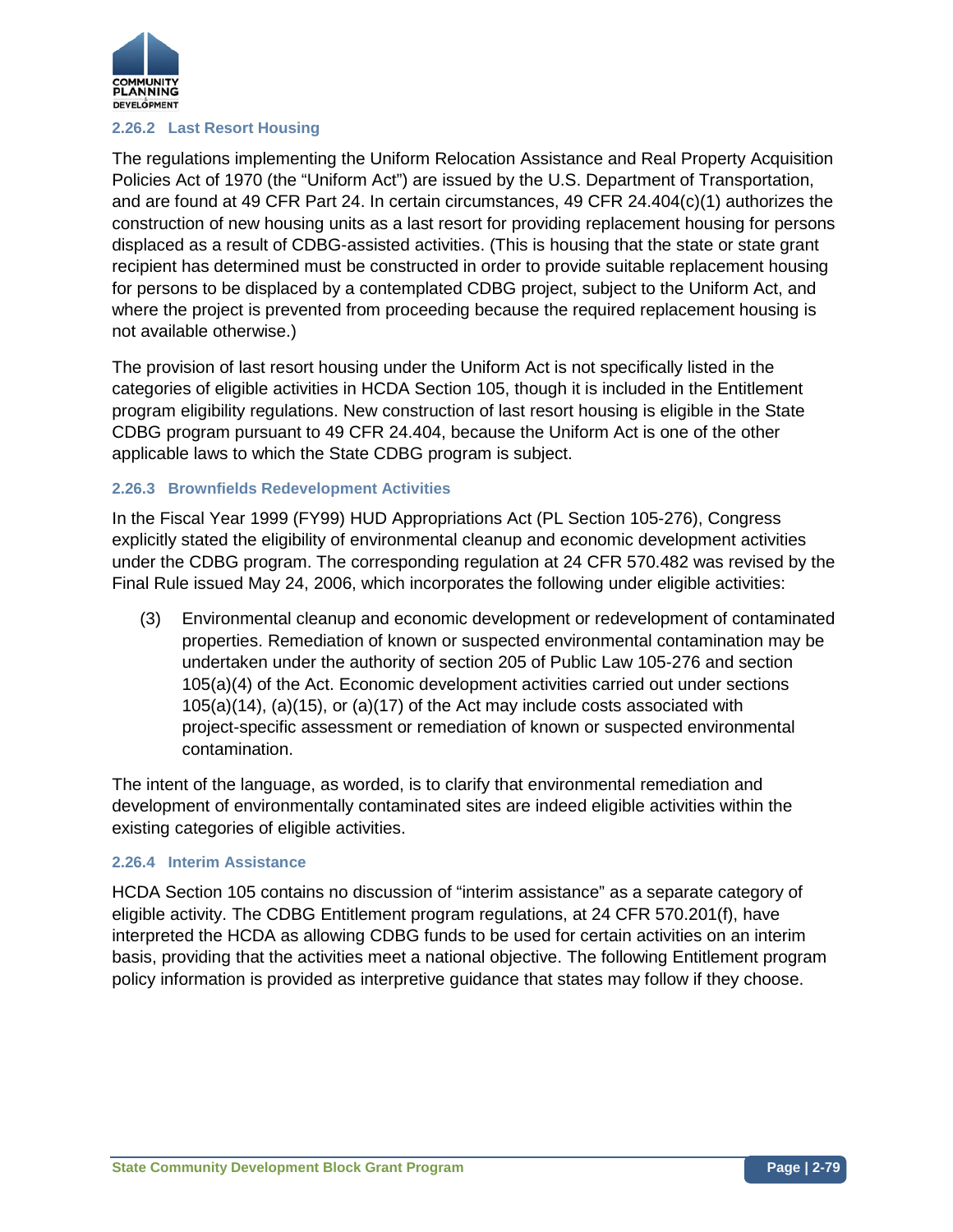### 2.26.2 Last Resort Housing

The regulations implementing the Uniform Relocation Assistance and Real Property Acquisition Policies Act of 1970 (the "Uniform Act") are issued by the U.S. Department of Transportation, and are found at 49 CFR Part 24. In certain circumstances, 49 CFR 24.404(c)(1) authorizes the construction of new housing units as a last resort for providing replacement housing for persons displaced as a result of CDBG-assisted activities. (This is housing that the state or state grant recipient has determined must be constructed in order to provide suitable replacement housing for persons to be displaced by a contemplated CDBG project, subject to the Uniform Act, and where the project is prevented from proceeding because the required replacement housing is not available otherwise.)

The provision of last resort housing under the Uniform Act is not specifically listed in the categories of eligible activities in HCDA Section 105, though it is included in the Entitlement program eligibility regulations. New construction of last resort housing is eligible in the State CDBG program pursuant to 49 CFR 24.404, because the Uniform Act is one of the other applicable laws to which the State CDBG program is subject.

### 2.26.3 Brownfields Redevelopment Activities

In the Fiscal Year 1999 (FY99) HUD Appropriations Act (PL Section 105-276), Congress explicitly stated the eligibility of environmental cleanup and economic development activities under the CDBG program. The corresponding regulation at 24 CFR 570.482 was revised by the Final Rule issued May 24, 2006, which incorporates the following under eligible activities:

> (3) Environmental cleanup and economic development or redevelopment of contaminated properties. Remediation of known or suspected environmental contamination may be undertaken under the authority of section 205 of Public Law 105-276 and section 105(a)(4) of the Act. Economic development activities carried out under sections 105(a)(14), (a)(15), or (a)(17) of the Act may include costs associated with project-specific assessment or remediation of known or suspected environmental contamination.

The intent of the language, as worded, is to clarify that environmental remediation and development of environmentally contaminated sites are indeed eligible activities within the existing categories of eligible activities.

### 2.26.4 Interim Assistance

HCDA Section 105 contains no discussion of "interim assistance" as a separate category of eligible activity. The CDBG Entitlement program regulations, at 24 CFR 570.201(f), have interpreted the HCDA as allowing CDBG funds to be used for certain activities on an interim basis, providing that the activities meet a national objective. The following Entitlement program policy information is provided as interpretive guidance that states may follow if they choose.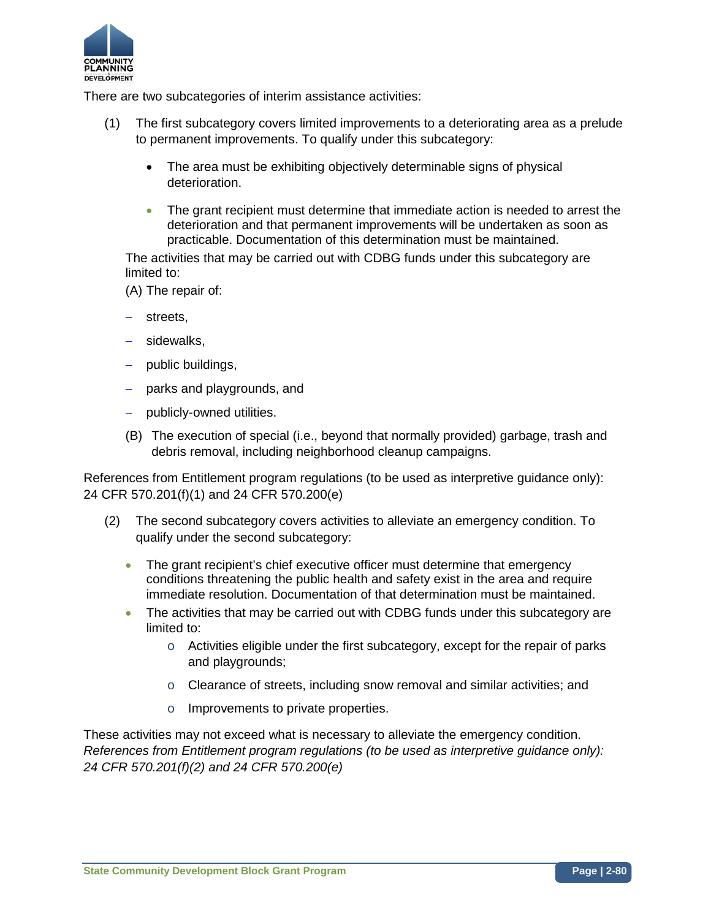There are two subcategories of interim assistance activities:

(1) The first subcategory covers limited improvements to a deteriorating area as a prelude to permanent improvements. To qualify under this subcategory:

- The area must be exhibiting objectively determinable signs of physical deterioration.
- The grant recipient must determine that immediate action is needed to arrest the deterioration and that permanent improvements will be undertaken as soon as practicable. Documentation of this determination must be maintained.

The activities that may be carried out with CDBG funds under this subcategory are limited to:

(A) The repair of:

- streets,
- sidewalks,
- public buildings,
- parks and playgrounds, and
- publicly-owned utilities.

(B) The execution of special (i.e., beyond that normally provided) garbage, trash and debris removal, including neighborhood cleanup campaigns.

References from Entitlement program regulations (to be used as interpretive guidance only): 24 CFR 570.201(f)(1) and 24 CFR 570.200(e)

(2) The second subcategory covers activities to alleviate an emergency condition. To qualify under the second subcategory:

- The grant recipient's chief executive officer must determine that emergency conditions threatening the public health and safety exist in the area and require immediate resolution. Documentation of that determination must be maintained.
- The activities that may be carried out with CDBG funds under this subcategory are limited to:
  - Activities eligible under the first subcategory, except for the repair of parks and playgrounds;
  - Clearance of streets, including snow removal and similar activities; and
  - Improvements to private properties.

These activities may not exceed what is necessary to alleviate the emergency condition.
*References from Entitlement program regulations (to be used as interpretive guidance only): 24 CFR 570.201(f)(2) and 24 CFR 570.200(e)*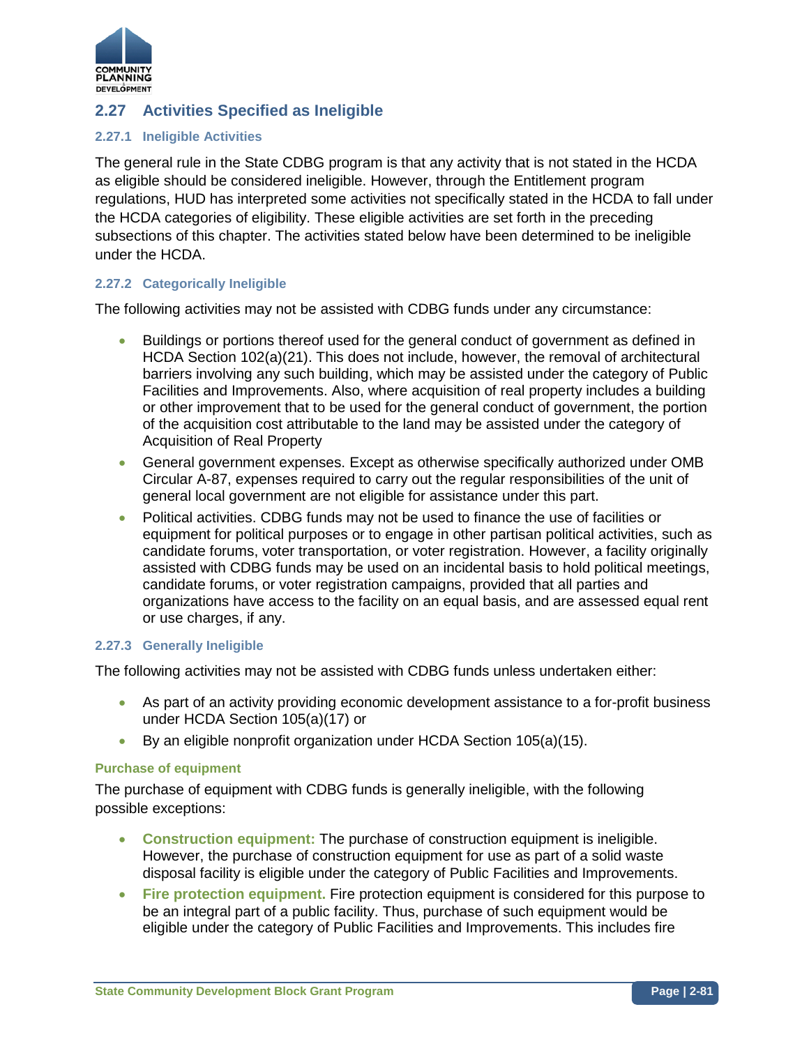## 2.27 Activities Specified as Ineligible

### 2.27.1 Ineligible Activities

The general rule in the State CDBG program is that any activity that is not stated in the HCDA as eligible should be considered ineligible. However, through the Entitlement program regulations, HUD has interpreted some activities not specifically stated in the HCDA to fall under the HCDA categories of eligibility. These eligible activities are set forth in the preceding subsections of this chapter. The activities stated below have been determined to be ineligible under the HCDA.

### 2.27.2 Categorically Ineligible

The following activities may not be assisted with CDBG funds under any circumstance:

- Buildings or portions thereof used for the general conduct of government as defined in HCDA Section 102(a)(21). This does not include, however, the removal of architectural barriers involving any such building, which may be assisted under the category of Public Facilities and Improvements. Also, where acquisition of real property includes a building or other improvement that to be used for the general conduct of government, the portion of the acquisition cost attributable to the land may be assisted under the category of Acquisition of Real Property
- General government expenses. Except as otherwise specifically authorized under OMB Circular A-87, expenses required to carry out the regular responsibilities of the unit of general local government are not eligible for assistance under this part.
- Political activities. CDBG funds may not be used to finance the use of facilities or equipment for political purposes or to engage in other partisan political activities, such as candidate forums, voter transportation, or voter registration. However, a facility originally assisted with CDBG funds may be used on an incidental basis to hold political meetings, candidate forums, or voter registration campaigns, provided that all parties and organizations have access to the facility on an equal basis, and are assessed equal rent or use charges, if any.

### 2.27.3 Generally Ineligible

The following activities may not be assisted with CDBG funds unless undertaken either:

- As part of an activity providing economic development assistance to a for-profit business under HCDA Section 105(a)(17) or
- By an eligible nonprofit organization under HCDA Section 105(a)(15).

#### Purchase of equipment

The purchase of equipment with CDBG funds is generally ineligible, with the following possible exceptions:

- **Construction equipment:** The purchase of construction equipment is ineligible. However, the purchase of construction equipment for use as part of a solid waste disposal facility is eligible under the category of Public Facilities and Improvements.
- **Fire protection equipment.** Fire protection equipment is considered for this purpose to be an integral part of a public facility. Thus, purchase of such equipment would be eligible under the category of Public Facilities and Improvements. This includes fire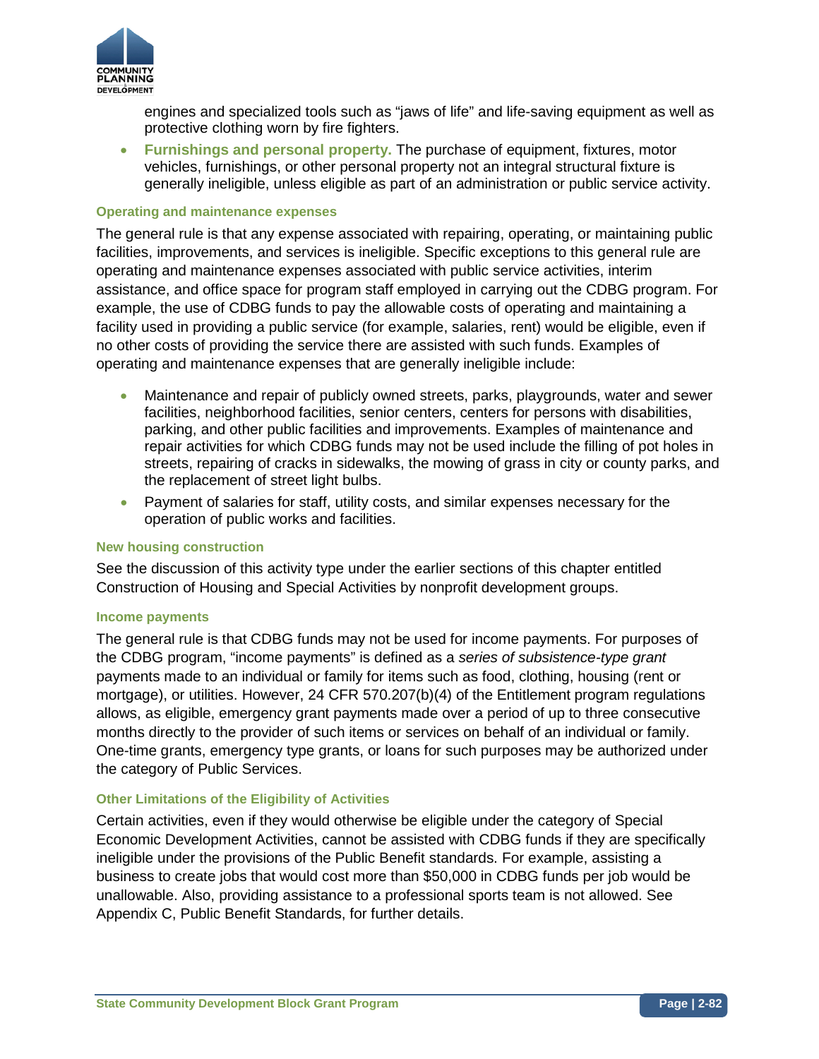engines and specialized tools such as “jaws of life” and life-saving equipment as well as protective clothing worn by fire fighters.

- **Furnishings and personal property.** The purchase of equipment, fixtures, motor vehicles, furnishings, or other personal property not an integral structural fixture is generally ineligible, unless eligible as part of an administration or public service activity.

#### Operating and maintenance expenses

The general rule is that any expense associated with repairing, operating, or maintaining public facilities, improvements, and services is ineligible. Specific exceptions to this general rule are operating and maintenance expenses associated with public service activities, interim assistance, and office space for program staff employed in carrying out the CDBG program. For example, the use of CDBG funds to pay the allowable costs of operating and maintaining a facility used in providing a public service (for example, salaries, rent) would be eligible, even if no other costs of providing the service there are assisted with such funds. Examples of operating and maintenance expenses that are generally ineligible include:

- Maintenance and repair of publicly owned streets, parks, playgrounds, water and sewer facilities, neighborhood facilities, senior centers, centers for persons with disabilities, parking, and other public facilities and improvements. Examples of maintenance and repair activities for which CDBG funds may not be used include the filling of pot holes in streets, repairing of cracks in sidewalks, the mowing of grass in city or county parks, and the replacement of street light bulbs.
- Payment of salaries for staff, utility costs, and similar expenses necessary for the operation of public works and facilities.

#### New housing construction

See the discussion of this activity type under the earlier sections of this chapter entitled Construction of Housing and Special Activities by nonprofit development groups.

#### Income payments

The general rule is that CDBG funds may not be used for income payments. For purposes of the CDBG program, “income payments” is defined as a *series of subsistence-type grant* payments made to an individual or family for items such as food, clothing, housing (rent or mortgage), or utilities. However, 24 CFR 570.207(b)(4) of the Entitlement program regulations allows, as eligible, emergency grant payments made over a period of up to three consecutive months directly to the provider of such items or services on behalf of an individual or family. One-time grants, emergency type grants, or loans for such purposes may be authorized under the category of Public Services.

#### Other Limitations of the Eligibility of Activities

Certain activities, even if they would otherwise be eligible under the category of Special Economic Development Activities, cannot be assisted with CDBG funds if they are specifically ineligible under the provisions of the Public Benefit standards. For example, assisting a business to create jobs that would cost more than $50,000 in CDBG funds per job would be unallowable. Also, providing assistance to a professional sports team is not allowed. See Appendix C, Public Benefit Standards, for further details.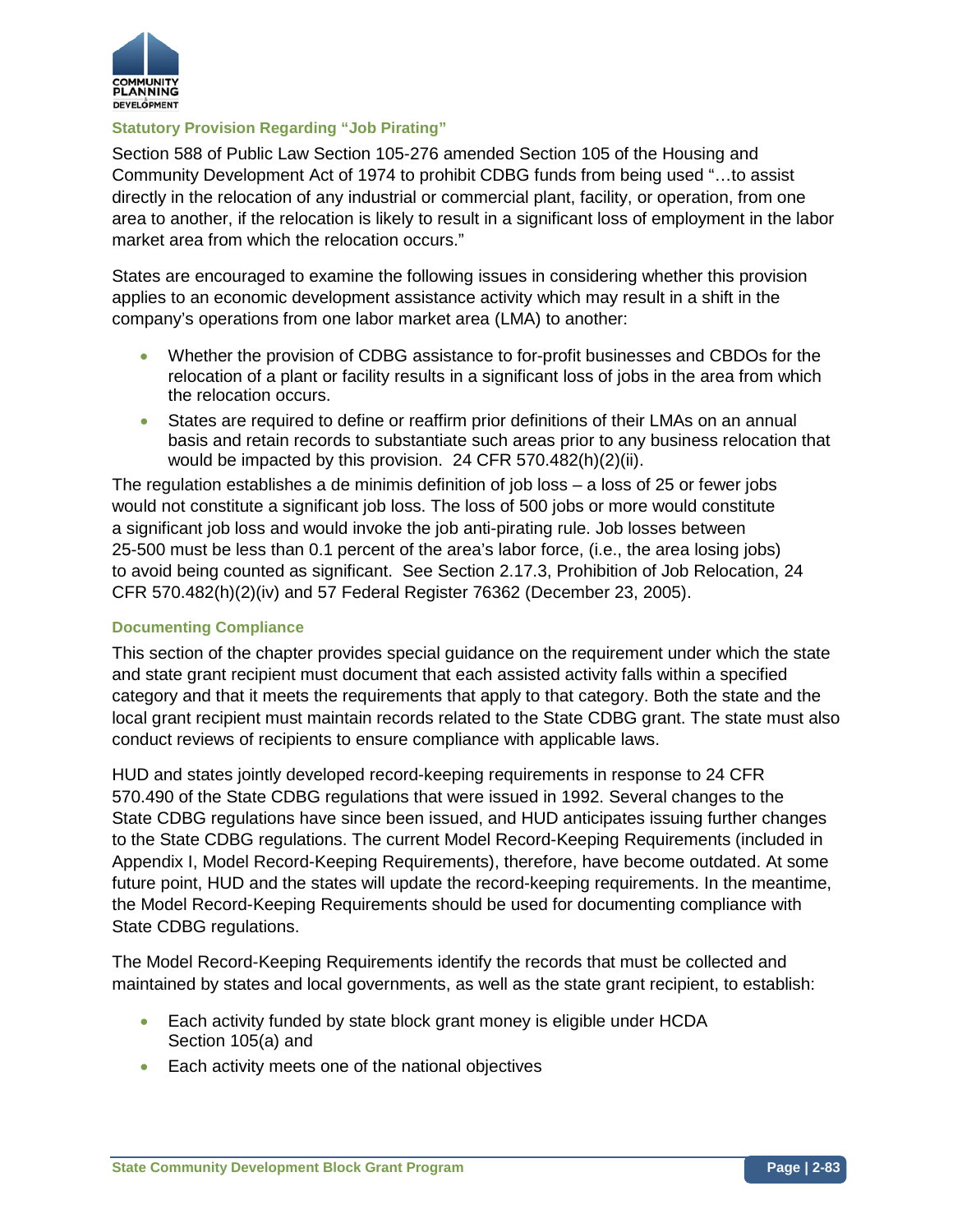### Statutory Provision Regarding "Job Pirating"

Section 588 of Public Law Section 105-276 amended Section 105 of the Housing and Community Development Act of 1974 to prohibit CDBG funds from being used "…to assist directly in the relocation of any industrial or commercial plant, facility, or operation, from one area to another, if the relocation is likely to result in a significant loss of employment in the labor market area from which the relocation occurs."

States are encouraged to examine the following issues in considering whether this provision applies to an economic development assistance activity which may result in a shift in the company's operations from one labor market area (LMA) to another:

- Whether the provision of CDBG assistance to for-profit businesses and CBDOs for the relocation of a plant or facility results in a significant loss of jobs in the area from which the relocation occurs.
- States are required to define or reaffirm prior definitions of their LMAs on an annual basis and retain records to substantiate such areas prior to any business relocation that would be impacted by this provision. 24 CFR 570.482(h)(2)(ii).

The regulation establishes a de minimis definition of job loss – a loss of 25 or fewer jobs would not constitute a significant job loss. The loss of 500 jobs or more would constitute a significant job loss and would invoke the job anti-pirating rule. Job losses between 25-500 must be less than 0.1 percent of the area's labor force, (i.e., the area losing jobs) to avoid being counted as significant. See Section 2.17.3, Prohibition of Job Relocation, 24 CFR 570.482(h)(2)(iv) and 57 Federal Register 76362 (December 23, 2005).

### Documenting Compliance

This section of the chapter provides special guidance on the requirement under which the state and state grant recipient must document that each assisted activity falls within a specified category and that it meets the requirements that apply to that category. Both the state and the local grant recipient must maintain records related to the State CDBG grant. The state must also conduct reviews of recipients to ensure compliance with applicable laws.

HUD and states jointly developed record-keeping requirements in response to 24 CFR 570.490 of the State CDBG regulations that were issued in 1992. Several changes to the State CDBG regulations have since been issued, and HUD anticipates issuing further changes to the State CDBG regulations. The current Model Record-Keeping Requirements (included in Appendix I, Model Record-Keeping Requirements), therefore, have become outdated. At some future point, HUD and the states will update the record-keeping requirements. In the meantime, the Model Record-Keeping Requirements should be used for documenting compliance with State CDBG regulations.

The Model Record-Keeping Requirements identify the records that must be collected and maintained by states and local governments, as well as the state grant recipient, to establish:

- Each activity funded by state block grant money is eligible under HCDA Section 105(a) and
- Each activity meets one of the national objectives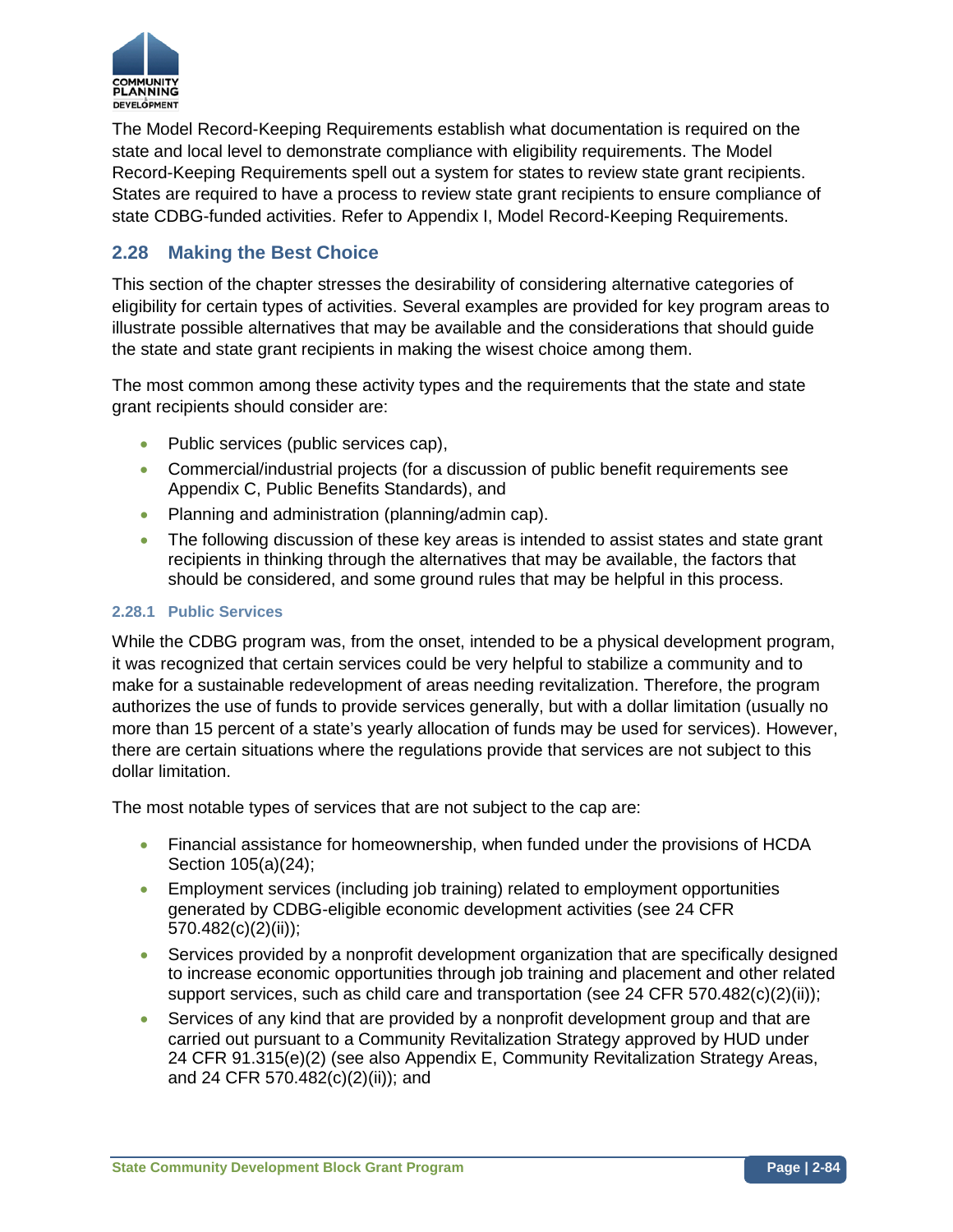The Model Record-Keeping Requirements establish what documentation is required on the state and local level to demonstrate compliance with eligibility requirements. The Model Record-Keeping Requirements spell out a system for states to review state grant recipients. States are required to have a process to review state grant recipients to ensure compliance of state CDBG-funded activities. Refer to Appendix I, Model Record-Keeping Requirements.

## 2.28 Making the Best Choice

This section of the chapter stresses the desirability of considering alternative categories of eligibility for certain types of activities. Several examples are provided for key program areas to illustrate possible alternatives that may be available and the considerations that should guide the state and state grant recipients in making the wisest choice among them.

The most common among these activity types and the requirements that the state and state grant recipients should consider are:

- Public services (public services cap),
- Commercial/industrial projects (for a discussion of public benefit requirements see Appendix C, Public Benefits Standards), and
- Planning and administration (planning/admin cap).
- The following discussion of these key areas is intended to assist states and state grant recipients in thinking through the alternatives that may be available, the factors that should be considered, and some ground rules that may be helpful in this process.

### 2.28.1 Public Services

While the CDBG program was, from the onset, intended to be a physical development program, it was recognized that certain services could be very helpful to stabilize a community and to make for a sustainable redevelopment of areas needing revitalization. Therefore, the program authorizes the use of funds to provide services generally, but with a dollar limitation (usually no more than 15 percent of a state's yearly allocation of funds may be used for services). However, there are certain situations where the regulations provide that services are not subject to this dollar limitation.

The most notable types of services that are not subject to the cap are:

- Financial assistance for homeownership, when funded under the provisions of HCDA Section 105(a)(24);
- Employment services (including job training) related to employment opportunities generated by CDBG-eligible economic development activities (see 24 CFR 570.482(c)(2)(ii));
- Services provided by a nonprofit development organization that are specifically designed to increase economic opportunities through job training and placement and other related support services, such as child care and transportation (see 24 CFR 570.482(c)(2)(ii));
- Services of any kind that are provided by a nonprofit development group and that are carried out pursuant to a Community Revitalization Strategy approved by HUD under 24 CFR 91.315(e)(2) (see also Appendix E, Community Revitalization Strategy Areas, and 24 CFR 570.482(c)(2)(ii)); and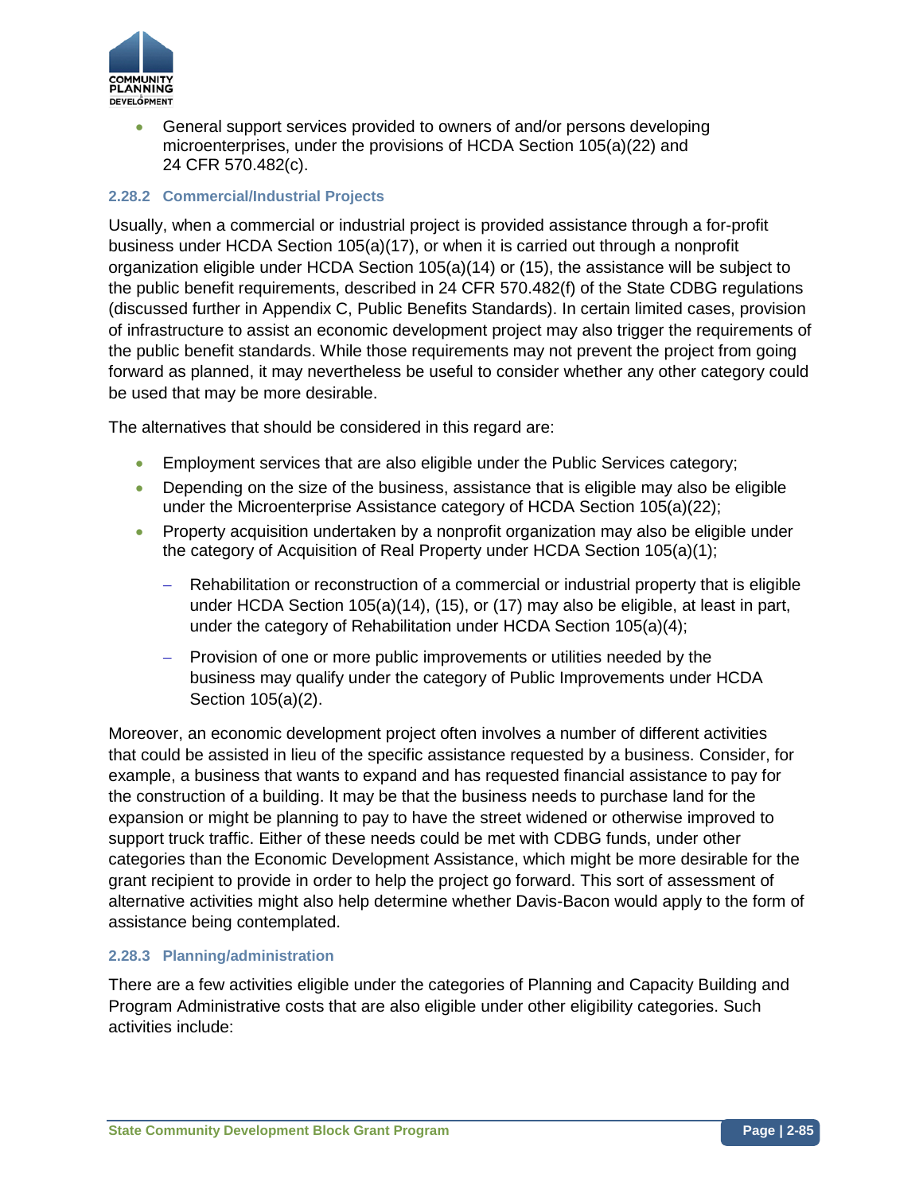- General support services provided to owners of and/or persons developing microenterprises, under the provisions of HCDA Section 105(a)(22) and 24 CFR 570.482(c).

### 2.28.2 Commercial/Industrial Projects

Usually, when a commercial or industrial project is provided assistance through a for-profit business under HCDA Section 105(a)(17), or when it is carried out through a nonprofit organization eligible under HCDA Section 105(a)(14) or (15), the assistance will be subject to the public benefit requirements, described in 24 CFR 570.482(f) of the State CDBG regulations (discussed further in Appendix C, Public Benefits Standards). In certain limited cases, provision of infrastructure to assist an economic development project may also trigger the requirements of the public benefit standards. While those requirements may not prevent the project from going forward as planned, it may nevertheless be useful to consider whether any other category could be used that may be more desirable.

The alternatives that should be considered in this regard are:

- Employment services that are also eligible under the Public Services category;
- Depending on the size of the business, assistance that is eligible may also be eligible under the Microenterprise Assistance category of HCDA Section 105(a)(22);
- Property acquisition undertaken by a nonprofit organization may also be eligible under the category of Acquisition of Real Property under HCDA Section 105(a)(1);
  - Rehabilitation or reconstruction of a commercial or industrial property that is eligible under HCDA Section 105(a)(14), (15), or (17) may also be eligible, at least in part, under the category of Rehabilitation under HCDA Section 105(a)(4);
  - Provision of one or more public improvements or utilities needed by the business may qualify under the category of Public Improvements under HCDA Section 105(a)(2).

Moreover, an economic development project often involves a number of different activities that could be assisted in lieu of the specific assistance requested by a business. Consider, for example, a business that wants to expand and has requested financial assistance to pay for the construction of a building. It may be that the business needs to purchase land for the expansion or might be planning to pay to have the street widened or otherwise improved to support truck traffic. Either of these needs could be met with CDBG funds, under other categories than the Economic Development Assistance, which might be more desirable for the grant recipient to provide in order to help the project go forward. This sort of assessment of alternative activities might also help determine whether Davis-Bacon would apply to the form of assistance being contemplated.

### 2.28.3 Planning/administration

There are a few activities eligible under the categories of Planning and Capacity Building and Program Administrative costs that are also eligible under other eligibility categories. Such activities include: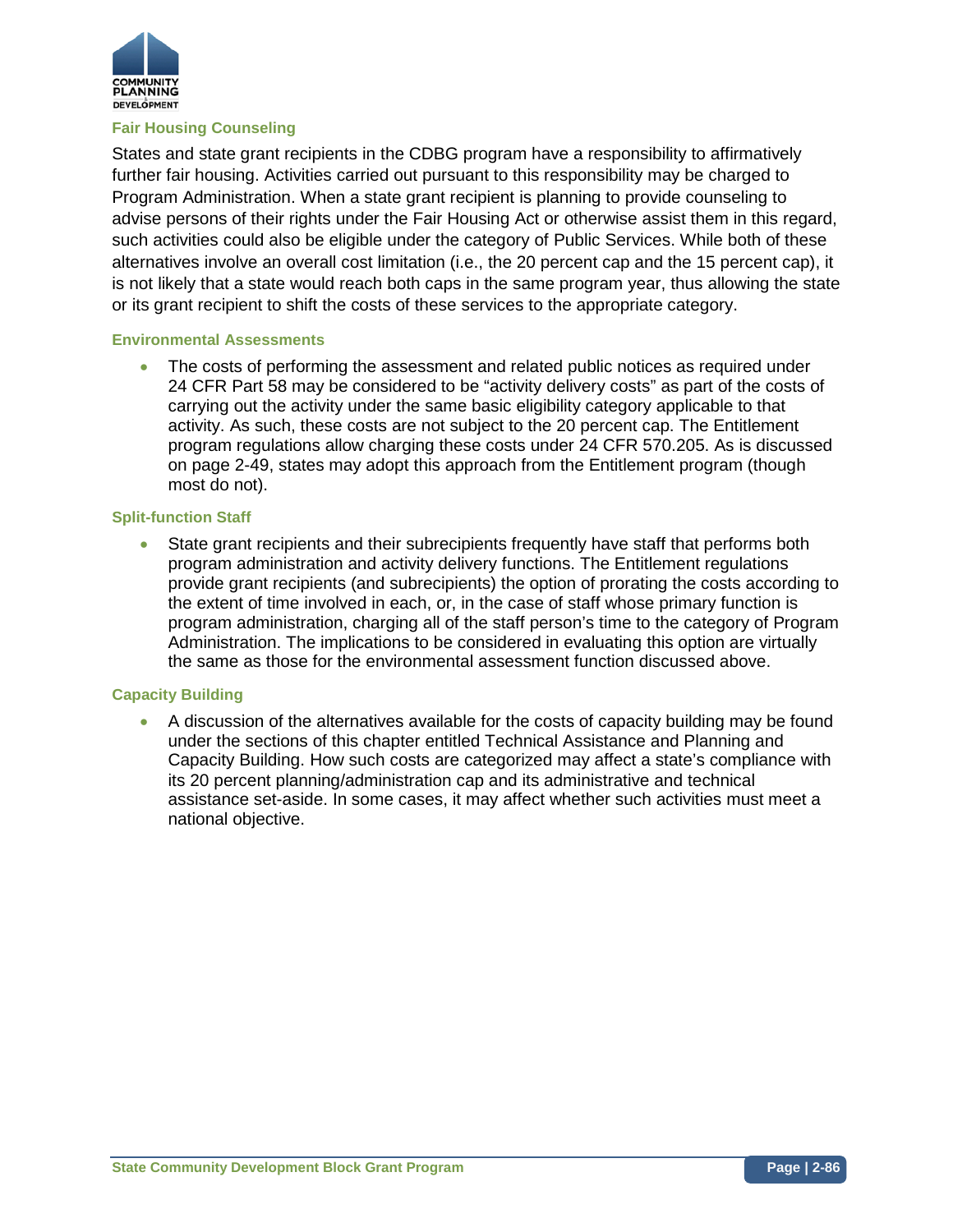### Fair Housing Counseling

States and state grant recipients in the CDBG program have a responsibility to affirmatively further fair housing. Activities carried out pursuant to this responsibility may be charged to Program Administration. When a state grant recipient is planning to provide counseling to advise persons of their rights under the Fair Housing Act or otherwise assist them in this regard, such activities could also be eligible under the category of Public Services. While both of these alternatives involve an overall cost limitation (i.e., the 20 percent cap and the 15 percent cap), it is not likely that a state would reach both caps in the same program year, thus allowing the state or its grant recipient to shift the costs of these services to the appropriate category.

### Environmental Assessments

- The costs of performing the assessment and related public notices as required under 24 CFR Part 58 may be considered to be "activity delivery costs" as part of the costs of carrying out the activity under the same basic eligibility category applicable to that activity. As such, these costs are not subject to the 20 percent cap. The Entitlement program regulations allow charging these costs under 24 CFR 570.205. As is discussed on page 2-49, states may adopt this approach from the Entitlement program (though most do not).

### Split-function Staff

- State grant recipients and their subrecipients frequently have staff that performs both program administration and activity delivery functions. The Entitlement regulations provide grant recipients (and subrecipients) the option of prorating the costs according to the extent of time involved in each, or, in the case of staff whose primary function is program administration, charging all of the staff person's time to the category of Program Administration. The implications to be considered in evaluating this option are virtually the same as those for the environmental assessment function discussed above.

### Capacity Building

- A discussion of the alternatives available for the costs of capacity building may be found under the sections of this chapter entitled Technical Assistance and Planning and Capacity Building. How such costs are categorized may affect a state's compliance with its 20 percent planning/administration cap and its administrative and technical assistance set-aside. In some cases, it may affect whether such activities must meet a national objective.